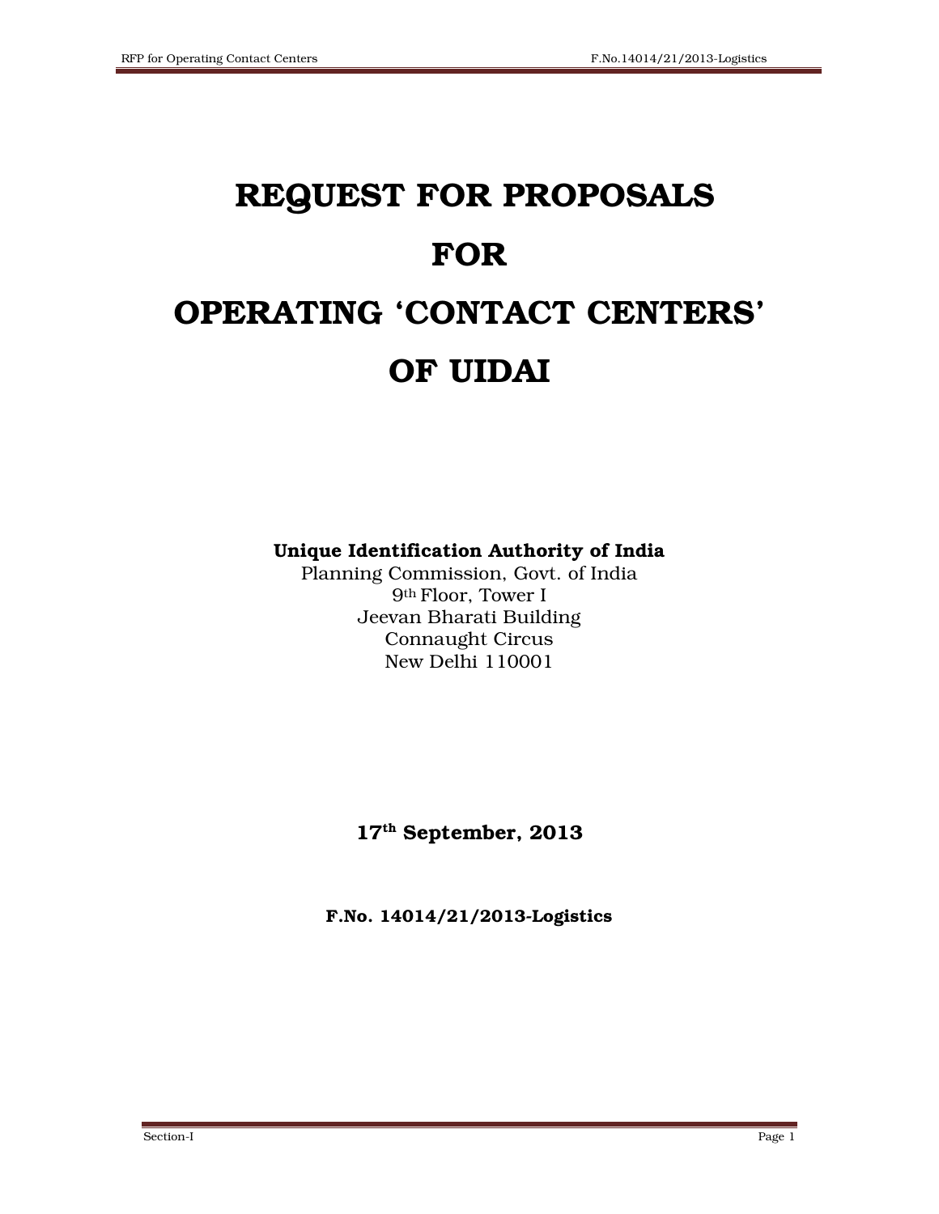# REQUEST FOR PROPOSALS

# FOR

# OPERATING 'CONTACT CENTERS'

# OF UIDAI

**Unique Identification Authority of India**
Planning Commission, Govt. of India
9th Floor, Tower I
Jeevan Bharati Building
Connaught Circus
New Delhi 110001

**17th September, 2013**

**F.No. 14014/21/2013-Logistics**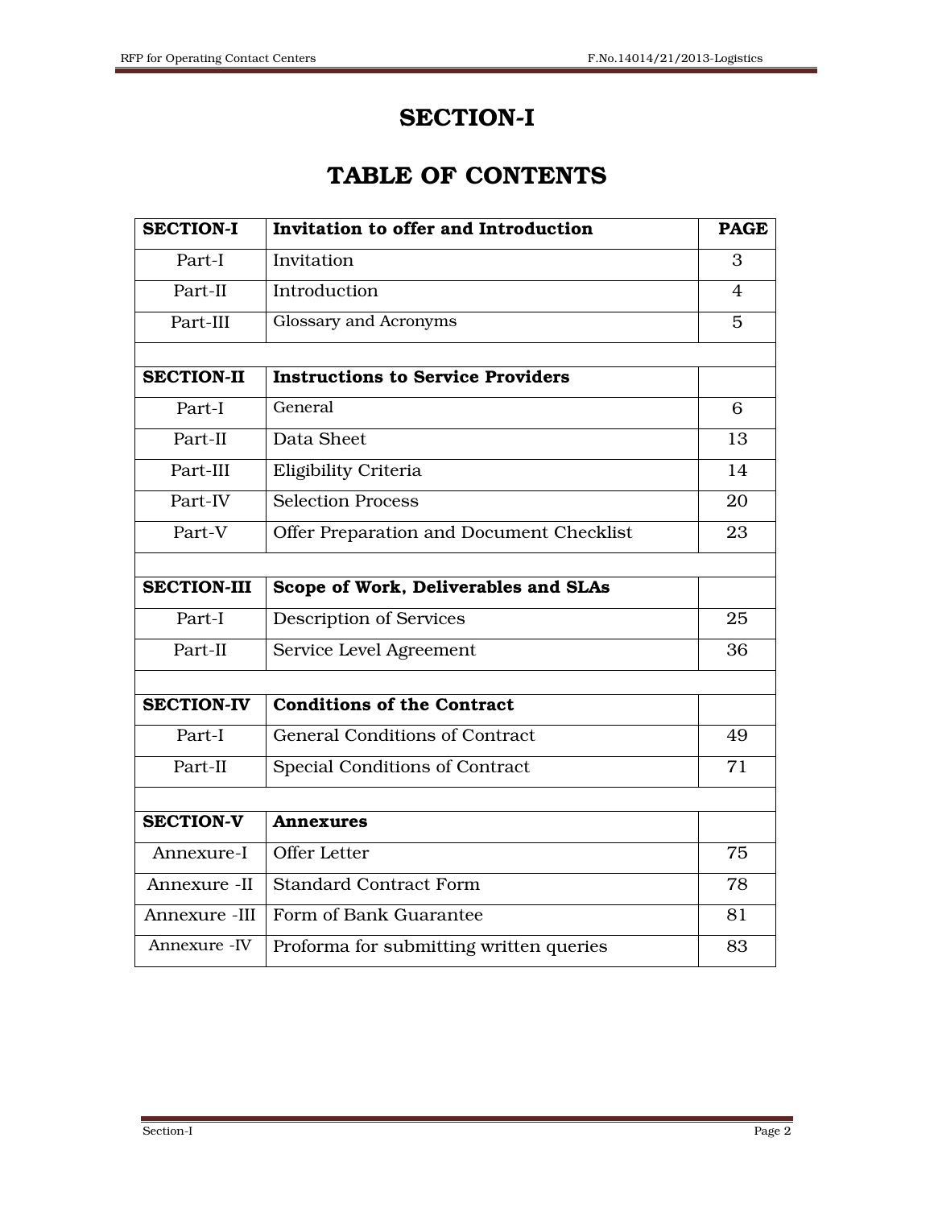# SECTION-I

# TABLE OF CONTENTS

| **SECTION-I** | **Invitation to offer and Introduction** | **PAGE** |
|---|---|---|
| Part-I | Invitation | 3 |
| Part-II | Introduction | 4 |
| Part-III | Glossary and Acronyms | 5 |
| | | |
| **SECTION-II** | **Instructions to Service Providers** | |
| Part-I | General | 6 |
| Part-II | Data Sheet | 13 |
| Part-III | Eligibility Criteria | 14 |
| Part-IV | Selection Process | 20 |
| Part-V | Offer Preparation and Document Checklist | 23 |
| | | |
| **SECTION-III** | **Scope of Work, Deliverables and SLAs** | |
| Part-I | Description of Services | 25 |
| Part-II | Service Level Agreement | 36 |
| | | |
| **SECTION-IV** | **Conditions of the Contract** | |
| Part-I | General Conditions of Contract | 49 |
| Part-II | Special Conditions of Contract | 71 |
| | | |
| **SECTION-V** | **Annexures** | |
| Annexure-I | Offer Letter | 75 |
| Annexure -II | Standard Contract Form | 78 |
| Annexure -III | Form of Bank Guarantee | 81 |
| Annexure -IV | Proforma for submitting written queries | 83 |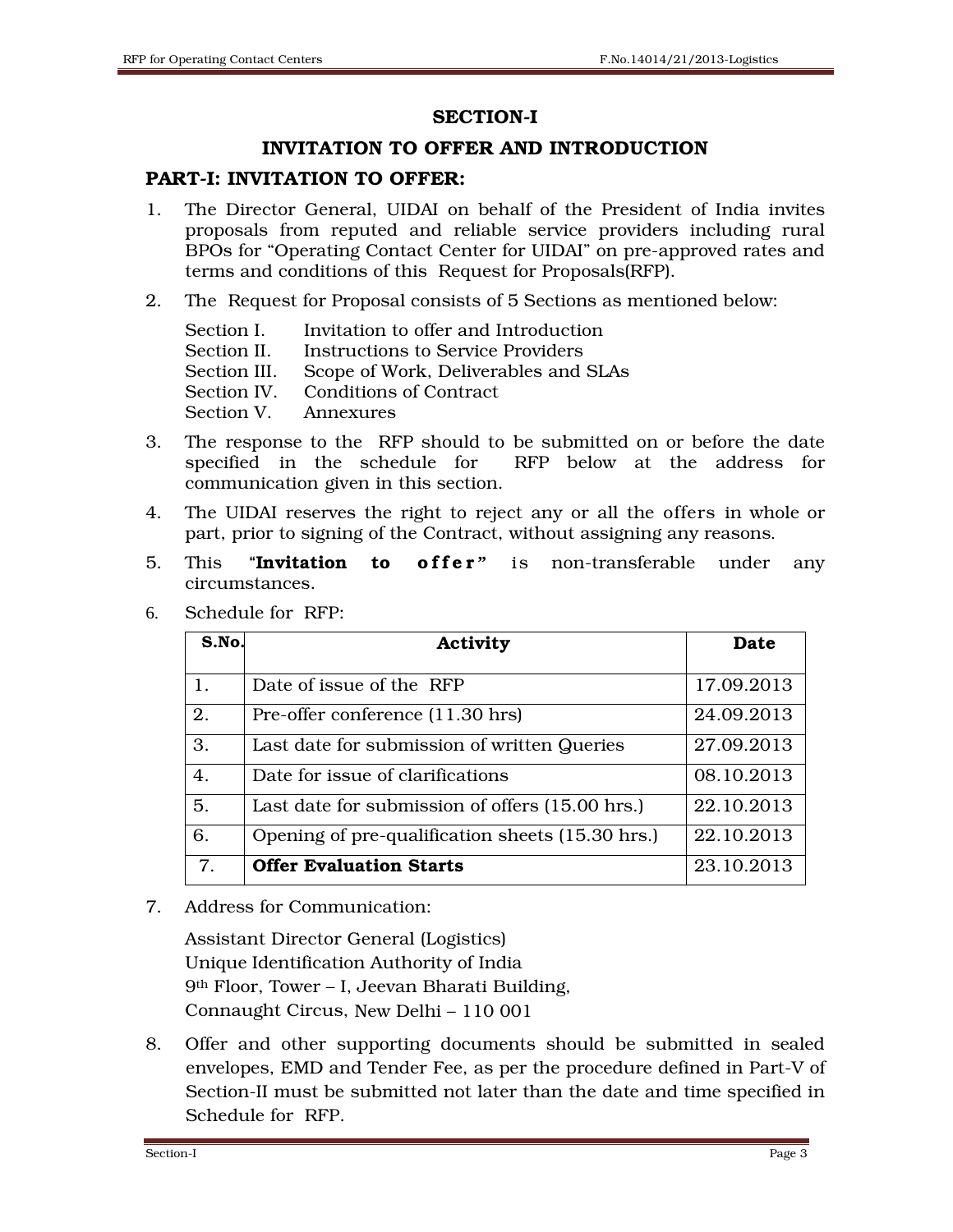## SECTION-I

## INVITATION TO OFFER AND INTRODUCTION

### PART-I: INVITATION TO OFFER:

1. The Director General, UIDAI on behalf of the President of India invites proposals from reputed and reliable service providers including rural BPOs for "Operating Contact Center for UIDAI" on pre-approved rates and terms and conditions of this Request for Proposals(RFP).

2. The Request for Proposal consists of 5 Sections as mentioned below:

   Section I. Invitation to offer and Introduction
   Section II. Instructions to Service Providers
   Section III. Scope of Work, Deliverables and SLAs
   Section IV. Conditions of Contract
   Section V. Annexures

3. The response to the RFP should to be submitted on or before the date specified in the schedule for RFP below at the address for communication given in this section.

4. The UIDAI reserves the right to reject any or all the offers in whole or part, prior to signing of the Contract, without assigning any reasons.

5. This "**Invitation to offer**" is non-transferable under any circumstances.

6. Schedule for RFP:

| S.No. | Activity | Date |
|---|---|---|
| 1. | Date of issue of the RFP | 17.09.2013 |
| 2. | Pre-offer conference (11.30 hrs) | 24.09.2013 |
| 3. | Last date for submission of written Queries | 27.09.2013 |
| 4. | Date for issue of clarifications | 08.10.2013 |
| 5. | Last date for submission of offers (15.00 hrs.) | 22.10.2013 |
| 6. | Opening of pre-qualification sheets (15.30 hrs.) | 22.10.2013 |
| 7. | **Offer Evaluation Starts** | 23.10.2013 |

7. Address for Communication:

   Assistant Director General (Logistics)
   Unique Identification Authority of India
   9th Floor, Tower – I, Jeevan Bharati Building,
   Connaught Circus, New Delhi – 110 001

8. Offer and other supporting documents should be submitted in sealed envelopes, EMD and Tender Fee, as per the procedure defined in Part-V of Section-II must be submitted not later than the date and time specified in Schedule for RFP.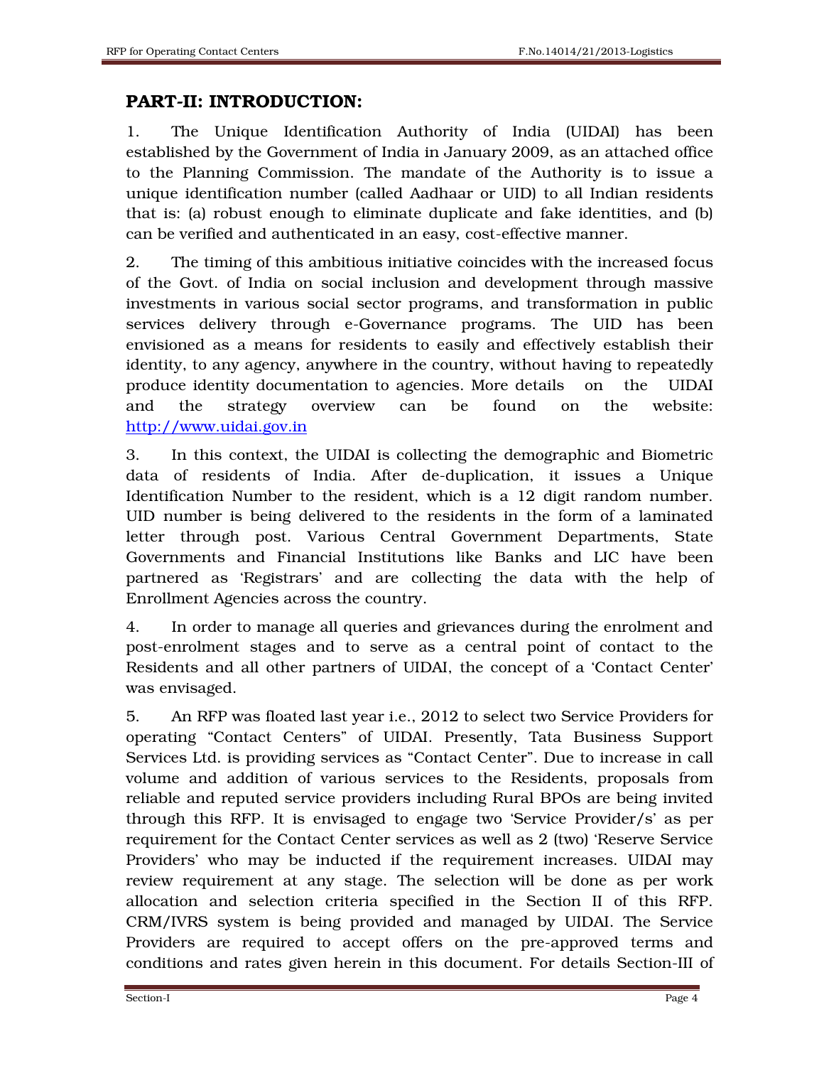## PART-II: INTRODUCTION:

1. The Unique Identification Authority of India (UIDAI) has been established by the Government of India in January 2009, as an attached office to the Planning Commission. The mandate of the Authority is to issue a unique identification number (called Aadhaar or UID) to all Indian residents that is: (a) robust enough to eliminate duplicate and fake identities, and (b) can be verified and authenticated in an easy, cost-effective manner.

2. The timing of this ambitious initiative coincides with the increased focus of the Govt. of India on social inclusion and development through massive investments in various social sector programs, and transformation in public services delivery through e-Governance programs. The UID has been envisioned as a means for residents to easily and effectively establish their identity, to any agency, anywhere in the country, without having to repeatedly produce identity documentation to agencies. More details on the UIDAI and the strategy overview can be found on the website: http://www.uidai.gov.in

3. In this context, the UIDAI is collecting the demographic and Biometric data of residents of India. After de-duplication, it issues a Unique Identification Number to the resident, which is a 12 digit random number. UID number is being delivered to the residents in the form of a laminated letter through post. Various Central Government Departments, State Governments and Financial Institutions like Banks and LIC have been partnered as 'Registrars' and are collecting the data with the help of Enrollment Agencies across the country.

4. In order to manage all queries and grievances during the enrolment and post-enrolment stages and to serve as a central point of contact to the Residents and all other partners of UIDAI, the concept of a 'Contact Center' was envisaged.

5. An RFP was floated last year i.e., 2012 to select two Service Providers for operating "Contact Centers" of UIDAI. Presently, Tata Business Support Services Ltd. is providing services as "Contact Center". Due to increase in call volume and addition of various services to the Residents, proposals from reliable and reputed service providers including Rural BPOs are being invited through this RFP. It is envisaged to engage two 'Service Provider/s' as per requirement for the Contact Center services as well as 2 (two) 'Reserve Service Providers' who may be inducted if the requirement increases. UIDAI may review requirement at any stage. The selection will be done as per work allocation and selection criteria specified in the Section II of this RFP. CRM/IVRS system is being provided and managed by UIDAI. The Service Providers are required to accept offers on the pre-approved terms and conditions and rates given herein in this document. For details Section-III of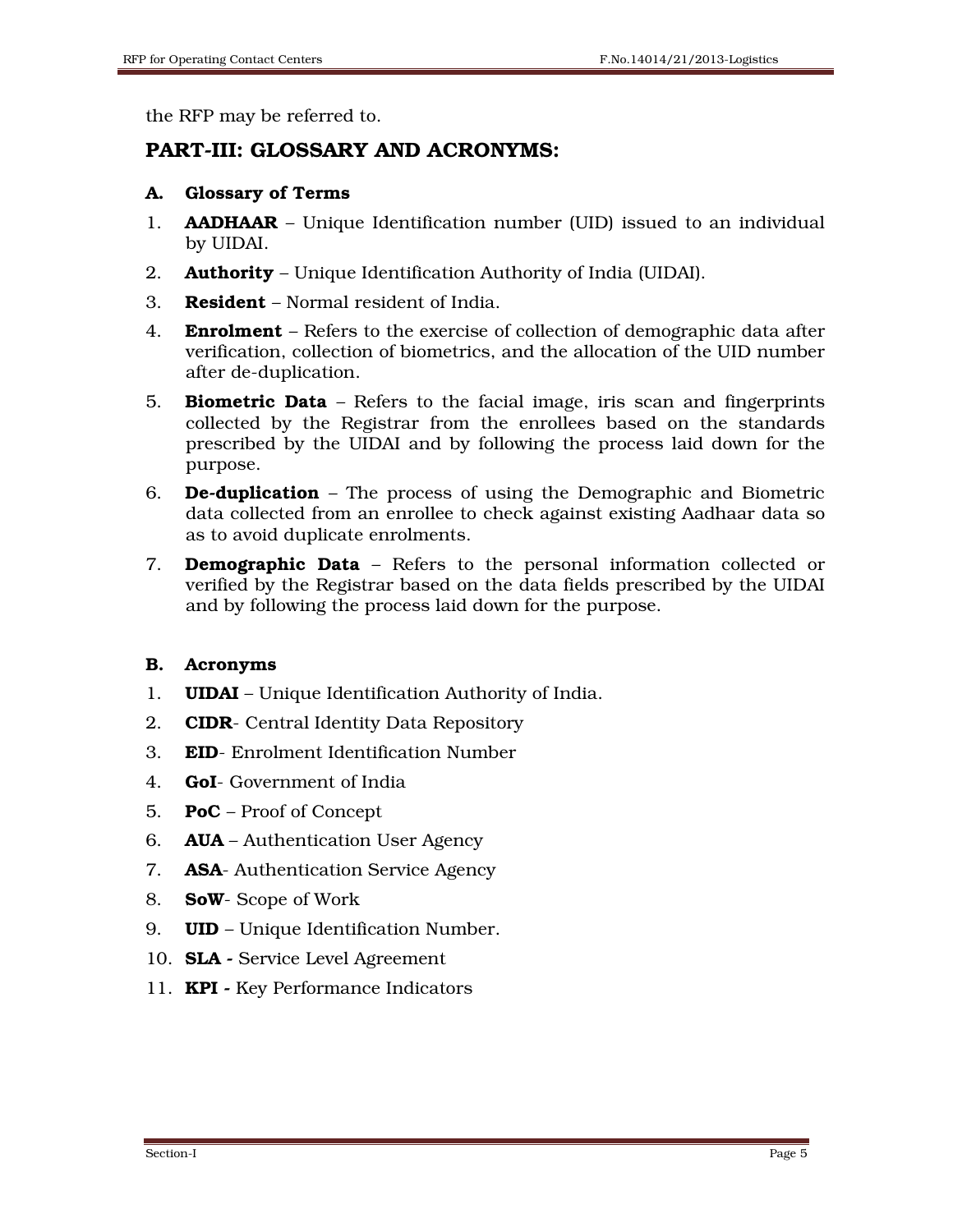the RFP may be referred to.

## PART-III: GLOSSARY AND ACRONYMS:

### A. Glossary of Terms

1. **AADHAAR** – Unique Identification number (UID) issued to an individual by UIDAI.
2. **Authority** – Unique Identification Authority of India (UIDAI).
3. **Resident** – Normal resident of India.
4. **Enrolment** – Refers to the exercise of collection of demographic data after verification, collection of biometrics, and the allocation of the UID number after de-duplication.
5. **Biometric Data** – Refers to the facial image, iris scan and fingerprints collected by the Registrar from the enrollees based on the standards prescribed by the UIDAI and by following the process laid down for the purpose.
6. **De-duplication** – The process of using the Demographic and Biometric data collected from an enrollee to check against existing Aadhaar data so as to avoid duplicate enrolments.
7. **Demographic Data** – Refers to the personal information collected or verified by the Registrar based on the data fields prescribed by the UIDAI and by following the process laid down for the purpose.

### B. Acronyms

1. **UIDAI** – Unique Identification Authority of India.
2. **CIDR**- Central Identity Data Repository
3. **EID**- Enrolment Identification Number
4. **GoI**- Government of India
5. **PoC** – Proof of Concept
6. **AUA** – Authentication User Agency
7. **ASA**- Authentication Service Agency
8. **SoW**- Scope of Work
9. **UID** – Unique Identification Number.
10. **SLA -** Service Level Agreement
11. **KPI -** Key Performance Indicators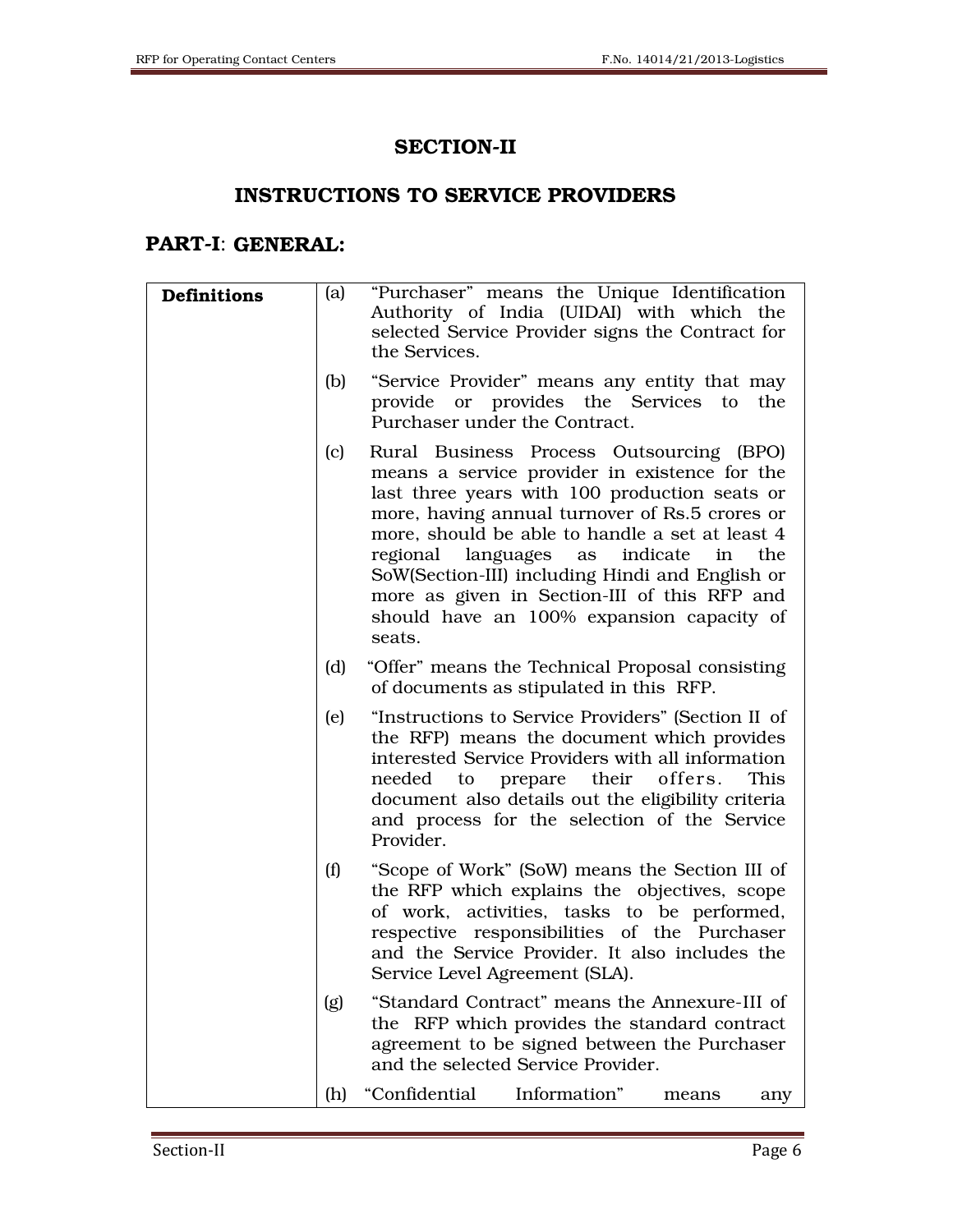## SECTION-II

## INSTRUCTIONS TO SERVICE PROVIDERS

### PART-I: GENERAL:

| | | |
|---|---|---|
| **Definitions** | (a) | "Purchaser" means the Unique Identification Authority of India (UIDAI) with which the selected Service Provider signs the Contract for the Services. |
| | (b) | "Service Provider" means any entity that may provide or provides the Services to the Purchaser under the Contract. |
| | (c) | Rural Business Process Outsourcing (BPO) means a service provider in existence for the last three years with 100 production seats or more, having annual turnover of Rs.5 crores or more, should be able to handle a set at least 4 regional languages as indicate in the SoW(Section-III) including Hindi and English or more as given in Section-III of this RFP and should have an 100% expansion capacity of seats. |
| | (d) | "Offer" means the Technical Proposal consisting of documents as stipulated in this RFP. |
| | (e) | "Instructions to Service Providers" (Section II of the RFP) means the document which provides interested Service Providers with all information needed to prepare their offers. This document also details out the eligibility criteria and process for the selection of the Service Provider. |
| | (f) | "Scope of Work" (SoW) means the Section III of the RFP which explains the objectives, scope of work, activities, tasks to be performed, respective responsibilities of the Purchaser and the Service Provider. It also includes the Service Level Agreement (SLA). |
| | (g) | "Standard Contract" means the Annexure-III of the RFP which provides the standard contract agreement to be signed between the Purchaser and the selected Service Provider. |
| | (h) | "Confidential Information" means any |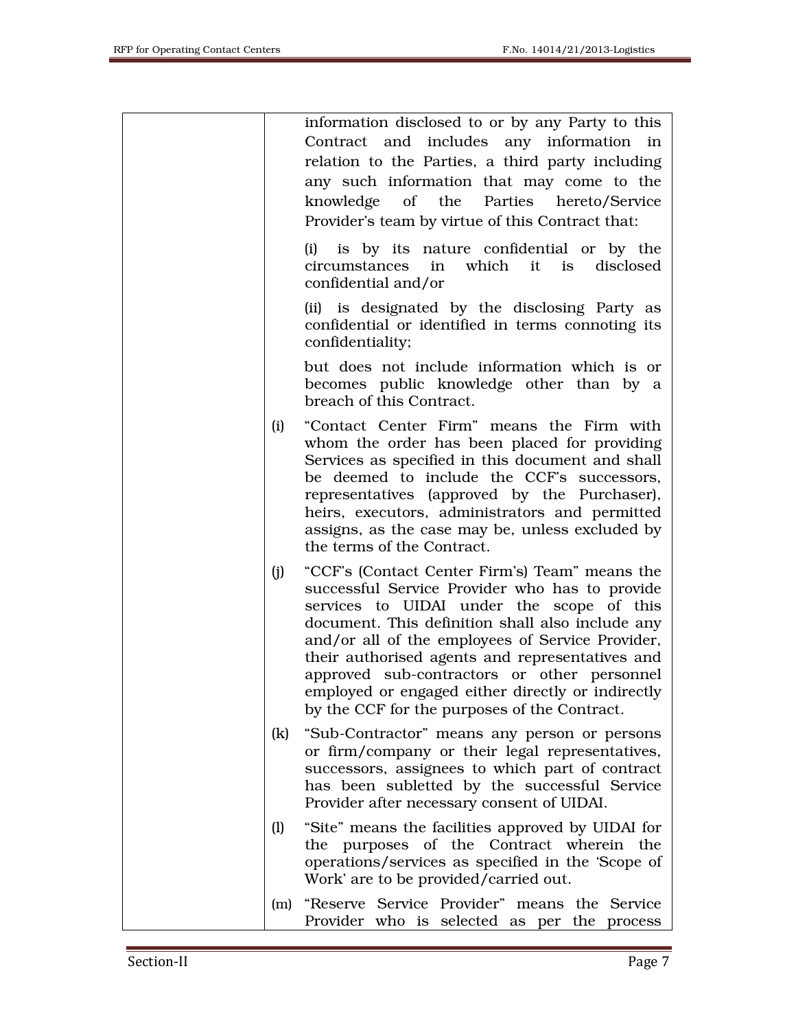| | information disclosed to or by any Party to this Contract and includes any information in relation to the Parties, a third party including any such information that may come to the knowledge of the Parties hereto/Service Provider's team by virtue of this Contract that:<br><br>(i) is by its nature confidential or by the circumstances in which it is disclosed confidential and/or<br><br>(ii) is designated by the disclosing Party as confidential or identified in terms connoting its confidentiality;<br><br>but does not include information which is or becomes public knowledge other than by a breach of this Contract.<br><br>(i) "Contact Center Firm" means the Firm with whom the order has been placed for providing Services as specified in this document and shall be deemed to include the CCF's successors, representatives (approved by the Purchaser), heirs, executors, administrators and permitted assigns, as the case may be, unless excluded by the terms of the Contract.<br><br>(j) "CCF's (Contact Center Firm's) Team" means the successful Service Provider who has to provide services to UIDAI under the scope of this document. This definition shall also include any and/or all of the employees of Service Provider, their authorised agents and representatives and approved sub-contractors or other personnel employed or engaged either directly or indirectly by the CCF for the purposes of the Contract.<br><br>(k) "Sub-Contractor" means any person or persons or firm/company or their legal representatives, successors, assignees to which part of contract has been subletted by the successful Service Provider after necessary consent of UIDAI.<br><br>(l) "Site" means the facilities approved by UIDAI for the purposes of the Contract wherein the operations/services as specified in the 'Scope of Work' are to be provided/carried out.<br><br>(m) "Reserve Service Provider" means the Service Provider who is selected as per the process |
|---|---|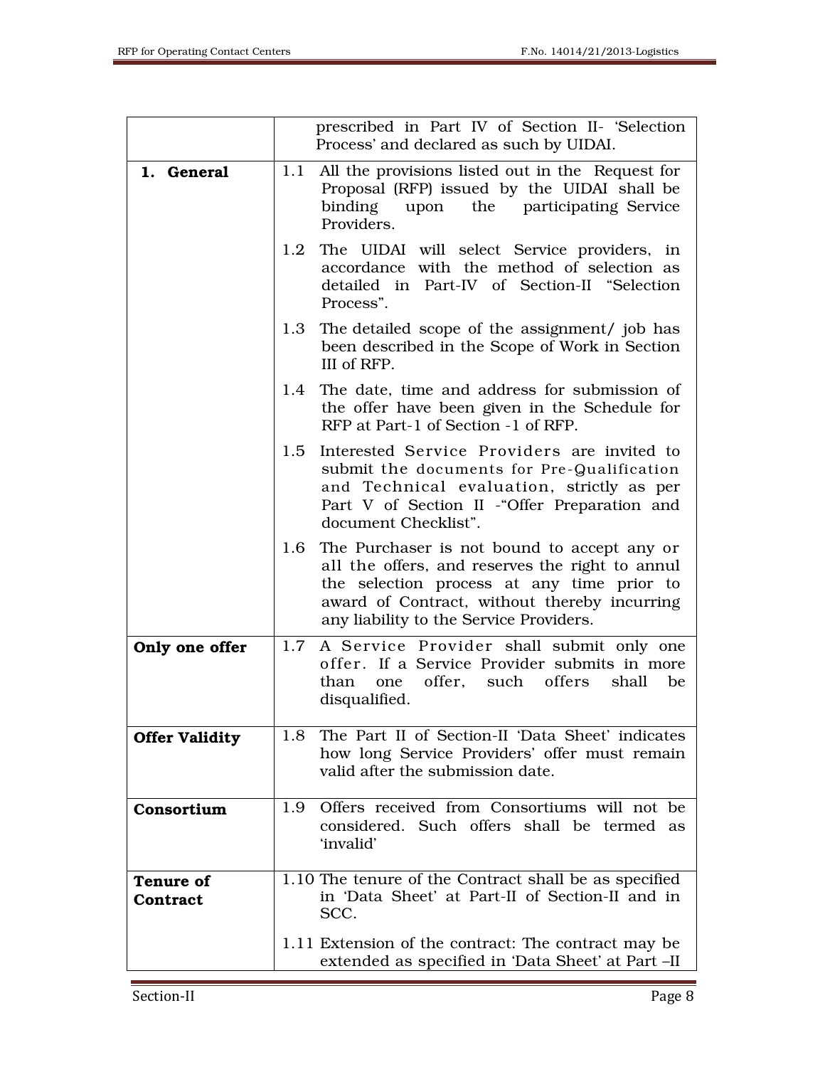| | |
|---|---|
| | prescribed in Part IV of Section II- 'Selection Process' and declared as such by UIDAI. |
| **1. General** | 1.1 All the provisions listed out in the Request for Proposal (RFP) issued by the UIDAI shall be binding upon the participating Service Providers.<br><br>1.2 The UIDAI will select Service providers, in accordance with the method of selection as detailed in Part-IV of Section-II "Selection Process".<br><br>1.3 The detailed scope of the assignment/ job has been described in the Scope of Work in Section III of RFP.<br><br>1.4 The date, time and address for submission of the offer have been given in the Schedule for RFP at Part-1 of Section -1 of RFP.<br><br>1.5 Interested Service Providers are invited to submit the documents for Pre-Qualification and Technical evaluation, strictly as per Part V of Section II -"Offer Preparation and document Checklist".<br><br>1.6 The Purchaser is not bound to accept any or all the offers, and reserves the right to annul the selection process at any time prior to award of Contract, without thereby incurring any liability to the Service Providers. |
| **Only one offer** | 1.7 A Service Provider shall submit only one offer. If a Service Provider submits in more than one offer, such offers shall be disqualified. |
| **Offer Validity** | 1.8 The Part II of Section-II 'Data Sheet' indicates how long Service Providers' offer must remain valid after the submission date. |
| **Consortium** | 1.9 Offers received from Consortiums will not be considered. Such offers shall be termed as 'invalid' |
| **Tenure of Contract** | 1.10 The tenure of the Contract shall be as specified in 'Data Sheet' at Part-II of Section-II and in SCC.<br><br>1.11 Extension of the contract: The contract may be extended as specified in 'Data Sheet' at Part –II |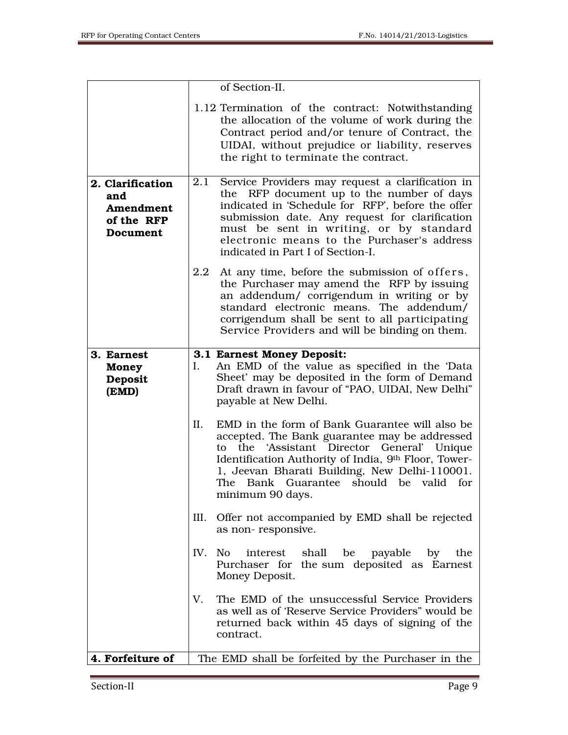| | |
|---|---|
| | of Section-II.<br><br>1.12 Termination of the contract: Notwithstanding the allocation of the volume of work during the Contract period and/or tenure of Contract, the UIDAI, without prejudice or liability, reserves the right to terminate the contract. |
| **2. Clarification and Amendment of the RFP Document** | 2.1 Service Providers may request a clarification in the RFP document up to the number of days indicated in 'Schedule for RFP', before the offer submission date. Any request for clarification must be sent in writing, or by standard electronic means to the Purchaser's address indicated in Part I of Section-I.<br><br>2.2 At any time, before the submission of offers, the Purchaser may amend the RFP by issuing an addendum/ corrigendum in writing or by standard electronic means. The addendum/ corrigendum shall be sent to all participating Service Providers and will be binding on them. |
| **3. Earnest Money Deposit (EMD)** | **3.1 Earnest Money Deposit:**<br>I. An EMD of the value as specified in the 'Data Sheet' may be deposited in the form of Demand Draft drawn in favour of "PAO, UIDAI, New Delhi" payable at New Delhi.<br><br>II. EMD in the form of Bank Guarantee will also be accepted. The Bank guarantee may be addressed to the 'Assistant Director General' Unique Identification Authority of India, 9th Floor, Tower-1, Jeevan Bharati Building, New Delhi-110001. The Bank Guarantee should be valid for minimum 90 days.<br><br>III. Offer not accompanied by EMD shall be rejected as non- responsive.<br><br>IV. No interest shall be payable by the Purchaser for the sum deposited as Earnest Money Deposit.<br><br>V. The EMD of the unsuccessful Service Providers as well as of 'Reserve Service Providers" would be returned back within 45 days of signing of the contract. |
| **4. Forfeiture of** | The EMD shall be forfeited by the Purchaser in the |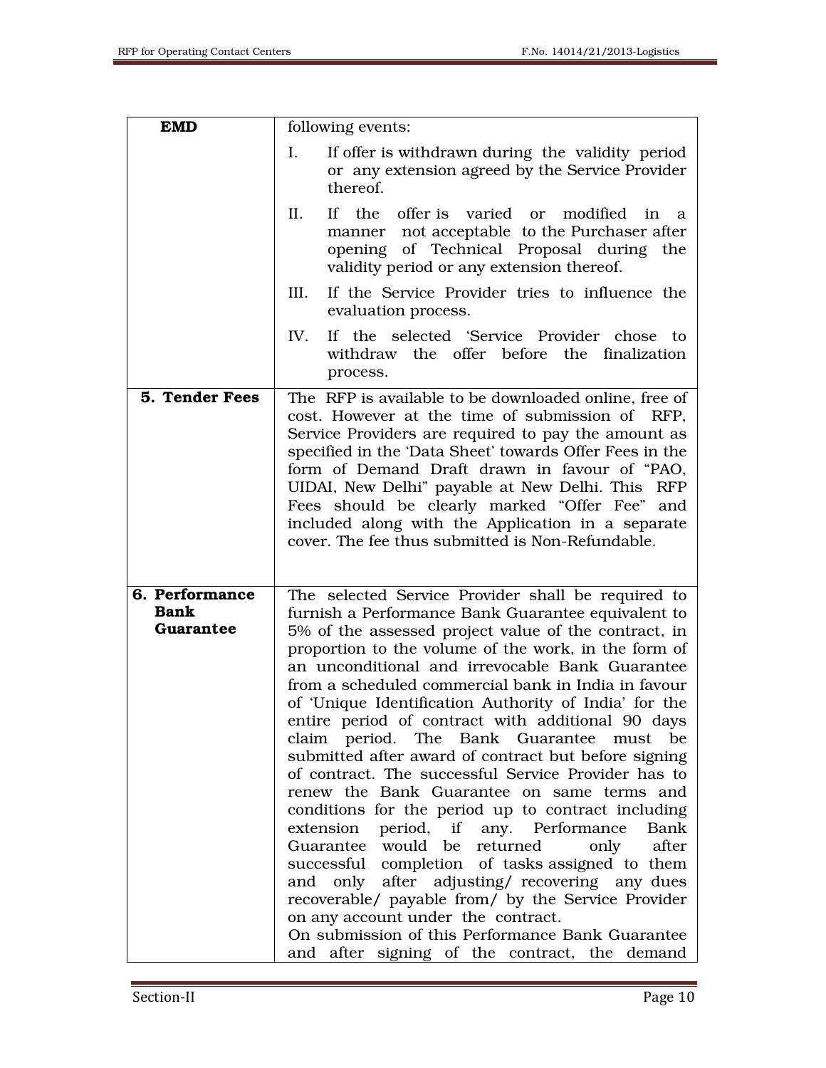| EMD | following events:<br><br>I. If offer is withdrawn during the validity period or any extension agreed by the Service Provider thereof.<br><br>II. If the offer is varied or modified in a manner not acceptable to the Purchaser after opening of Technical Proposal during the validity period or any extension thereof.<br><br>III. If the Service Provider tries to influence the evaluation process.<br><br>IV. If the selected 'Service Provider chose to withdraw the offer before the finalization process. |
|---|---|
| **5. Tender Fees** | The RFP is available to be downloaded online, free of cost. However at the time of submission of RFP, Service Providers are required to pay the amount as specified in the 'Data Sheet' towards Offer Fees in the form of Demand Draft drawn in favour of "PAO, UIDAI, New Delhi" payable at New Delhi. This RFP Fees should be clearly marked "Offer Fee" and included along with the Application in a separate cover. The fee thus submitted is Non-Refundable. |
| **6. Performance Bank Guarantee** | The selected Service Provider shall be required to furnish a Performance Bank Guarantee equivalent to 5% of the assessed project value of the contract, in proportion to the volume of the work, in the form of an unconditional and irrevocable Bank Guarantee from a scheduled commercial bank in India in favour of 'Unique Identification Authority of India' for the entire period of contract with additional 90 days claim period. The Bank Guarantee must be submitted after award of contract but before signing of contract. The successful Service Provider has to renew the Bank Guarantee on same terms and conditions for the period up to contract including extension period, if any. Performance Bank Guarantee would be returned only after successful completion of tasks assigned to them and only after adjusting/ recovering any dues recoverable/ payable from/ by the Service Provider on any account under the contract.<br>On submission of this Performance Bank Guarantee and after signing of the contract, the demand |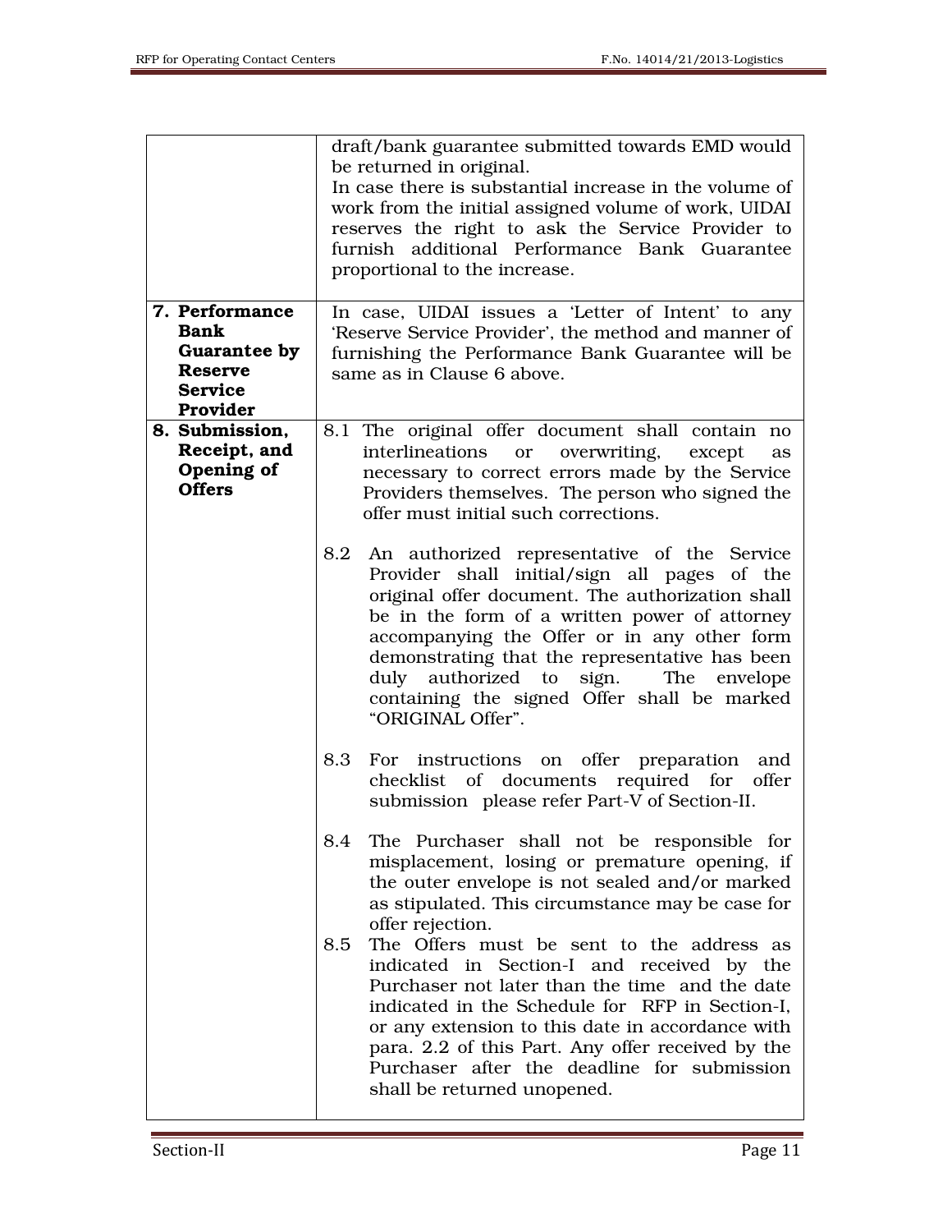| | |
|---|---|
| | draft/bank guarantee submitted towards EMD would be returned in original.<br>In case there is substantial increase in the volume of work from the initial assigned volume of work, UIDAI reserves the right to ask the Service Provider to furnish additional Performance Bank Guarantee proportional to the increase. |
| **7. Performance Bank Guarantee by Reserve Service Provider** | In case, UIDAI issues a 'Letter of Intent' to any 'Reserve Service Provider', the method and manner of furnishing the Performance Bank Guarantee will be same as in Clause 6 above. |
| **8. Submission, Receipt, and Opening of Offers** | 8.1 The original offer document shall contain no interlineations or overwriting, except as necessary to correct errors made by the Service Providers themselves. The person who signed the offer must initial such corrections.<br><br>8.2 An authorized representative of the Service Provider shall initial/sign all pages of the original offer document. The authorization shall be in the form of a written power of attorney accompanying the Offer or in any other form demonstrating that the representative has been duly authorized to sign. The envelope containing the signed Offer shall be marked "ORIGINAL Offer".<br><br>8.3 For instructions on offer preparation and checklist of documents required for offer submission please refer Part-V of Section-II.<br><br>8.4 The Purchaser shall not be responsible for misplacement, losing or premature opening, if the outer envelope is not sealed and/or marked as stipulated. This circumstance may be case for offer rejection.<br>8.5 The Offers must be sent to the address as indicated in Section-I and received by the Purchaser not later than the time and the date indicated in the Schedule for RFP in Section-I, or any extension to this date in accordance with para. 2.2 of this Part. Any offer received by the Purchaser after the deadline for submission shall be returned unopened. |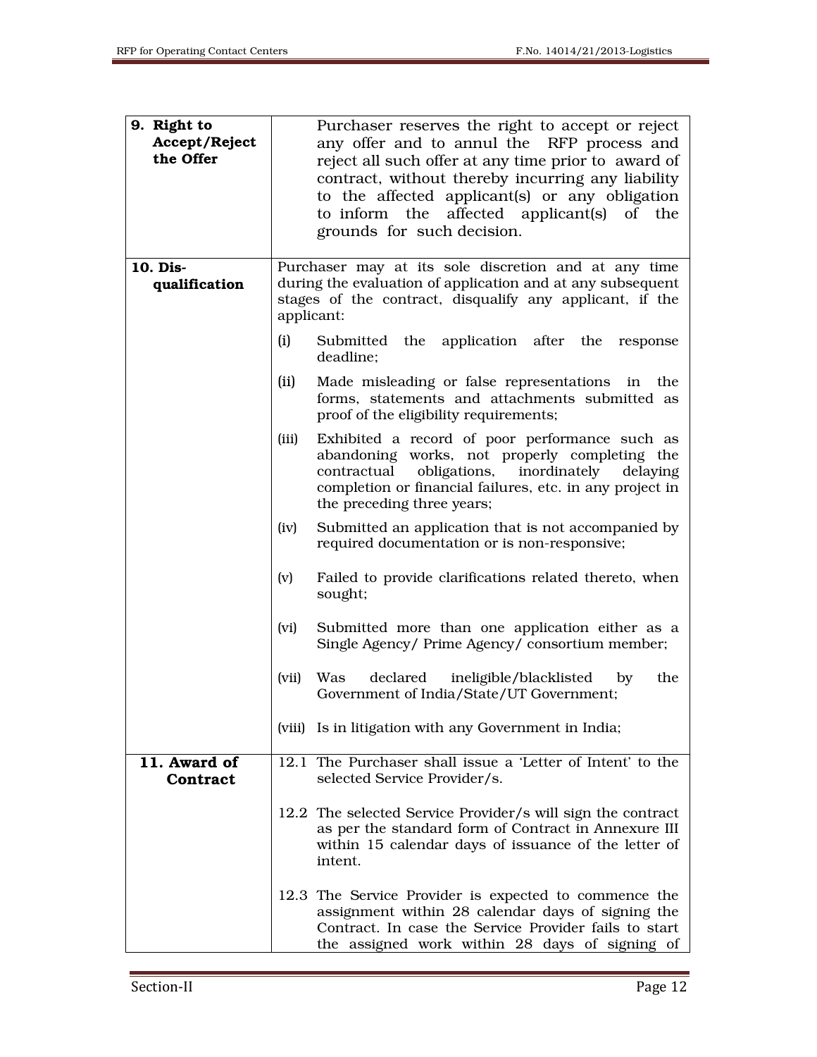| | |
|---|---|
| **9. Right to Accept/Reject the Offer** | Purchaser reserves the right to accept or reject any offer and to annul the RFP process and reject all such offer at any time prior to award of contract, without thereby incurring any liability to the affected applicant(s) or any obligation to inform the affected applicant(s) of the grounds for such decision. |
| **10. Dis-qualification** | Purchaser may at its sole discretion and at any time during the evaluation of application and at any subsequent stages of the contract, disqualify any applicant, if the applicant:<br>(i) Submitted the application after the response deadline;<br>(ii) Made misleading or false representations in the forms, statements and attachments submitted as proof of the eligibility requirements;<br>(iii) Exhibited a record of poor performance such as abandoning works, not properly completing the contractual obligations, inordinately delaying completion or financial failures, etc. in any project in the preceding three years;<br>(iv) Submitted an application that is not accompanied by required documentation or is non-responsive;<br>(v) Failed to provide clarifications related thereto, when sought;<br>(vi) Submitted more than one application either as a Single Agency/ Prime Agency/ consortium member;<br>(vii) Was declared ineligible/blacklisted by the Government of India/State/UT Government;<br>(viii) Is in litigation with any Government in India; |
| **11. Award of Contract** | 12.1 The Purchaser shall issue a 'Letter of Intent' to the selected Service Provider/s.<br>12.2 The selected Service Provider/s will sign the contract as per the standard form of Contract in Annexure III within 15 calendar days of issuance of the letter of intent.<br>12.3 The Service Provider is expected to commence the assignment within 28 calendar days of signing the Contract. In case the Service Provider fails to start the assigned work within 28 days of signing of |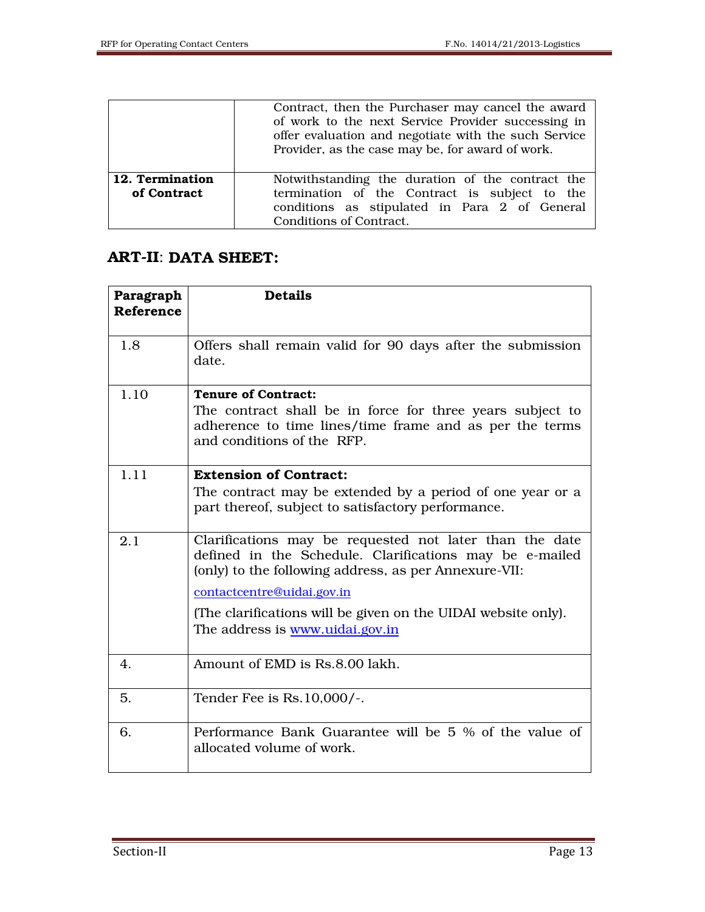| | |
|---|---|
| | Contract, then the Purchaser may cancel the award of work to the next Service Provider successing in offer evaluation and negotiate with the such Service Provider, as the case may be, for award of work. |
| **12. Termination of Contract** | Notwithstanding the duration of the contract the termination of the Contract is subject to the conditions as stipulated in Para 2 of General Conditions of Contract. |

## ART-II: DATA SHEET:

| Paragraph Reference | Details |
|---|---|
| 1.8 | Offers shall remain valid for 90 days after the submission date. |
| 1.10 | **Tenure of Contract:** The contract shall be in force for three years subject to adherence to time lines/time frame and as per the terms and conditions of the RFP. |
| 1.11 | **Extension of Contract:** The contract may be extended by a period of one year or a part thereof, subject to satisfactory performance. |
| 2.1 | Clarifications may be requested not later than the date defined in the Schedule. Clarifications may be e-mailed (only) to the following address, as per Annexure-VII: contactcentre@uidai.gov.in (The clarifications will be given on the UIDAI website only). The address is www.uidai.gov.in |
| 4. | Amount of EMD is Rs.8.00 lakh. |
| 5. | Tender Fee is Rs.10,000/-. |
| 6. | Performance Bank Guarantee will be 5 % of the value of allocated volume of work. |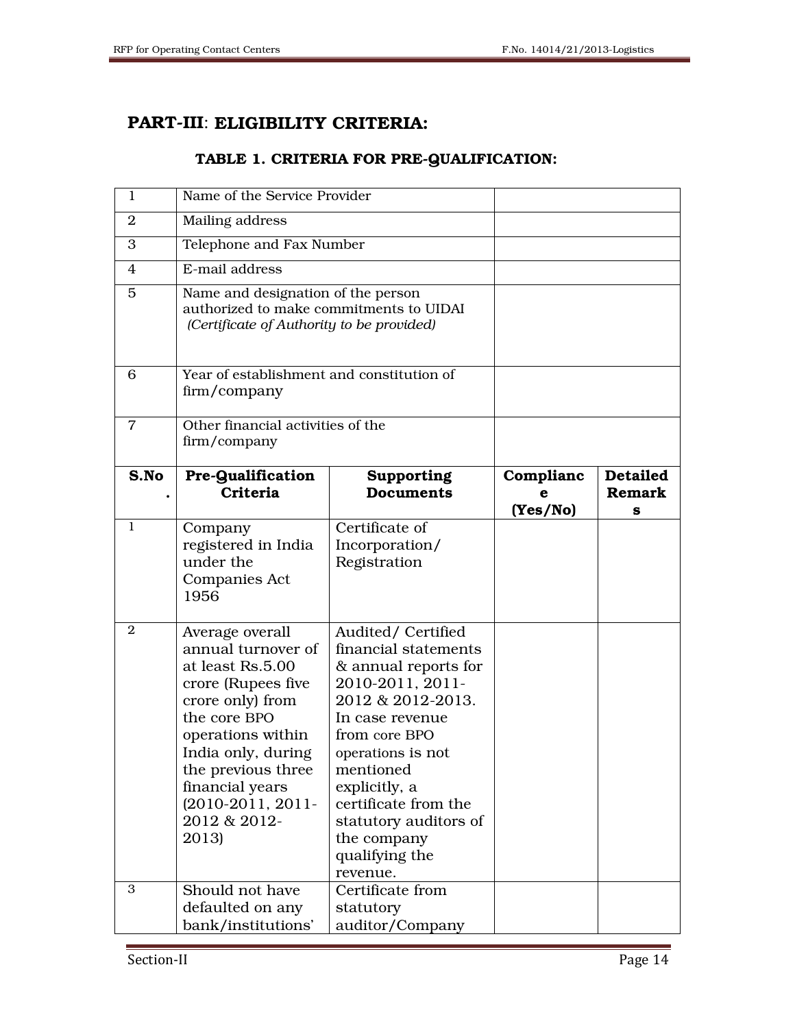## PART-III: ELIGIBILITY CRITERIA:

### TABLE 1. CRITERIA FOR PRE-QUALIFICATION:

| | | | | |
|---|---|---|---|---|
| 1 | Name of the Service Provider | | | |
| 2 | Mailing address | | | |
| 3 | Telephone and Fax Number | | | |
| 4 | E-mail address | | | |
| 5 | Name and designation of the person authorized to make commitments to UIDAI *(Certificate of Authority to be provided)* | | | |
| 6 | Year of establishment and constitution of firm/company | | | |
| 7 | Other financial activities of the firm/company | | | |
| **S.No.** | **Pre-Qualification Criteria** | **Supporting Documents** | **Compliance (Yes/No)** | **Detailed Remarks** |
| 1 | Company registered in India under the Companies Act 1956 | Certificate of Incorporation/ Registration | | |
| 2 | Average overall annual turnover of at least Rs.5.00 crore (Rupees five crore only) from the core BPO operations within India only, during the previous three financial years (2010-2011, 2011-2012 & 2012-2013) | Audited/ Certified financial statements & annual reports for 2010-2011, 2011-2012 & 2012-2013. In case revenue from core BPO operations is not mentioned explicitly, a certificate from the statutory auditors of the company qualifying the revenue. | | |
| 3 | Should not have defaulted on any bank/institutions' | Certificate from statutory auditor/Company | | |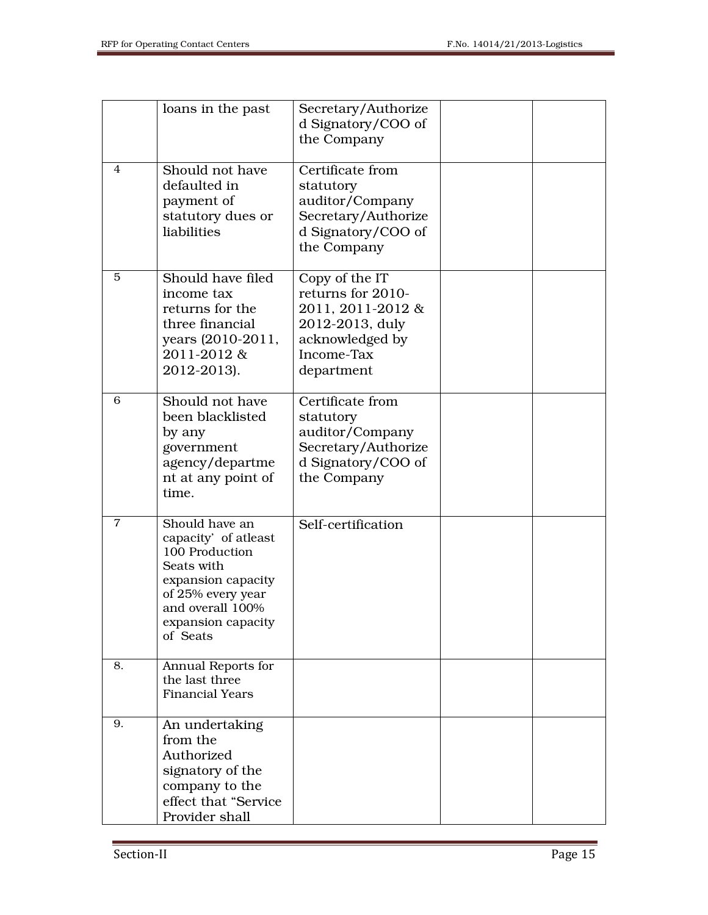|  |  |  |  |  |
|---|---|---|---|---|
|  | loans in the past | Secretary/Authorized Signatory/COO of the Company |  |  |
| 4 | Should not have defaulted in payment of statutory dues or liabilities | Certificate from statutory auditor/Company Secretary/Authorized Signatory/COO of the Company |  |  |
| 5 | Should have filed income tax returns for the three financial years (2010-2011, 2011-2012 & 2012-2013). | Copy of the IT returns for 2010-2011, 2011-2012 & 2012-2013, duly acknowledged by Income-Tax department |  |  |
| 6 | Should not have been blacklisted by any government agency/department at any point of time. | Certificate from statutory auditor/Company Secretary/Authorized Signatory/COO of the Company |  |  |
| 7 | Should have an capacity' of atleast 100 Production Seats with expansion capacity of 25% every year and overall 100% expansion capacity of Seats | Self-certification |  |  |
| 8. | Annual Reports for the last three Financial Years |  |  |  |
| 9. | An undertaking from the Authorized signatory of the company to the effect that "Service Provider shall |  |  |  |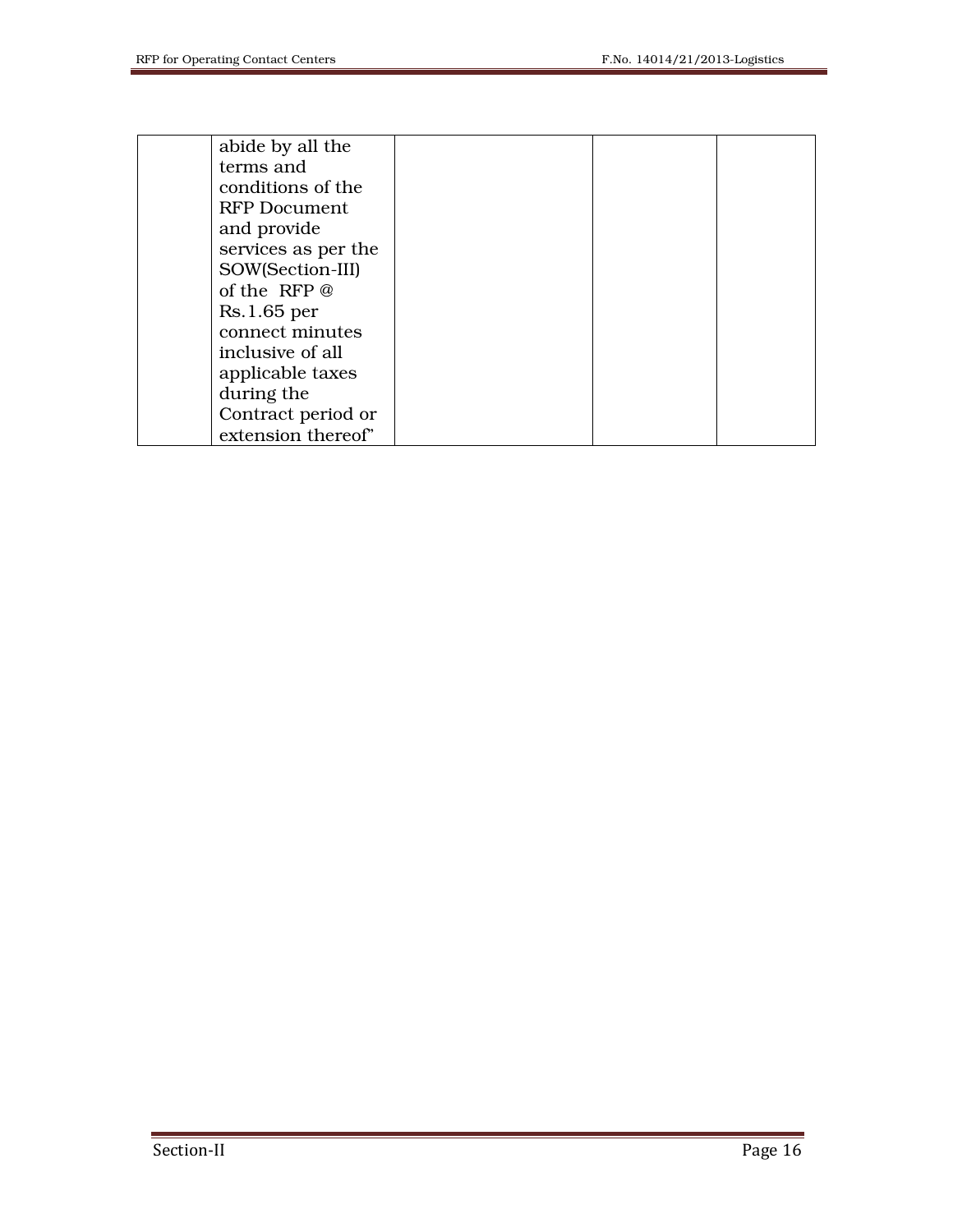|  | abide by all the terms and conditions of the RFP Document and provide services as per the SOW(Section-III) of the RFP @ Rs.1.65 per connect minutes inclusive of all applicable taxes during the Contract period or extension thereof" |  |  |  |
|---|---|---|---|---|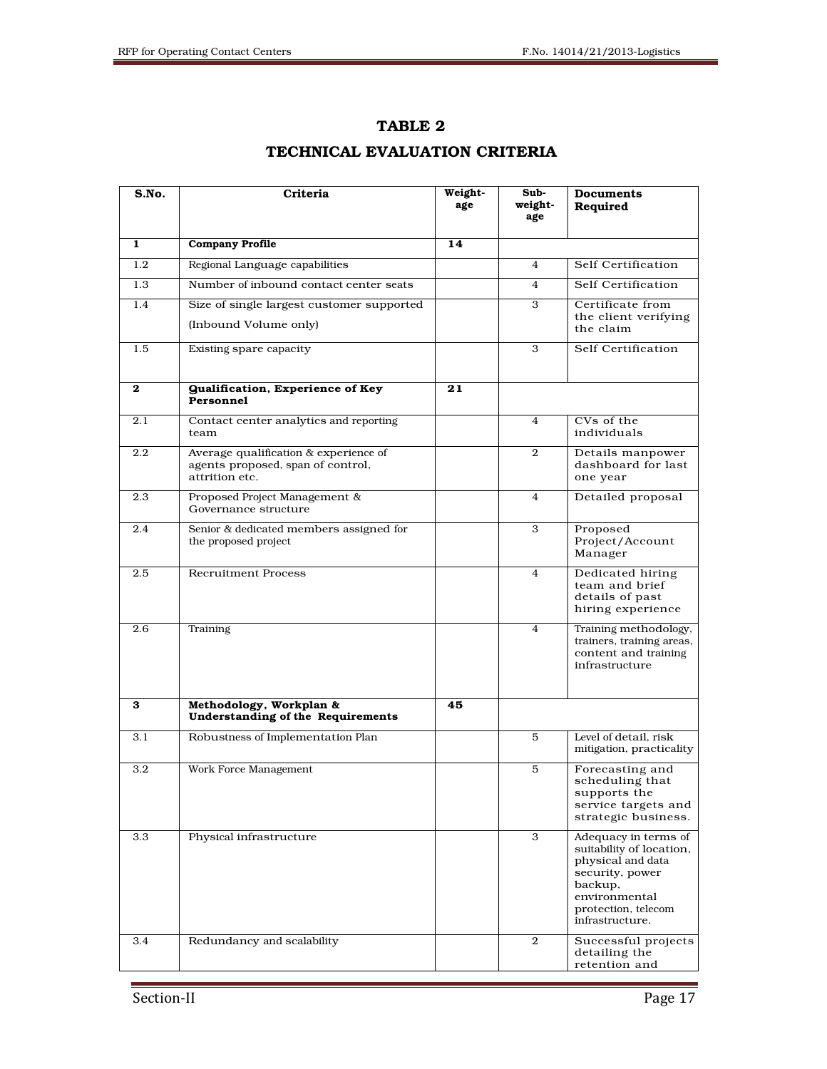# TABLE 2

## TECHNICAL EVALUATION CRITERIA

| S.No. | Criteria | Weight-age | Sub-weight-age | Documents Required |
|---|---|---|---|---|
| **1** | **Company Profile** | **14** | | |
| 1.2 | Regional Language capabilities | | 4 | Self Certification |
| 1.3 | Number of inbound contact center seats | | 4 | Self Certification |
| 1.4 | Size of single largest customer supported (Inbound Volume only) | | 3 | Certificate from the client verifying the claim |
| 1.5 | Existing spare capacity | | 3 | Self Certification |
| **2** | **Qualification, Experience of Key Personnel** | **21** | | |
| 2.1 | Contact center analytics and reporting team | | 4 | CVs of the individuals |
| 2.2 | Average qualification & experience of agents proposed, span of control, attrition etc. | | 2 | Details manpower dashboard for last one year |
| 2.3 | Proposed Project Management & Governance structure | | 4 | Detailed proposal |
| 2.4 | Senior & dedicated members assigned for the proposed project | | 3 | Proposed Project/Account Manager |
| 2.5 | Recruitment Process | | 4 | Dedicated hiring team and brief details of past hiring experience |
| 2.6 | Training | | 4 | Training methodology, trainers, training areas, content and training infrastructure |
| **3** | **Methodology, Workplan & Understanding of the Requirements** | **45** | | |
| 3.1 | Robustness of Implementation Plan | | 5 | Level of detail, risk mitigation, practicality |
| 3.2 | Work Force Management | | 5 | Forecasting and scheduling that supports the service targets and strategic business. |
| 3.3 | Physical infrastructure | | 3 | Adequacy in terms of suitability of location, physical and data security, power backup, environmental protection, telecom infrastructure. |
| 3.4 | Redundancy and scalability | | 2 | Successful projects detailing the retention and |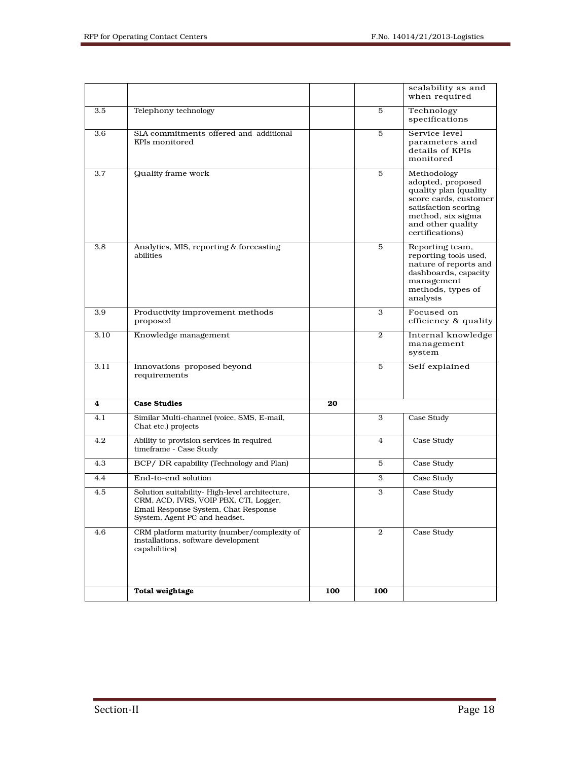| | | | | |
|---|---|---|---|---|
| | | | | scalability as and when required |
| 3.5 | Telephony technology | | 5 | Technology specifications |
| 3.6 | SLA commitments offered and additional KPIs monitored | | 5 | Service level parameters and details of KPIs monitored |
| 3.7 | Quality frame work | | 5 | Methodology adopted, proposed quality plan (quality score cards, customer satisfaction scoring method, six sigma and other quality certifications) |
| 3.8 | Analytics, MIS, reporting & forecasting abilities | | 5 | Reporting team, reporting tools used, nature of reports and dashboards, capacity management methods, types of analysis |
| 3.9 | Productivity improvement methods proposed | | 3 | Focused on efficiency & quality |
| 3.10 | Knowledge management | | 2 | Internal knowledge management system |
| 3.11 | Innovations proposed beyond requirements | | 5 | Self explained |
| **4** | **Case Studies** | **20** | | |
| 4.1 | Similar Multi-channel (voice, SMS, E-mail, Chat etc.) projects | | 3 | Case Study |
| 4.2 | Ability to provision services in required timeframe - Case Study | | 4 | Case Study |
| 4.3 | BCP/ DR capability (Technology and Plan) | | 5 | Case Study |
| 4.4 | End-to-end solution | | 3 | Case Study |
| 4.5 | Solution suitability- High-level architecture, CRM, ACD, IVRS, VOIP PBX, CTI, Logger, Email Response System, Chat Response System, Agent PC and headset. | | 3 | Case Study |
| 4.6 | CRM platform maturity (number/complexity of installations, software development capabilities) | | 2 | Case Study |
| | **Total weightage** | **100** | **100** | |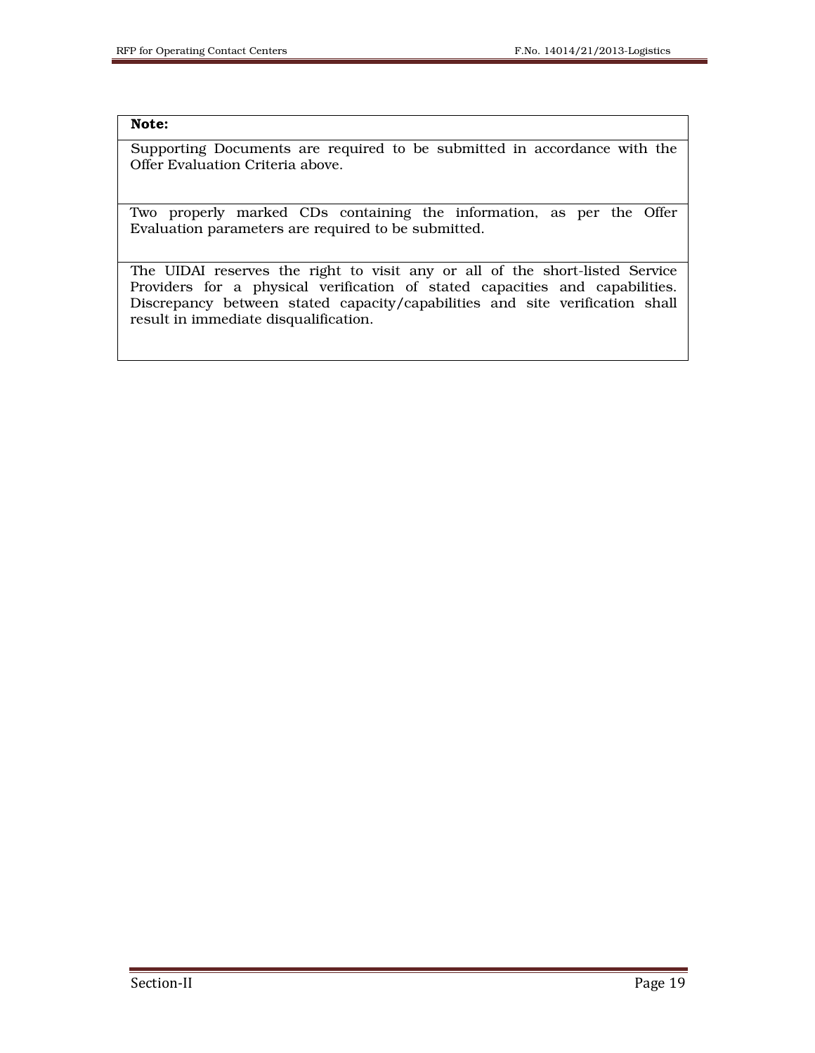| **Note:** |
| --- |
| Supporting Documents are required to be submitted in accordance with the Offer Evaluation Criteria above. |
| Two properly marked CDs containing the information, as per the Offer Evaluation parameters are required to be submitted. |
| The UIDAI reserves the right to visit any or all of the short-listed Service Providers for a physical verification of stated capacities and capabilities. Discrepancy between stated capacity/capabilities and site verification shall result in immediate disqualification. |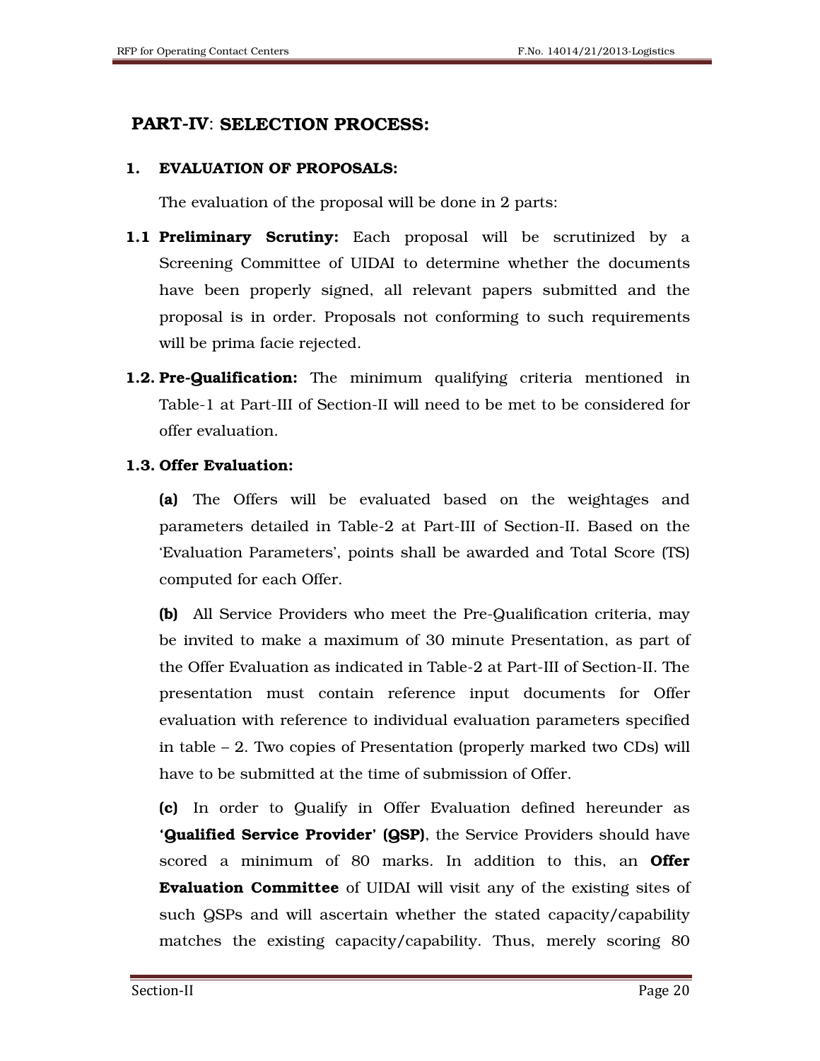## PART-IV: SELECTION PROCESS:

### 1. EVALUATION OF PROPOSALS:

The evaluation of the proposal will be done in 2 parts:

**1.1 Preliminary Scrutiny:** Each proposal will be scrutinized by a Screening Committee of UIDAI to determine whether the documents have been properly signed, all relevant papers submitted and the proposal is in order. Proposals not conforming to such requirements will be prima facie rejected.

**1.2. Pre-Qualification:** The minimum qualifying criteria mentioned in Table-1 at Part-III of Section-II will need to be met to be considered for offer evaluation.

**1.3. Offer Evaluation:**

**(a)** The Offers will be evaluated based on the weightages and parameters detailed in Table-2 at Part-III of Section-II. Based on the 'Evaluation Parameters', points shall be awarded and Total Score (TS) computed for each Offer.

**(b)** All Service Providers who meet the Pre-Qualification criteria, may be invited to make a maximum of 30 minute Presentation, as part of the Offer Evaluation as indicated in Table-2 at Part-III of Section-II. The presentation must contain reference input documents for Offer evaluation with reference to individual evaluation parameters specified in table – 2. Two copies of Presentation (properly marked two CDs) will have to be submitted at the time of submission of Offer.

**(c)** In order to Qualify in Offer Evaluation defined hereunder as **'Qualified Service Provider' (QSP)**, the Service Providers should have scored a minimum of 80 marks. In addition to this, an **Offer Evaluation Committee** of UIDAI will visit any of the existing sites of such QSPs and will ascertain whether the stated capacity/capability matches the existing capacity/capability. Thus, merely scoring 80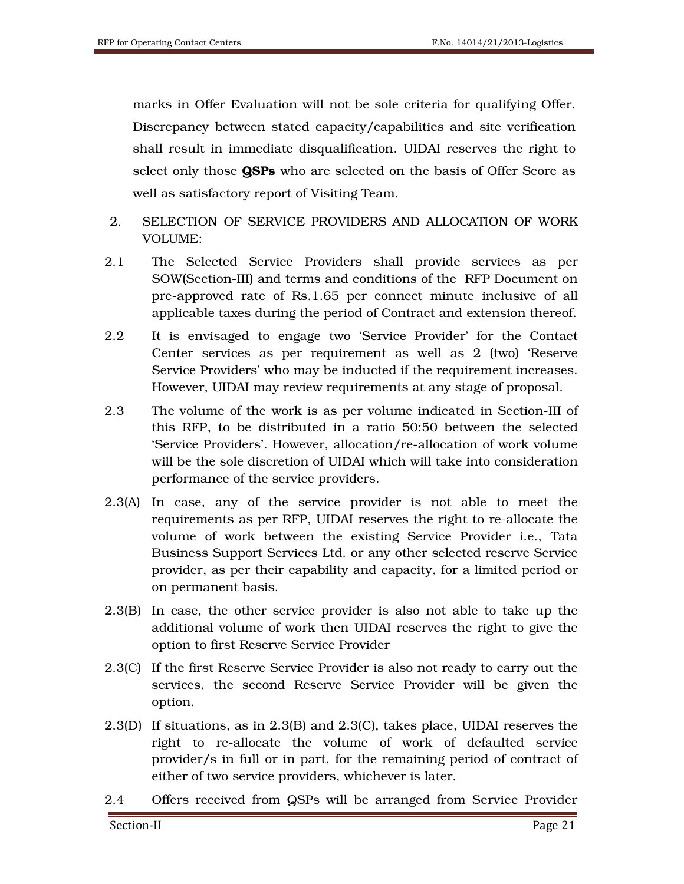marks in Offer Evaluation will not be sole criteria for qualifying Offer. Discrepancy between stated capacity/capabilities and site verification shall result in immediate disqualification. UIDAI reserves the right to select only those **QSPs** who are selected on the basis of Offer Score as well as satisfactory report of Visiting Team.

2. SELECTION OF SERVICE PROVIDERS AND ALLOCATION OF WORK VOLUME:

2.1 The Selected Service Providers shall provide services as per SOW(Section-III) and terms and conditions of the RFP Document on pre-approved rate of Rs.1.65 per connect minute inclusive of all applicable taxes during the period of Contract and extension thereof.

2.2 It is envisaged to engage two 'Service Provider' for the Contact Center services as per requirement as well as 2 (two) 'Reserve Service Providers' who may be inducted if the requirement increases. However, UIDAI may review requirements at any stage of proposal.

2.3 The volume of the work is as per volume indicated in Section-III of this RFP, to be distributed in a ratio 50:50 between the selected 'Service Providers'. However, allocation/re-allocation of work volume will be the sole discretion of UIDAI which will take into consideration performance of the service providers.

2.3(A) In case, any of the service provider is not able to meet the requirements as per RFP, UIDAI reserves the right to re-allocate the volume of work between the existing Service Provider i.e., Tata Business Support Services Ltd. or any other selected reserve Service provider, as per their capability and capacity, for a limited period or on permanent basis.

2.3(B) In case, the other service provider is also not able to take up the additional volume of work then UIDAI reserves the right to give the option to first Reserve Service Provider

2.3(C) If the first Reserve Service Provider is also not ready to carry out the services, the second Reserve Service Provider will be given the option.

2.3(D) If situations, as in 2.3(B) and 2.3(C), takes place, UIDAI reserves the right to re-allocate the volume of work of defaulted service provider/s in full or in part, for the remaining period of contract of either of two service providers, whichever is later.

2.4 Offers received from QSPs will be arranged from Service Provider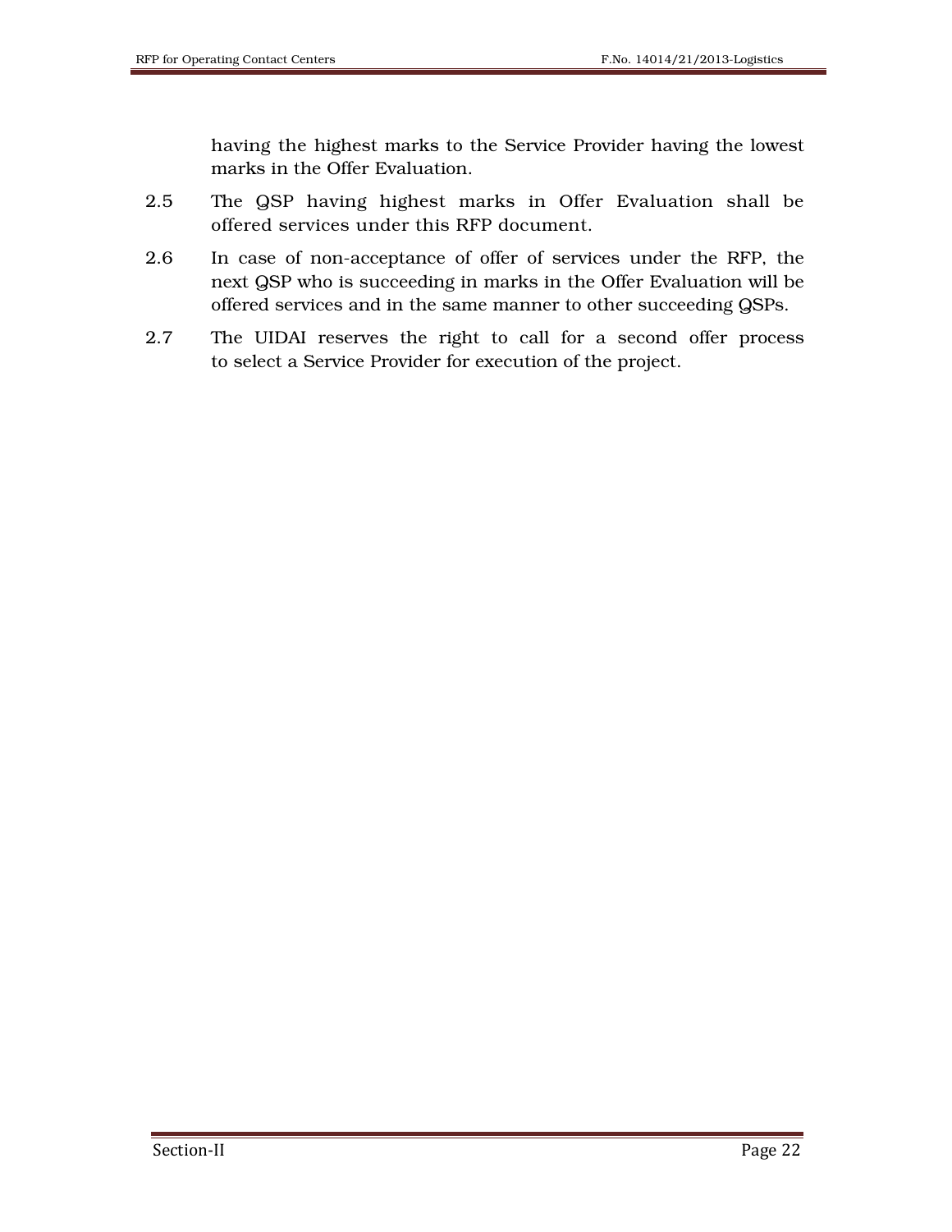having the highest marks to the Service Provider having the lowest marks in the Offer Evaluation.

2.5 The QSP having highest marks in Offer Evaluation shall be offered services under this RFP document.

2.6 In case of non-acceptance of offer of services under the RFP, the next QSP who is succeeding in marks in the Offer Evaluation will be offered services and in the same manner to other succeeding QSPs.

2.7 The UIDAI reserves the right to call for a second offer process to select a Service Provider for execution of the project.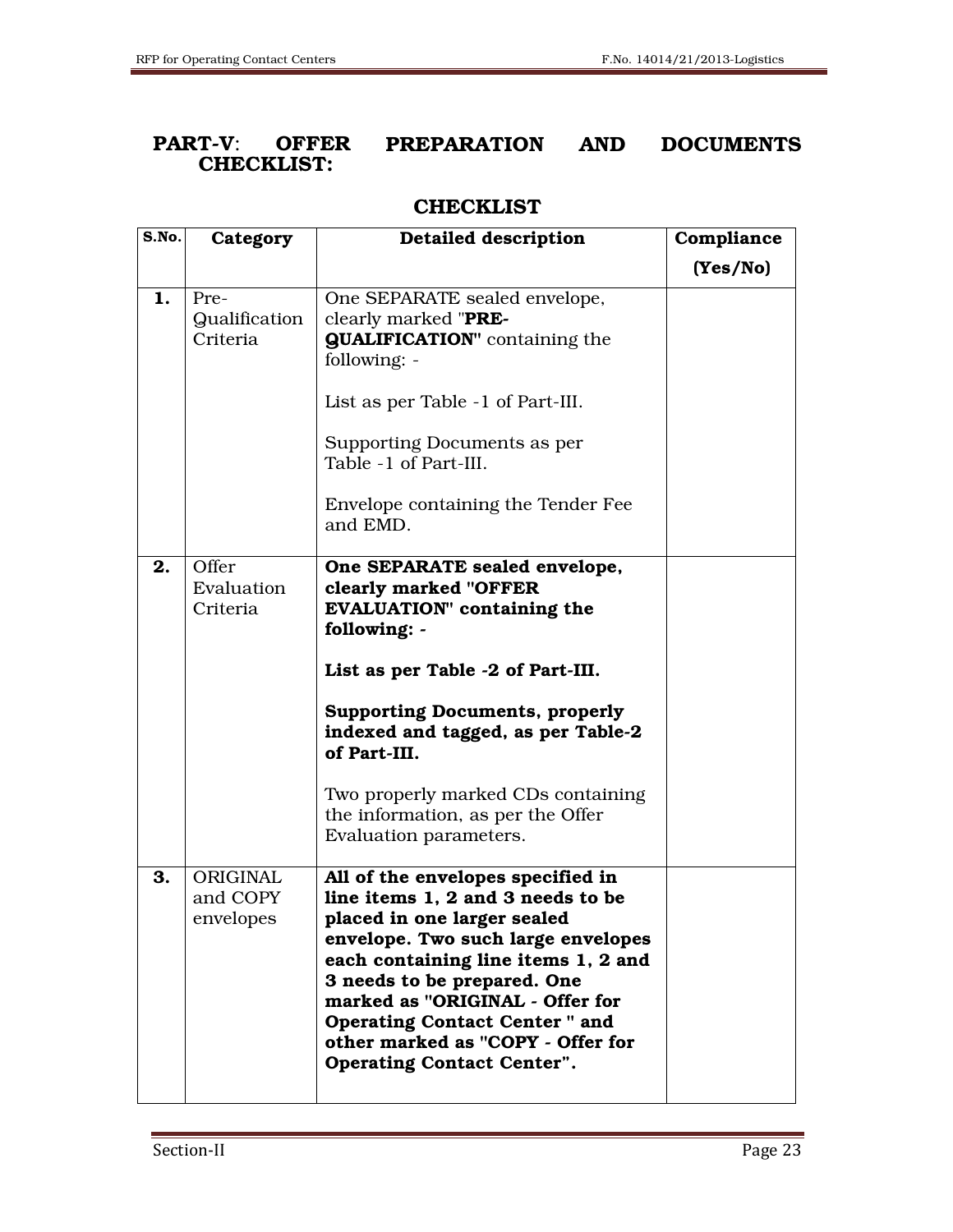## PART-V: OFFER PREPARATION AND DOCUMENTS CHECKLIST:

### CHECKLIST

| S.No. | Category | Detailed description | Compliance (Yes/No) |
|---|---|---|---|
| **1.** | Pre-Qualification Criteria | One SEPARATE sealed envelope, clearly marked "**PRE-QUALIFICATION**" containing the following: -<br><br>List as per Table -1 of Part-III.<br><br>Supporting Documents as per Table -1 of Part-III.<br><br>Envelope containing the Tender Fee and EMD. | |
| **2.** | Offer Evaluation Criteria | **One SEPARATE sealed envelope, clearly marked "OFFER EVALUATION" containing the following: -**<br><br>**List as per Table -2 of Part-III.**<br><br>**Supporting Documents, properly indexed and tagged, as per Table-2 of Part-III.**<br><br>Two properly marked CDs containing the information, as per the Offer Evaluation parameters. | |
| **3.** | ORIGINAL and COPY envelopes | **All of the envelopes specified in line items 1, 2 and 3 needs to be placed in one larger sealed envelope. Two such large envelopes each containing line items 1, 2 and 3 needs to be prepared. One marked as "ORIGINAL - Offer for Operating Contact Center " and other marked as "COPY - Offer for Operating Contact Center".** | |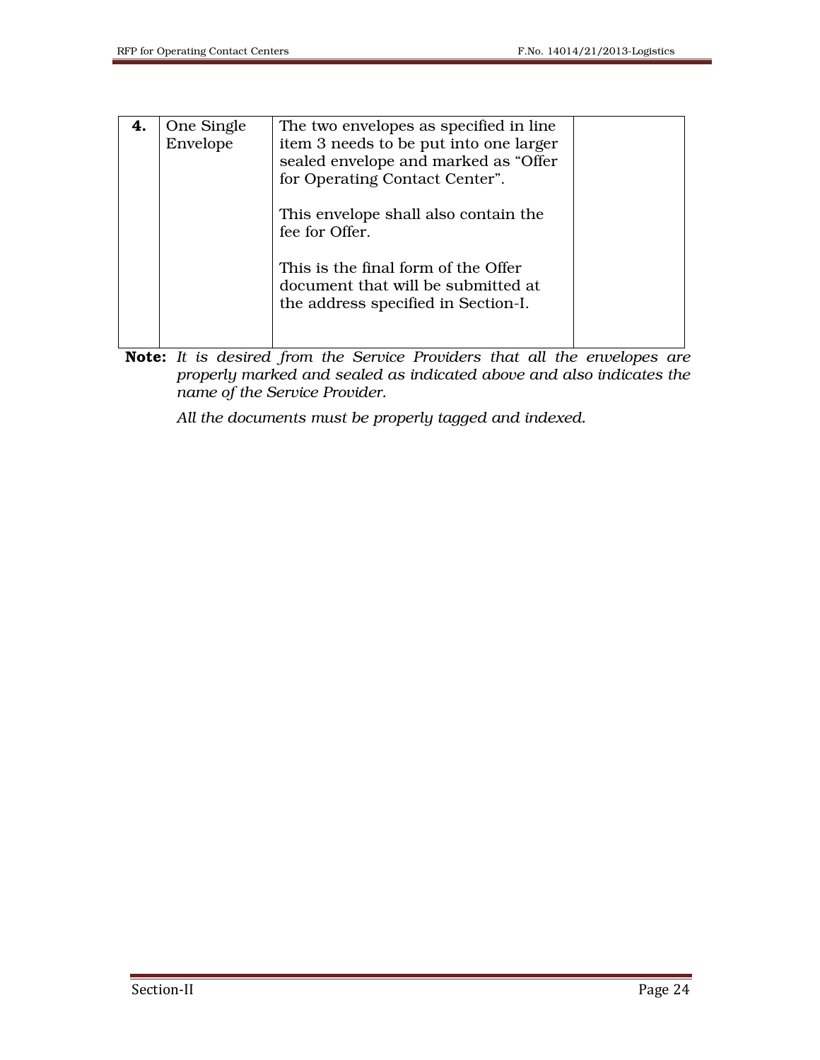| **4.** | One Single Envelope | The two envelopes as specified in line item 3 needs to be put into one larger sealed envelope and marked as "Offer for Operating Contact Center".<br><br>This envelope shall also contain the fee for Offer.<br><br>This is the final form of the Offer document that will be submitted at the address specified in Section-I. | |
|---|---|---|---|

**Note:** *It is desired from the Service Providers that all the envelopes are properly marked and sealed as indicated above and also indicates the name of the Service Provider.*

*All the documents must be properly tagged and indexed.*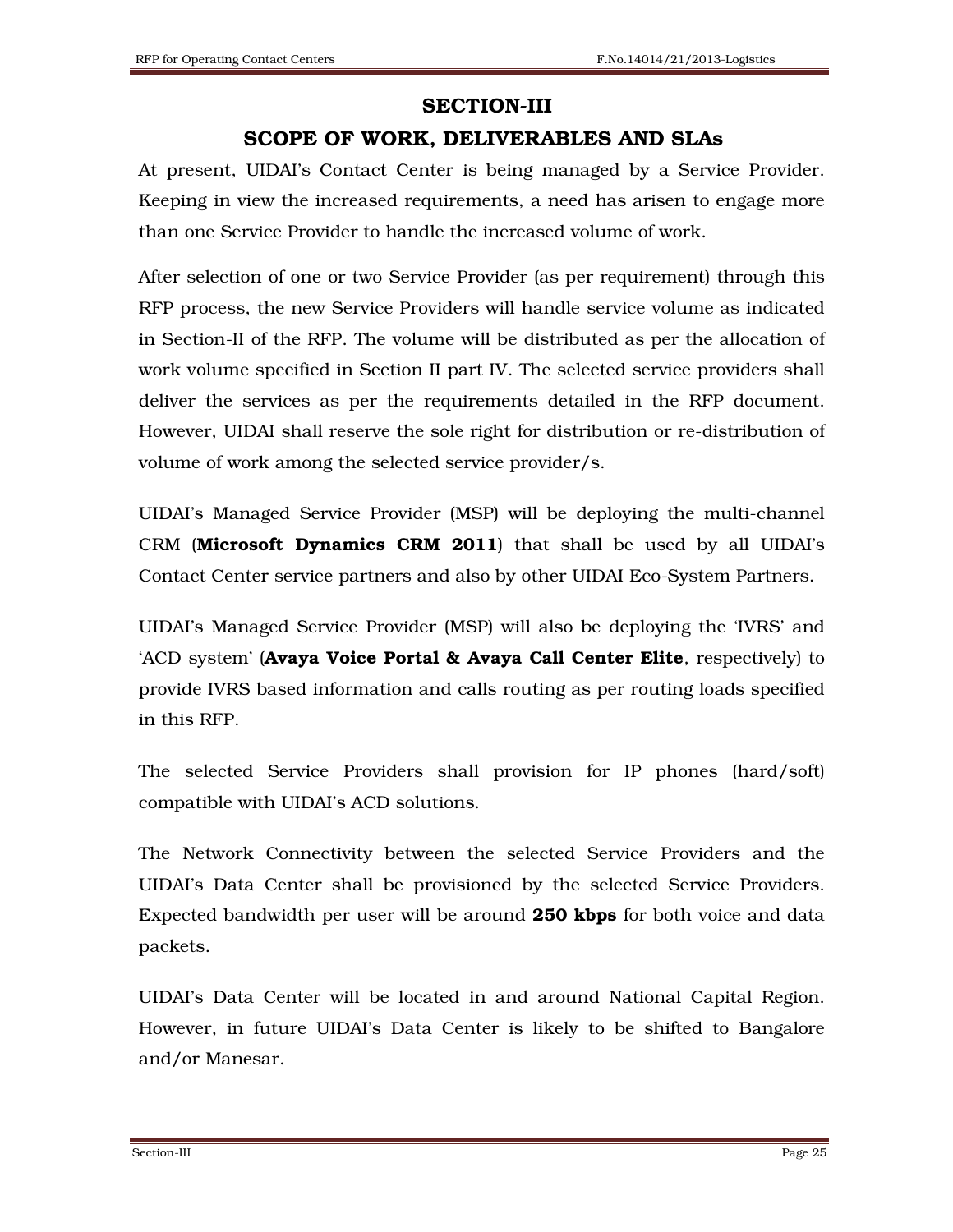# SECTION-III

## SCOPE OF WORK, DELIVERABLES AND SLAs

At present, UIDAI's Contact Center is being managed by a Service Provider. Keeping in view the increased requirements, a need has arisen to engage more than one Service Provider to handle the increased volume of work.

After selection of one or two Service Provider (as per requirement) through this RFP process, the new Service Providers will handle service volume as indicated in Section-II of the RFP. The volume will be distributed as per the allocation of work volume specified in Section II part IV. The selected service providers shall deliver the services as per the requirements detailed in the RFP document. However, UIDAI shall reserve the sole right for distribution or re-distribution of volume of work among the selected service provider/s.

UIDAI's Managed Service Provider (MSP) will be deploying the multi-channel CRM (**Microsoft Dynamics CRM 2011**) that shall be used by all UIDAI's Contact Center service partners and also by other UIDAI Eco-System Partners.

UIDAI's Managed Service Provider (MSP) will also be deploying the 'IVRS' and 'ACD system' (**Avaya Voice Portal & Avaya Call Center Elite**, respectively) to provide IVRS based information and calls routing as per routing loads specified in this RFP.

The selected Service Providers shall provision for IP phones (hard/soft) compatible with UIDAI's ACD solutions.

The Network Connectivity between the selected Service Providers and the UIDAI's Data Center shall be provisioned by the selected Service Providers. Expected bandwidth per user will be around **250 kbps** for both voice and data packets.

UIDAI's Data Center will be located in and around National Capital Region. However, in future UIDAI's Data Center is likely to be shifted to Bangalore and/or Manesar.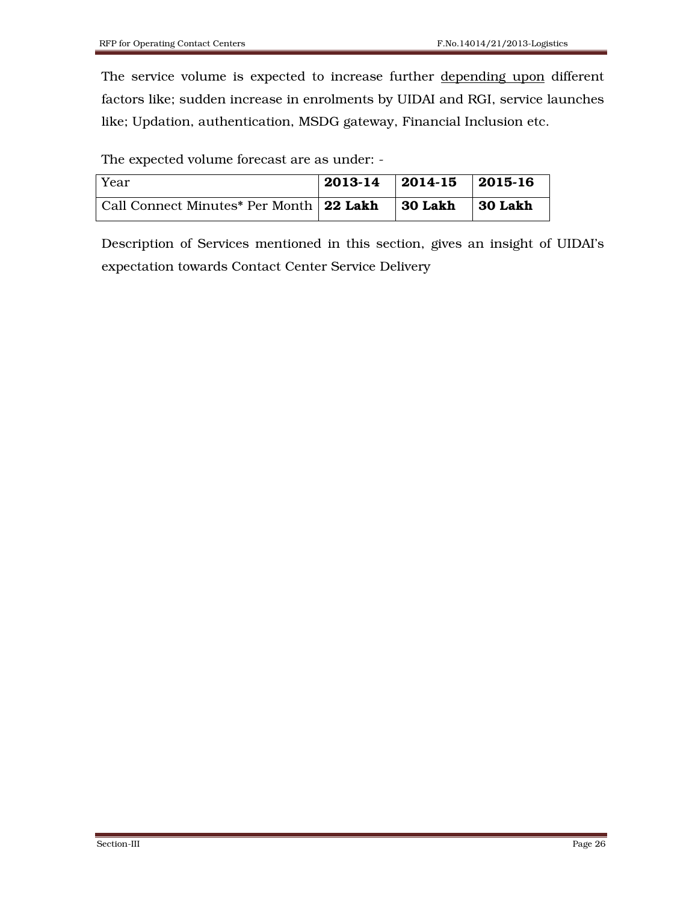The service volume is expected to increase further <u>depending upon</u> different factors like; sudden increase in enrolments by UIDAI and RGI, service launches like; Updation, authentication, MSDG gateway, Financial Inclusion etc.

The expected volume forecast are as under: -

| Year | **2013-14** | **2014-15** | **2015-16** |
|---|---|---|---|
| Call Connect Minutes* Per Month | **22 Lakh** | **30 Lakh** | **30 Lakh** |

Description of Services mentioned in this section, gives an insight of UIDAI's expectation towards Contact Center Service Delivery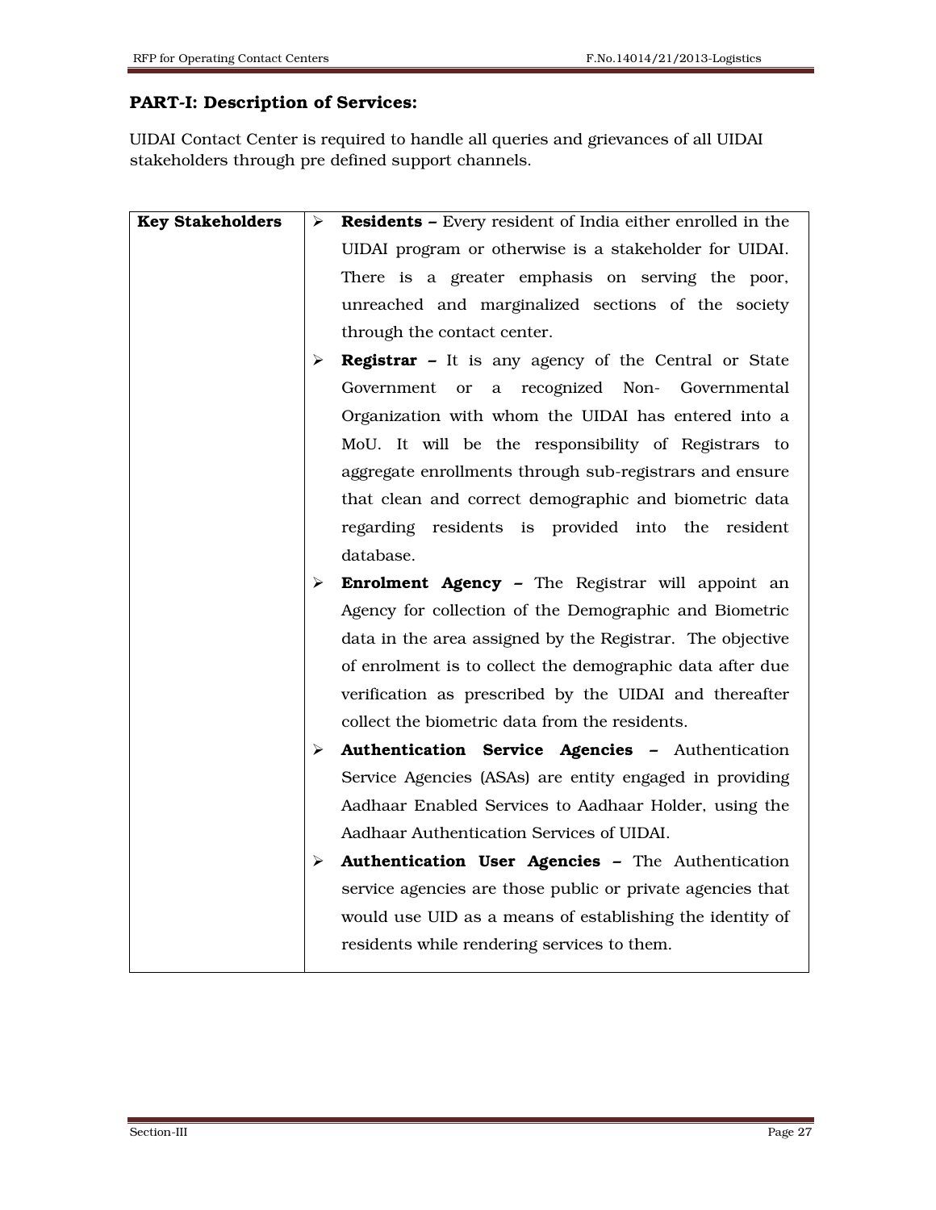## PART-I: Description of Services:

UIDAI Contact Center is required to handle all queries and grievances of all UIDAI stakeholders through pre defined support channels.

| **Key Stakeholders** | <ul><li>**Residents –** Every resident of India either enrolled in the UIDAI program or otherwise is a stakeholder for UIDAI. There is a greater emphasis on serving the poor, unreached and marginalized sections of the society through the contact center.</li><li>**Registrar –** It is any agency of the Central or State Government or a recognized Non- Governmental Organization with whom the UIDAI has entered into a MoU. It will be the responsibility of Registrars to aggregate enrollments through sub-registrars and ensure that clean and correct demographic and biometric data regarding residents is provided into the resident database.</li><li>**Enrolment Agency –** The Registrar will appoint an Agency for collection of the Demographic and Biometric data in the area assigned by the Registrar. The objective of enrolment is to collect the demographic data after due verification as prescribed by the UIDAI and thereafter collect the biometric data from the residents.</li><li>**Authentication Service Agencies –** Authentication Service Agencies (ASAs) are entity engaged in providing Aadhaar Enabled Services to Aadhaar Holder, using the Aadhaar Authentication Services of UIDAI.</li><li>**Authentication User Agencies –** The Authentication service agencies are those public or private agencies that would use UID as a means of establishing the identity of residents while rendering services to them.</li></ul> |
|---|---|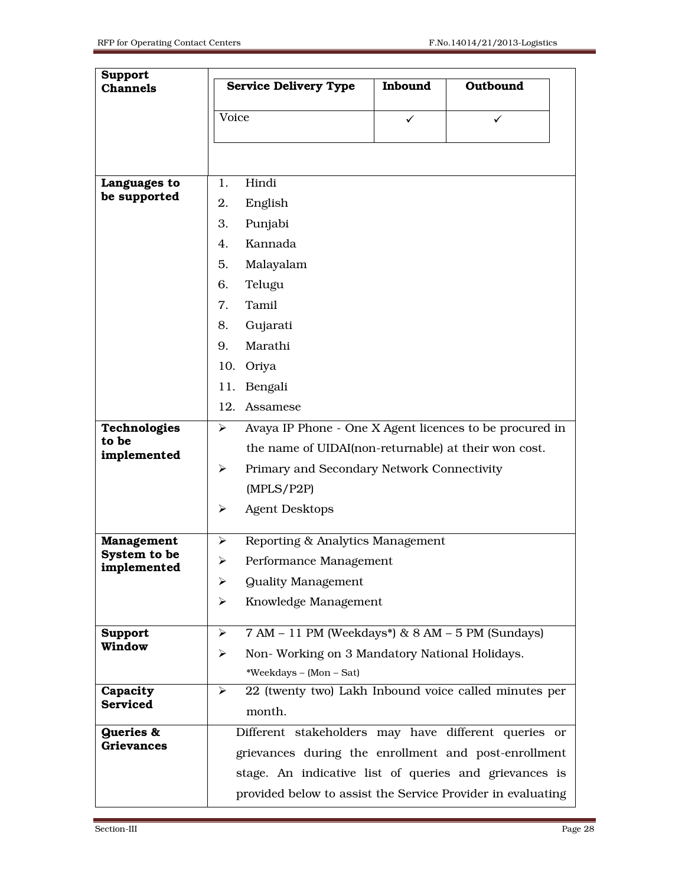<table>
<tr>
<td><b>Support Channels</b></td>
<td>

| Service Delivery Type | Inbound | Outbound |
|---|---|---|
| Voice | ✓ | ✓ |

</td>
</tr>
<tr>
<td><b>Languages to be supported</b></td>
<td>1. Hindi<br>2. English<br>3. Punjabi<br>4. Kannada<br>5. Malayalam<br>6. Telugu<br>7. Tamil<br>8. Gujarati<br>9. Marathi<br>10. Oriya<br>11. Bengali<br>12. Assamese</td>
</tr>
<tr>
<td><b>Technologies to be implemented</b></td>
<td>➢ Avaya IP Phone - One X Agent licences to be procured in the name of UIDAI(non-returnable) at their won cost.<br>➢ Primary and Secondary Network Connectivity (MPLS/P2P)<br>➢ Agent Desktops</td>
</tr>
<tr>
<td><b>Management System to be implemented</b></td>
<td>➢ Reporting &amp; Analytics Management<br>➢ Performance Management<br>➢ Quality Management<br>➢ Knowledge Management</td>
</tr>
<tr>
<td><b>Support Window</b></td>
<td>➢ 7 AM – 11 PM (Weekdays*) &amp; 8 AM – 5 PM (Sundays)<br>➢ Non- Working on 3 Mandatory National Holidays.<br>*Weekdays – (Mon – Sat)</td>
</tr>
<tr>
<td><b>Capacity Serviced</b></td>
<td>➢ 22 (twenty two) Lakh Inbound voice called minutes per month.</td>
</tr>
<tr>
<td><b>Queries &amp; Grievances</b></td>
<td>Different stakeholders may have different queries or grievances during the enrollment and post-enrollment stage. An indicative list of queries and grievances is provided below to assist the Service Provider in evaluating</td>
</tr>
</table>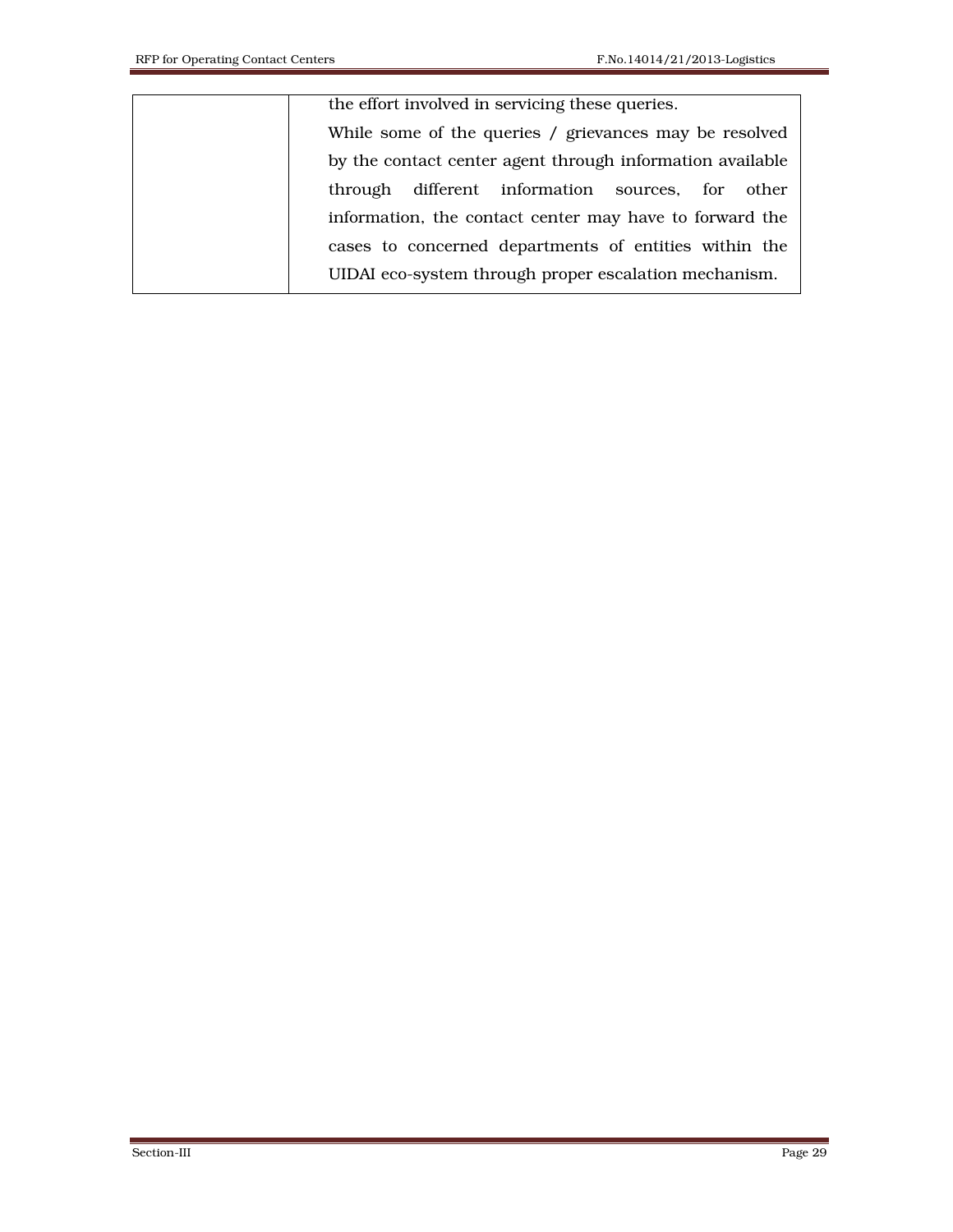|  |  |
|---|---|
|  | the effort involved in servicing these queries.<br>While some of the queries / grievances may be resolved by the contact center agent through information available through different information sources, for other information, the contact center may have to forward the cases to concerned departments of entities within the UIDAI eco-system through proper escalation mechanism. |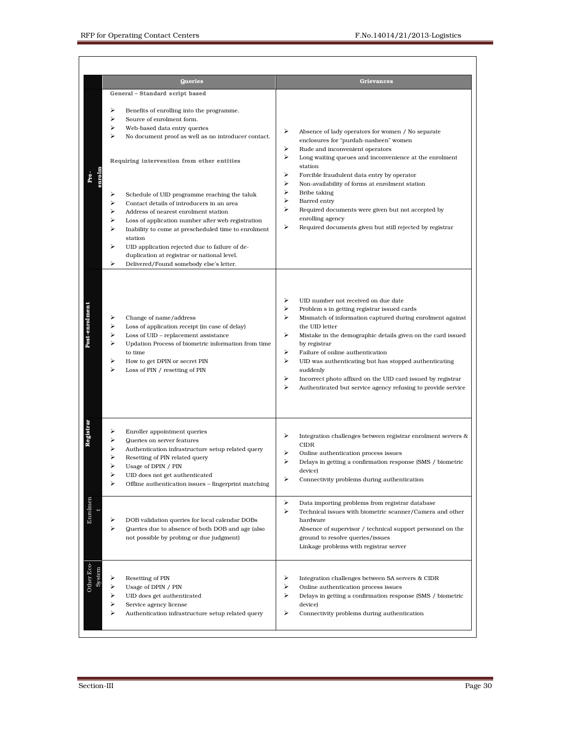| | Queries | Grievances |
|---|---|---|
| Pre-enrolm | **General – Standard script based**<br>➢ Benefits of enrolling into the programme.<br>➢ Source of enrolment form.<br>➢ Web-based data entry queries<br>➢ No document proof as well as no introducer contact.<br><br>**Requiring intervention from other entities**<br>➢ Schedule of UID programme reaching the taluk<br>➢ Contact details of introducers in an area<br>➢ Address of nearest enrolment station<br>➢ Loss of application number after web registration<br>➢ Inability to come at prescheduled time to enrolment station<br>➢ UID application rejected due to failure of de-duplication at registrar or national level.<br>➢ Delivered/Found somebody else's letter. | ➢ Absence of lady operators for women / No separate enclosures for "purdah-nasheen" women<br>➢ Rude and inconvenient operators<br>➢ Long waiting queues and inconvenience at the enrolment station<br>➢ Forcible fraudulent data entry by operator<br>➢ Non-availability of forms at enrolment station<br>➢ Bribe taking<br>➢ Barred entry<br>➢ Required documents were given but not accepted by enrolling agency<br>➢ Required documents given but still rejected by registrar |
| Post-enrolment | ➢ Change of name/address<br>➢ Loss of application receipt (in case of delay)<br>➢ Loss of UID – replacement assistance<br>➢ Updation Process of biometric information from time to time<br>➢ How to get DPIN or secret PIN<br>➢ Loss of PIN / resetting of PIN | ➢ UID number not received on due date<br>➢ Problem s in getting registrar issued cards<br>➢ Mismatch of information captured during enrolment against the UID letter<br>➢ Mistake in the demographic details given on the card issued by registrar<br>➢ Failure of online authentication<br>➢ UID was authenticating but has stopped authenticating suddenly<br>➢ Incorrect photo affixed on the UID card issued by registrar<br>➢ Authenticated but service agency refusing to provide service |
| Registrar | ➢ Enroller appointment queries<br>➢ Queries on server features<br>➢ Authentication infrastructure setup related query<br>➢ Resetting of PIN related query<br>➢ Usage of DPIN / PIN<br>➢ UID does not get authenticated<br>➢ Offline authentication issues – fingerprint matching | ➢ Integration challenges between registrar enrolment servers & CIDR<br>➢ Online authentication process issues<br>➢ Delays in getting a confirmation response (SMS / biometric device)<br>➢ Connectivity problems during authentication |
| Enrolment | ➢ DOB validation queries for local calendar DOBs<br>➢ Queries due to absence of both DOB and age (also not possible by probing or due judgment) | ➢ Data importing problems from registrar database<br>➢ Technical issues with biometric scanner/Camera and other hardware<br>Absence of supervisor / technical support personnel on the ground to resolve queries/issues<br>Linkage problems with registrar server |
| Other Eco-System | ➢ Resetting of PIN<br>➢ Usage of DPIN / PIN<br>➢ UID does get authenticated<br>➢ Service agency license<br>➢ Authentication infrastructure setup related query | ➢ Integration challenges between SA servers & CIDR<br>➢ Online authentication process issues<br>➢ Delays in getting a confirmation response (SMS / biometric device)<br>➢ Connectivity problems during authentication |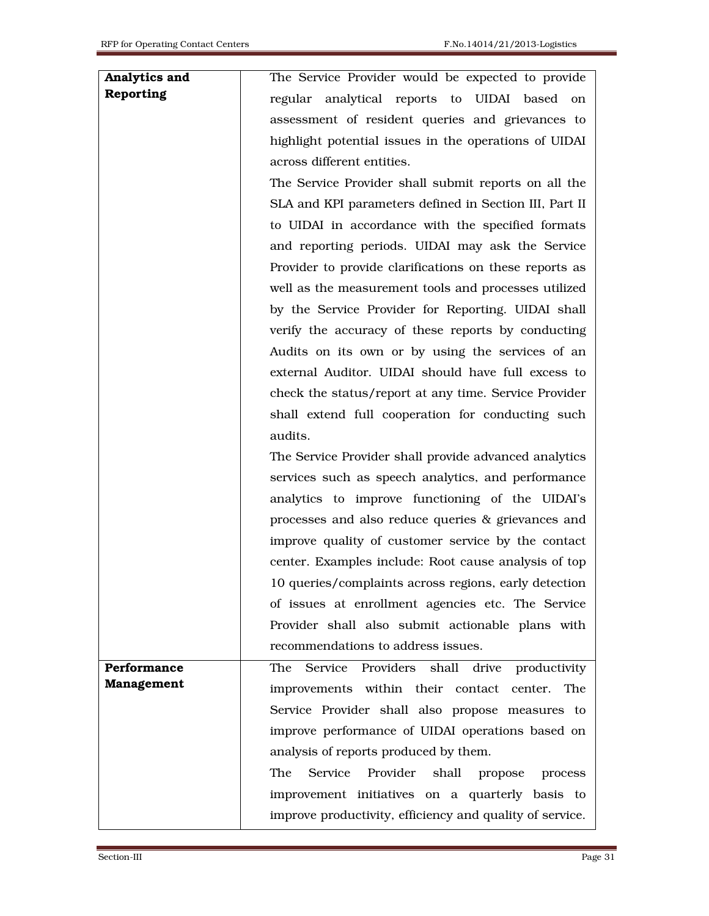| | |
|---|---|
| **Analytics and Reporting** | The Service Provider would be expected to provide regular analytical reports to UIDAI based on assessment of resident queries and grievances to highlight potential issues in the operations of UIDAI across different entities.<br>The Service Provider shall submit reports on all the SLA and KPI parameters defined in Section III, Part II to UIDAI in accordance with the specified formats and reporting periods. UIDAI may ask the Service Provider to provide clarifications on these reports as well as the measurement tools and processes utilized by the Service Provider for Reporting. UIDAI shall verify the accuracy of these reports by conducting Audits on its own or by using the services of an external Auditor. UIDAI should have full excess to check the status/report at any time. Service Provider shall extend full cooperation for conducting such audits.<br>The Service Provider shall provide advanced analytics services such as speech analytics, and performance analytics to improve functioning of the UIDAI's processes and also reduce queries & grievances and improve quality of customer service by the contact center. Examples include: Root cause analysis of top 10 queries/complaints across regions, early detection of issues at enrollment agencies etc. The Service Provider shall also submit actionable plans with recommendations to address issues. |
| **Performance Management** | The Service Providers shall drive productivity improvements within their contact center. The Service Provider shall also propose measures to improve performance of UIDAI operations based on analysis of reports produced by them.<br>The Service Provider shall propose process improvement initiatives on a quarterly basis to improve productivity, efficiency and quality of service. |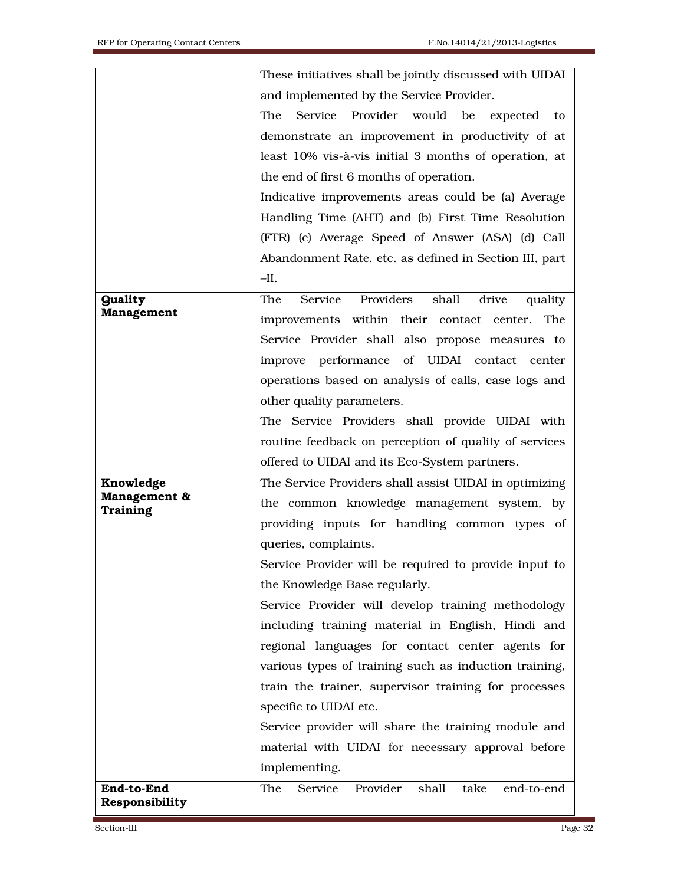| | |
|---|---|
| | These initiatives shall be jointly discussed with UIDAI and implemented by the Service Provider.<br>The Service Provider would be expected to demonstrate an improvement in productivity of at least 10% vis-à-vis initial 3 months of operation, at the end of first 6 months of operation.<br>Indicative improvements areas could be (a) Average Handling Time (AHT) and (b) First Time Resolution (FTR) (c) Average Speed of Answer (ASA) (d) Call Abandonment Rate, etc. as defined in Section III, part –II. |
| **Quality Management** | The Service Providers shall drive quality improvements within their contact center. The Service Provider shall also propose measures to improve performance of UIDAI contact center operations based on analysis of calls, case logs and other quality parameters.<br>The Service Providers shall provide UIDAI with routine feedback on perception of quality of services offered to UIDAI and its Eco-System partners. |
| **Knowledge Management & Training** | The Service Providers shall assist UIDAI in optimizing the common knowledge management system, by providing inputs for handling common types of queries, complaints.<br>Service Provider will be required to provide input to the Knowledge Base regularly.<br>Service Provider will develop training methodology including training material in English, Hindi and regional languages for contact center agents for various types of training such as induction training, train the trainer, supervisor training for processes specific to UIDAI etc.<br>Service provider will share the training module and material with UIDAI for necessary approval before implementing. |
| **End-to-End Responsibility** | The Service Provider shall take end-to-end |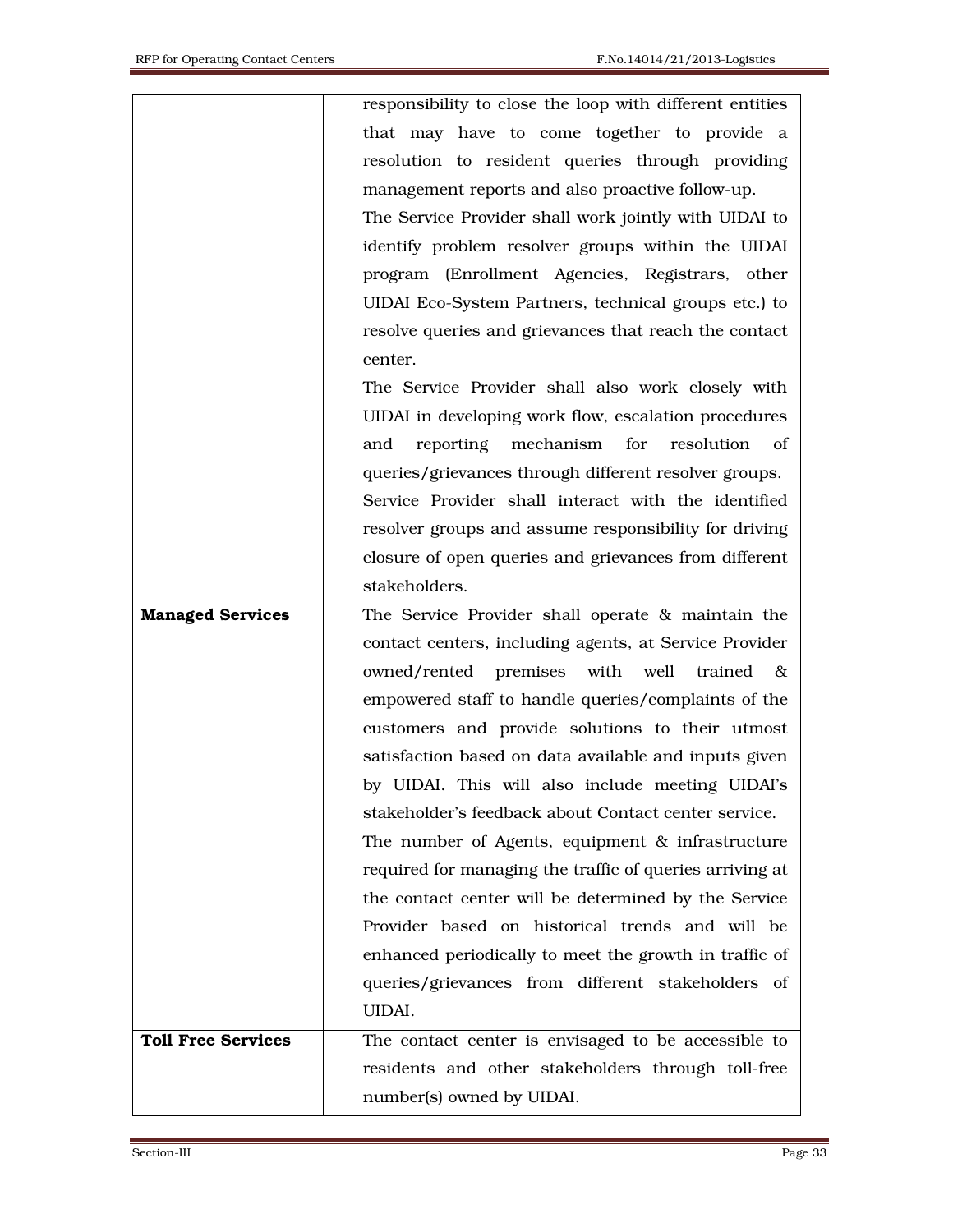| | |
|---|---|
| | responsibility to close the loop with different entities that may have to come together to provide a resolution to resident queries through providing management reports and also proactive follow-up.<br>The Service Provider shall work jointly with UIDAI to identify problem resolver groups within the UIDAI program (Enrollment Agencies, Registrars, other UIDAI Eco-System Partners, technical groups etc.) to resolve queries and grievances that reach the contact center.<br>The Service Provider shall also work closely with UIDAI in developing work flow, escalation procedures and reporting mechanism for resolution of queries/grievances through different resolver groups.<br>Service Provider shall interact with the identified resolver groups and assume responsibility for driving closure of open queries and grievances from different stakeholders. |
| **Managed Services** | The Service Provider shall operate & maintain the contact centers, including agents, at Service Provider owned/rented premises with well trained & empowered staff to handle queries/complaints of the customers and provide solutions to their utmost satisfaction based on data available and inputs given by UIDAI. This will also include meeting UIDAI's stakeholder's feedback about Contact center service.<br>The number of Agents, equipment & infrastructure required for managing the traffic of queries arriving at the contact center will be determined by the Service Provider based on historical trends and will be enhanced periodically to meet the growth in traffic of queries/grievances from different stakeholders of UIDAI. |
| **Toll Free Services** | The contact center is envisaged to be accessible to residents and other stakeholders through toll-free number(s) owned by UIDAI. |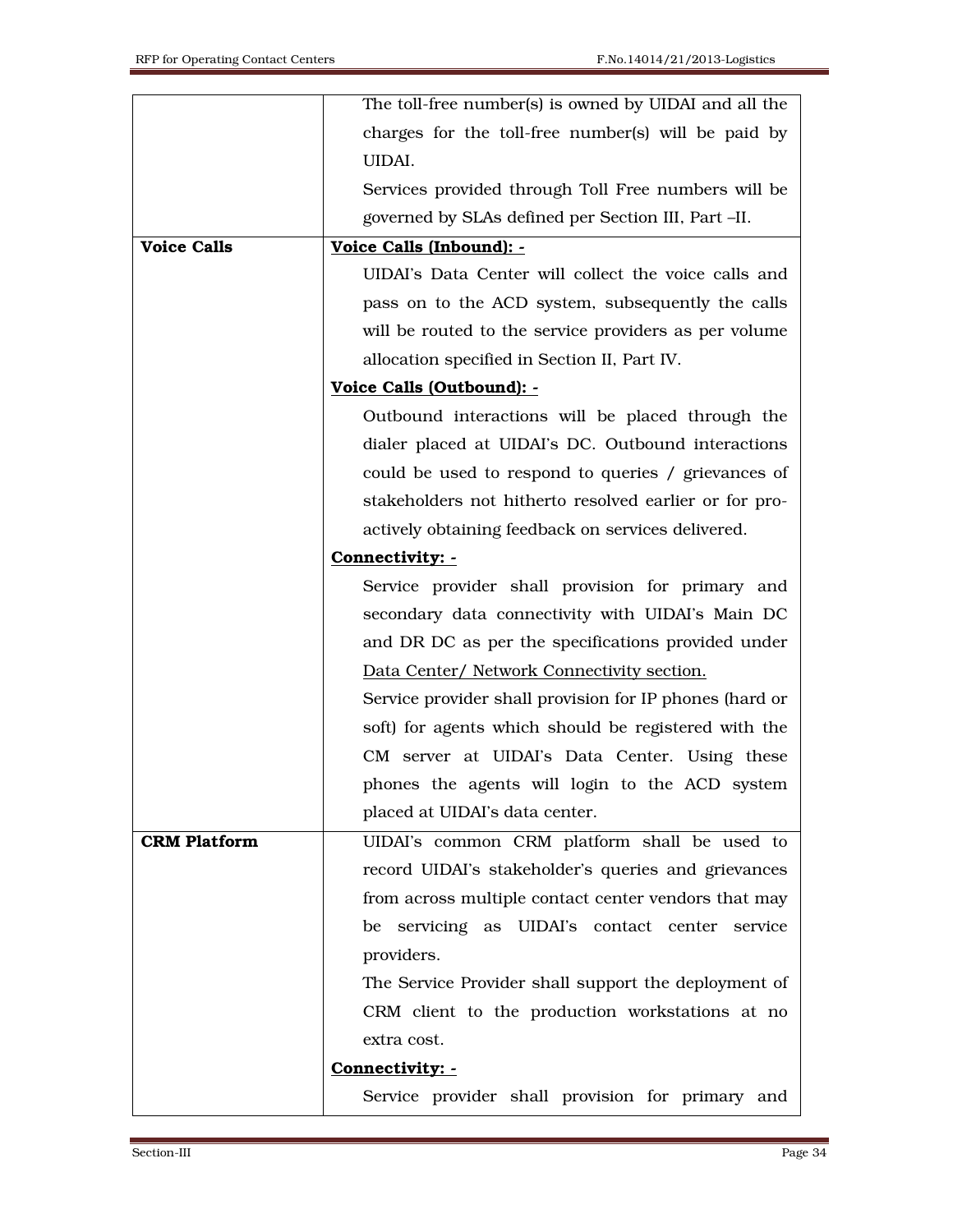| | |
|---|---|
| | The toll-free number(s) is owned by UIDAI and all the charges for the toll-free number(s) will be paid by UIDAI.<br>Services provided through Toll Free numbers will be governed by SLAs defined per Section III, Part –II. |
| **Voice Calls** | **Voice Calls (Inbound): -**<br>UIDAI's Data Center will collect the voice calls and pass on to the ACD system, subsequently the calls will be routed to the service providers as per volume allocation specified in Section II, Part IV.<br>**Voice Calls (Outbound): -**<br>Outbound interactions will be placed through the dialer placed at UIDAI's DC. Outbound interactions could be used to respond to queries / grievances of stakeholders not hitherto resolved earlier or for pro-actively obtaining feedback on services delivered.<br>**Connectivity: -**<br>Service provider shall provision for primary and secondary data connectivity with UIDAI's Main DC and DR DC as per the specifications provided under Data Center/ Network Connectivity section.<br>Service provider shall provision for IP phones (hard or soft) for agents which should be registered with the CM server at UIDAI's Data Center. Using these phones the agents will login to the ACD system placed at UIDAI's data center. |
| **CRM Platform** | UIDAI's common CRM platform shall be used to record UIDAI's stakeholder's queries and grievances from across multiple contact center vendors that may be servicing as UIDAI's contact center service providers.<br>The Service Provider shall support the deployment of CRM client to the production workstations at no extra cost.<br>**Connectivity: -**<br>Service provider shall provision for primary and |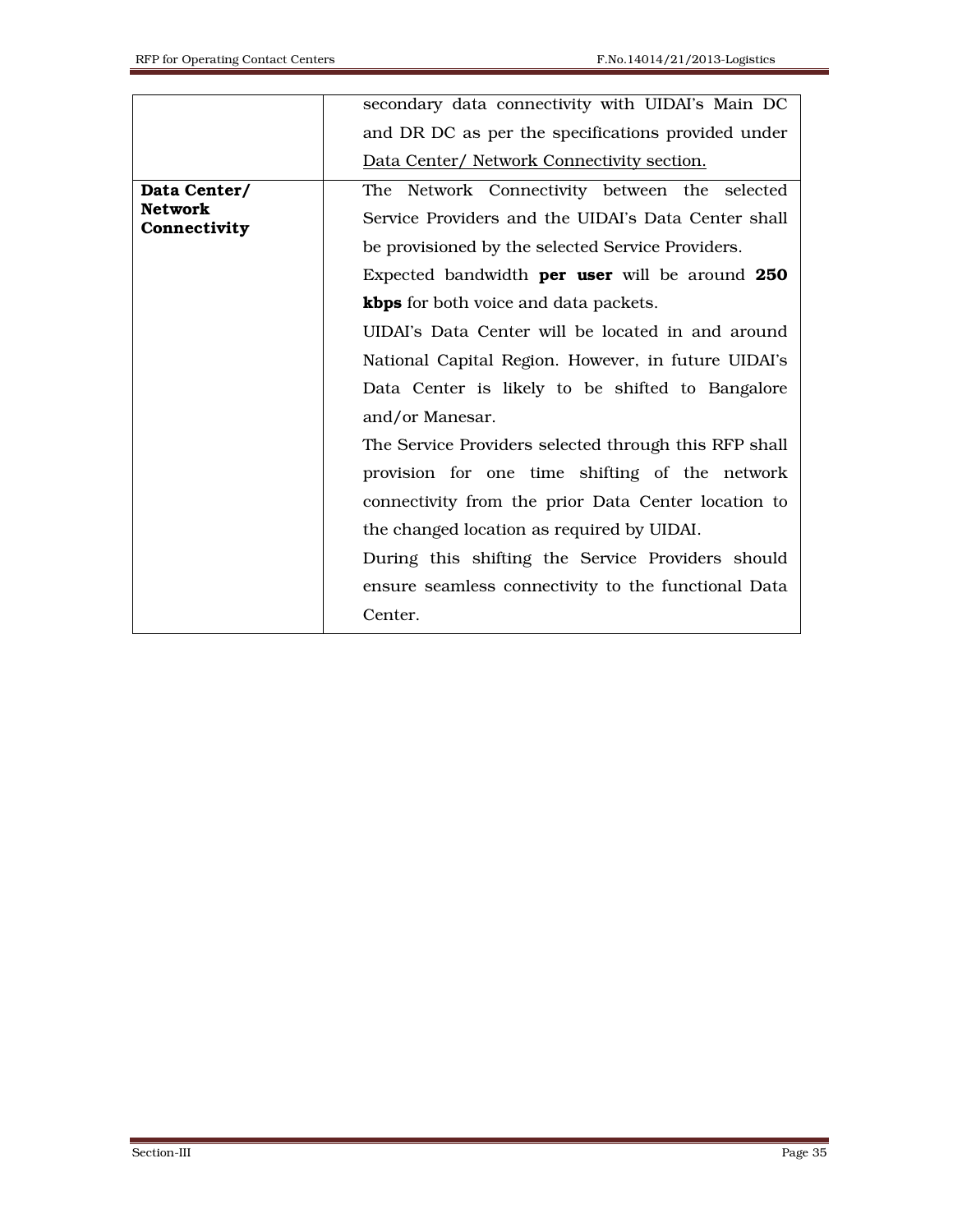| | |
|---|---|
| | secondary data connectivity with UIDAI's Main DC and DR DC as per the specifications provided under Data Center/ Network Connectivity section. |
| **Data Center/ Network Connectivity** | The Network Connectivity between the selected Service Providers and the UIDAI's Data Center shall be provisioned by the selected Service Providers.<br>Expected bandwidth **per user** will be around **250 kbps** for both voice and data packets.<br>UIDAI's Data Center will be located in and around National Capital Region. However, in future UIDAI's Data Center is likely to be shifted to Bangalore and/or Manesar.<br>The Service Providers selected through this RFP shall provision for one time shifting of the network connectivity from the prior Data Center location to the changed location as required by UIDAI.<br>During this shifting the Service Providers should ensure seamless connectivity to the functional Data Center. |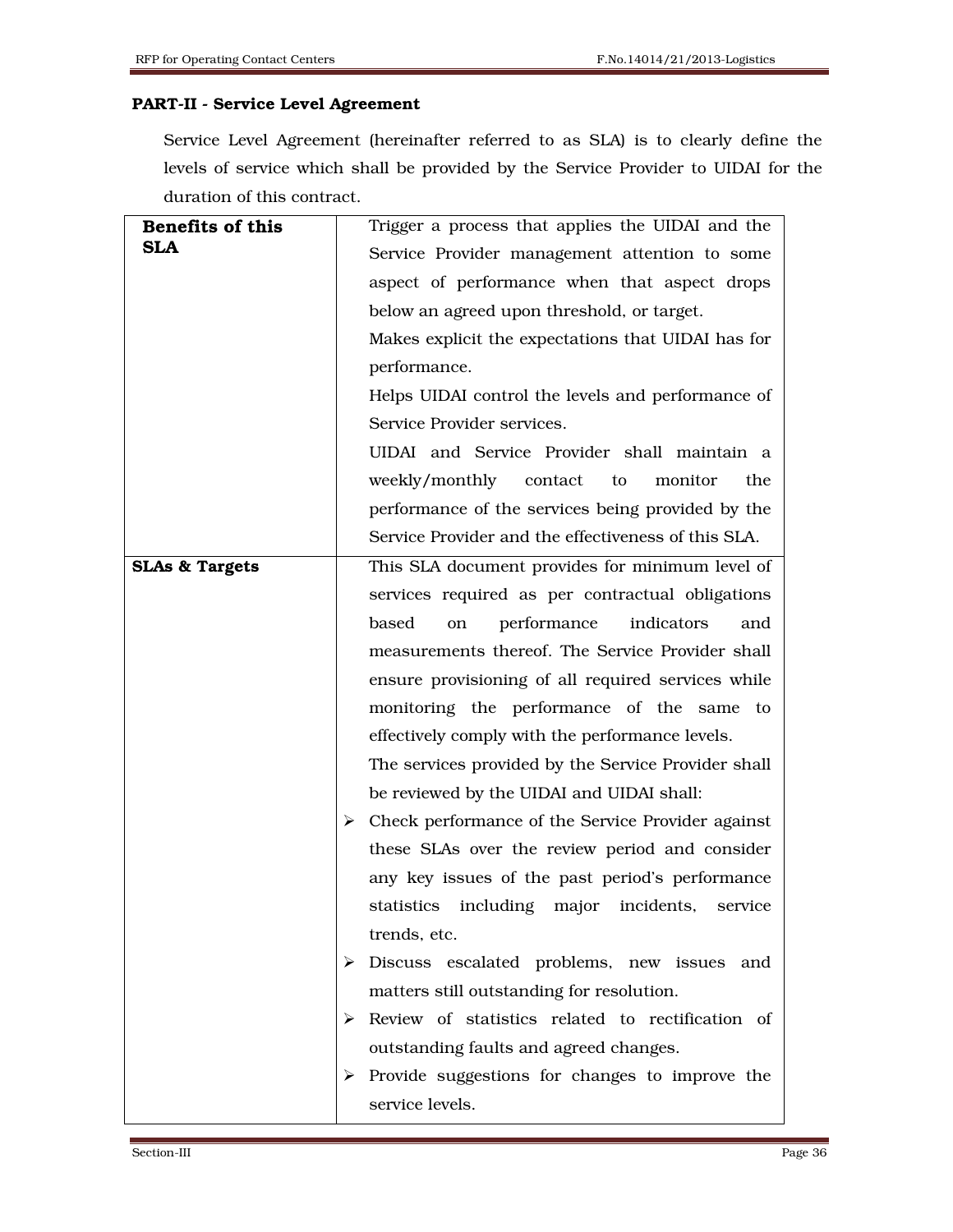**PART-II - Service Level Agreement**

Service Level Agreement (hereinafter referred to as SLA) is to clearly define the levels of service which shall be provided by the Service Provider to UIDAI for the duration of this contract.

| **Benefits of this SLA** | Trigger a process that applies the UIDAI and the Service Provider management attention to some aspect of performance when that aspect drops below an agreed upon threshold, or target.<br>Makes explicit the expectations that UIDAI has for performance.<br>Helps UIDAI control the levels and performance of Service Provider services.<br>UIDAI and Service Provider shall maintain a weekly/monthly contact to monitor the performance of the services being provided by the Service Provider and the effectiveness of this SLA. |
|---|---|
| **SLAs & Targets** | This SLA document provides for minimum level of services required as per contractual obligations based on performance indicators and measurements thereof. The Service Provider shall ensure provisioning of all required services while monitoring the performance of the same to effectively comply with the performance levels.<br>The services provided by the Service Provider shall be reviewed by the UIDAI and UIDAI shall:<br>➢ Check performance of the Service Provider against these SLAs over the review period and consider any key issues of the past period's performance statistics including major incidents, service trends, etc.<br>➢ Discuss escalated problems, new issues and matters still outstanding for resolution.<br>➢ Review of statistics related to rectification of outstanding faults and agreed changes.<br>➢ Provide suggestions for changes to improve the service levels. |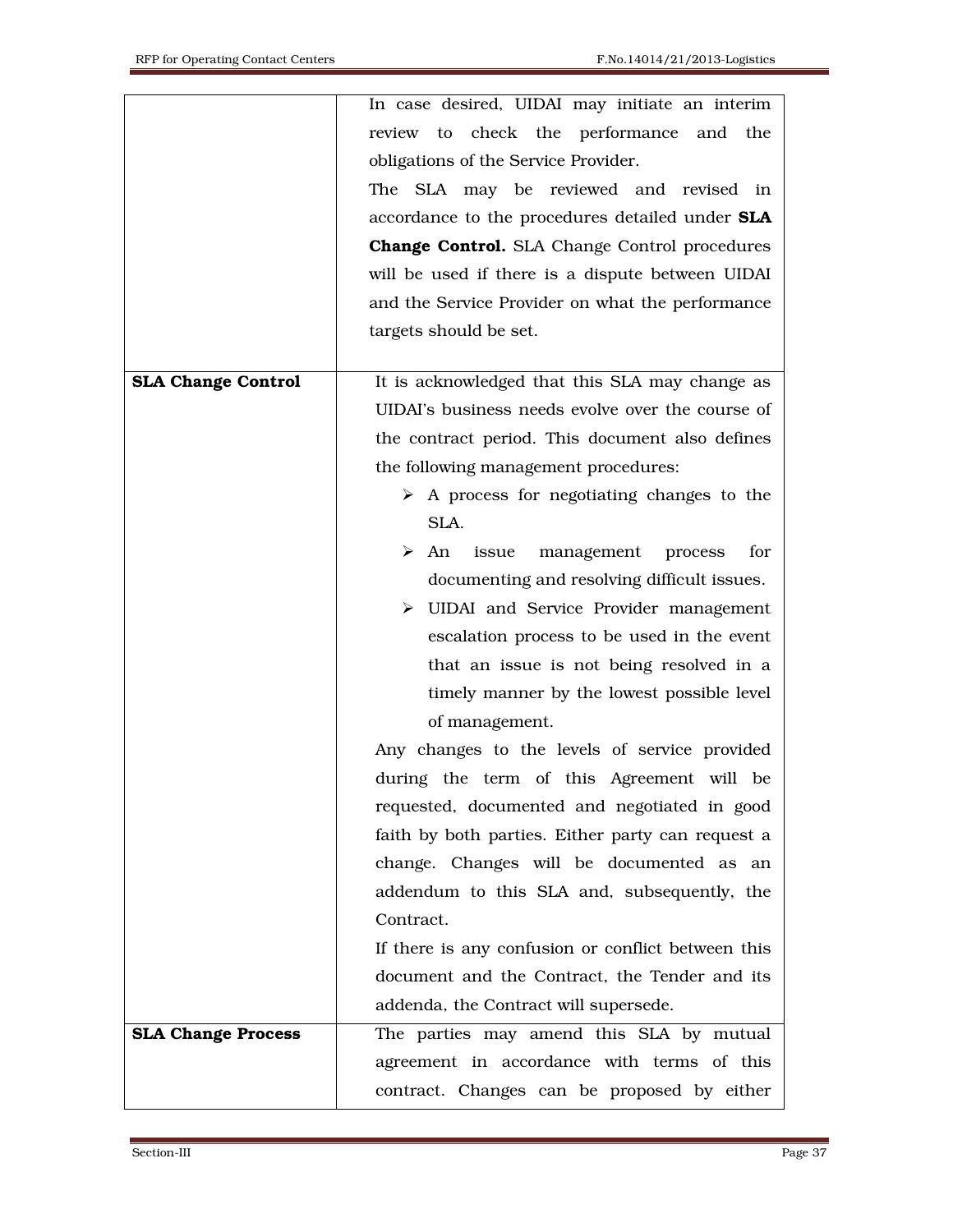| | |
|---|---|
| | In case desired, UIDAI may initiate an interim review to check the performance and the obligations of the Service Provider.<br>The SLA may be reviewed and revised in accordance to the procedures detailed under **SLA Change Control.** SLA Change Control procedures will be used if there is a dispute between UIDAI and the Service Provider on what the performance targets should be set. |
| **SLA Change Control** | It is acknowledged that this SLA may change as UIDAI's business needs evolve over the course of the contract period. This document also defines the following management procedures:<br>➢ A process for negotiating changes to the SLA.<br>➢ An issue management process for documenting and resolving difficult issues.<br>➢ UIDAI and Service Provider management escalation process to be used in the event that an issue is not being resolved in a timely manner by the lowest possible level of management.<br>Any changes to the levels of service provided during the term of this Agreement will be requested, documented and negotiated in good faith by both parties. Either party can request a change. Changes will be documented as an addendum to this SLA and, subsequently, the Contract.<br>If there is any confusion or conflict between this document and the Contract, the Tender and its addenda, the Contract will supersede. |
| **SLA Change Process** | The parties may amend this SLA by mutual agreement in accordance with terms of this contract. Changes can be proposed by either |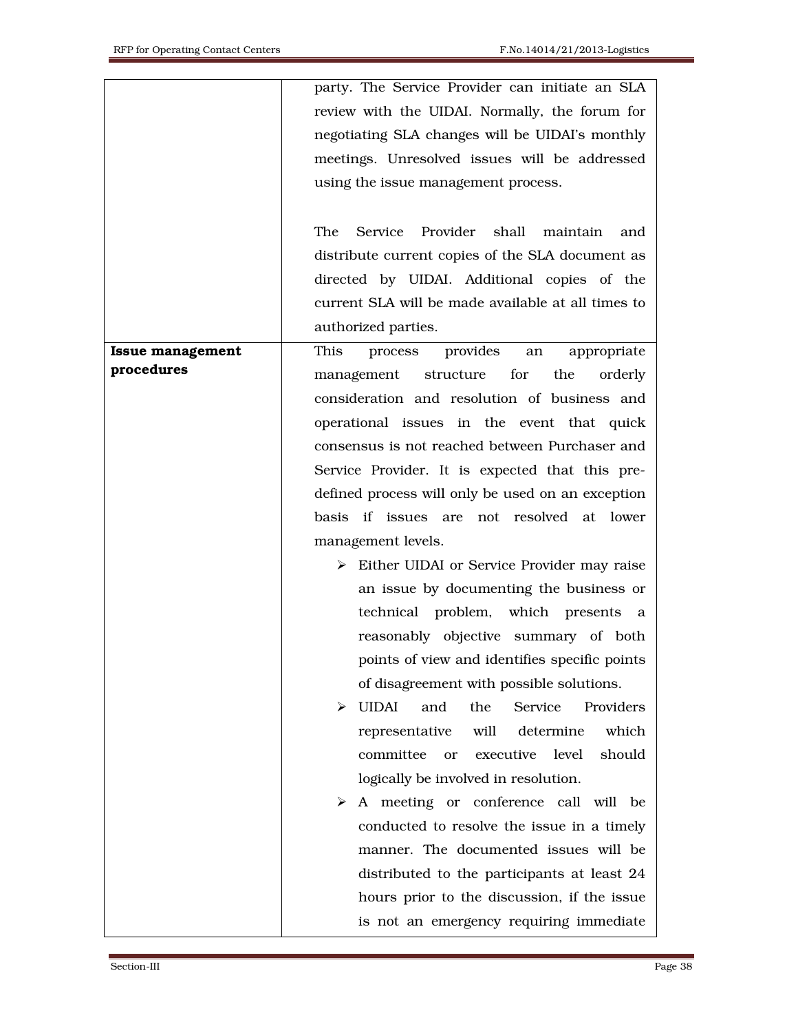|  |  |
| --- | --- |
|  | party. The Service Provider can initiate an SLA review with the UIDAI. Normally, the forum for negotiating SLA changes will be UIDAI's monthly meetings. Unresolved issues will be addressed using the issue management process.<br><br>The Service Provider shall maintain and distribute current copies of the SLA document as directed by UIDAI. Additional copies of the current SLA will be made available at all times to authorized parties. |
| **Issue management procedures** | This process provides an appropriate management structure for the orderly consideration and resolution of business and operational issues in the event that quick consensus is not reached between Purchaser and Service Provider. It is expected that this pre-defined process will only be used on an exception basis if issues are not resolved at lower management levels.<br>➢ Either UIDAI or Service Provider may raise an issue by documenting the business or technical problem, which presents a reasonably objective summary of both points of view and identifies specific points of disagreement with possible solutions.<br>➢ UIDAI and the Service Providers representative will determine which committee or executive level should logically be involved in resolution.<br>➢ A meeting or conference call will be conducted to resolve the issue in a timely manner. The documented issues will be distributed to the participants at least 24 hours prior to the discussion, if the issue is not an emergency requiring immediate |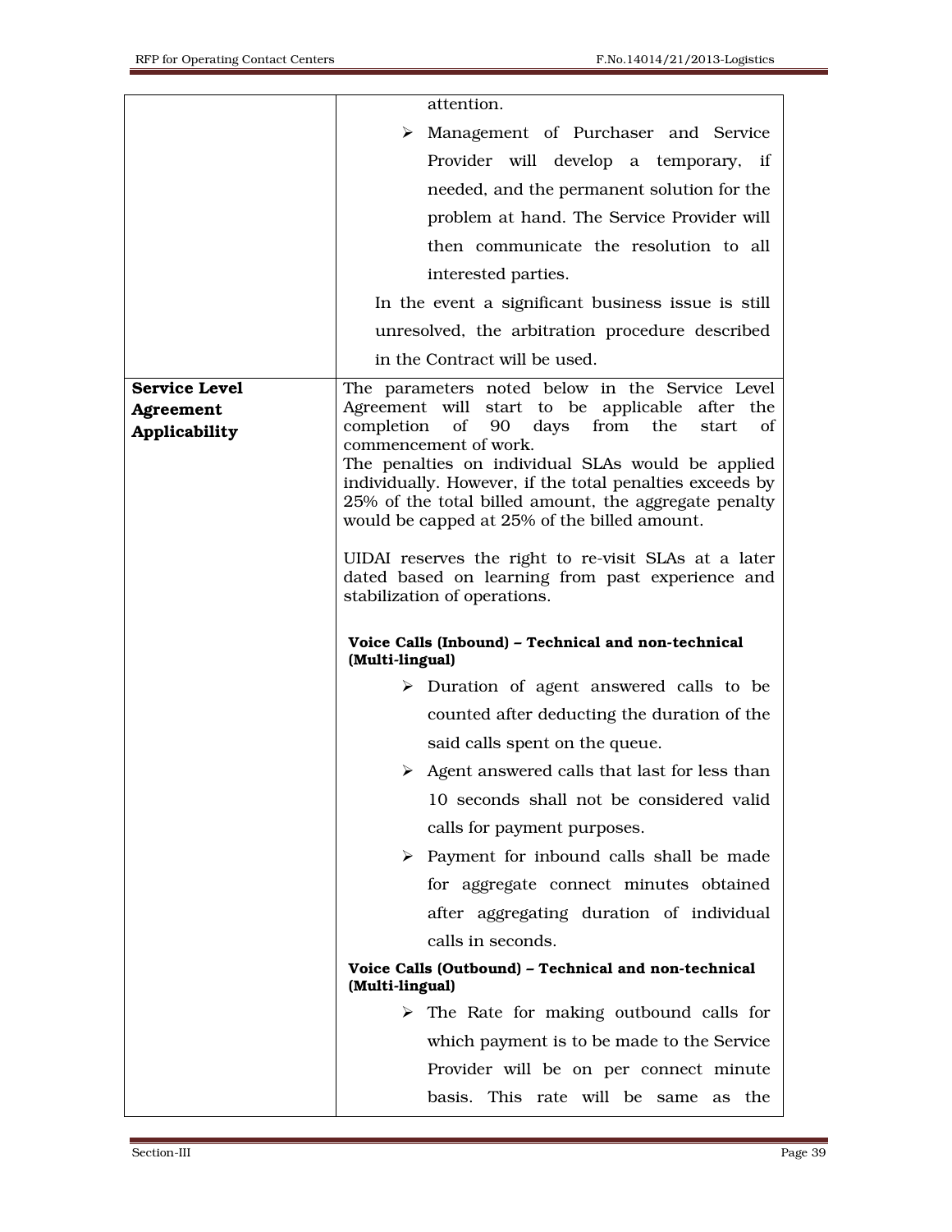| | |
|---|---|
| | attention.<br>➢ Management of Purchaser and Service Provider will develop a temporary, if needed, and the permanent solution for the problem at hand. The Service Provider will then communicate the resolution to all interested parties.<br><br>In the event a significant business issue is still unresolved, the arbitration procedure described in the Contract will be used. |
| **Service Level Agreement Applicability** | The parameters noted below in the Service Level Agreement will start to be applicable after the completion of 90 days from the start of commencement of work.<br>The penalties on individual SLAs would be applied individually. However, if the total penalties exceeds by 25% of the total billed amount, the aggregate penalty would be capped at 25% of the billed amount.<br><br>UIDAI reserves the right to re-visit SLAs at a later dated based on learning from past experience and stabilization of operations.<br><br>**Voice Calls (Inbound) – Technical and non-technical (Multi-lingual)**<br>➢ Duration of agent answered calls to be counted after deducting the duration of the said calls spent on the queue.<br>➢ Agent answered calls that last for less than 10 seconds shall not be considered valid calls for payment purposes.<br>➢ Payment for inbound calls shall be made for aggregate connect minutes obtained after aggregating duration of individual calls in seconds.<br><br>**Voice Calls (Outbound) – Technical and non-technical (Multi-lingual)**<br>➢ The Rate for making outbound calls for which payment is to be made to the Service Provider will be on per connect minute basis. This rate will be same as the |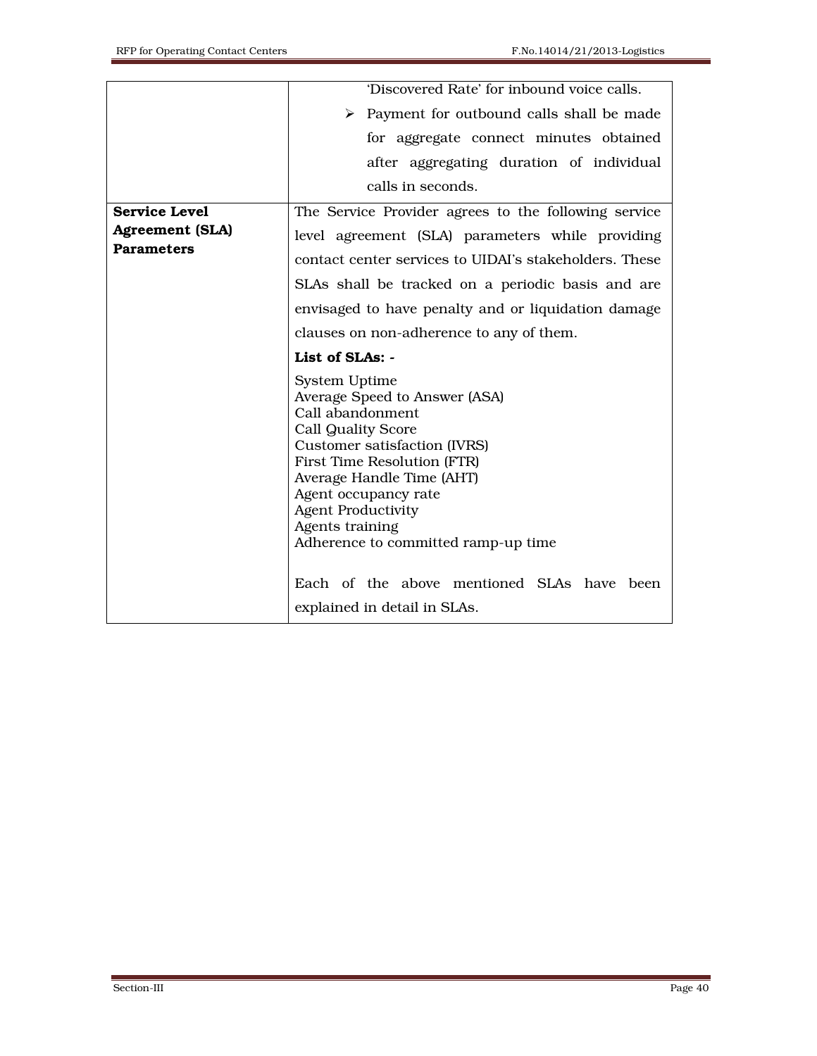| | |
|---|---|
| | 'Discovered Rate' for inbound voice calls.<br>➢ Payment for outbound calls shall be made for aggregate connect minutes obtained after aggregating duration of individual calls in seconds. |
| **Service Level Agreement (SLA) Parameters** | The Service Provider agrees to the following service level agreement (SLA) parameters while providing contact center services to UIDAI's stakeholders. These SLAs shall be tracked on a periodic basis and are envisaged to have penalty and or liquidation damage clauses on non-adherence to any of them.<br><br>**List of SLAs: -**<br><br>System Uptime<br>Average Speed to Answer (ASA)<br>Call abandonment<br>Call Quality Score<br>Customer satisfaction (IVRS)<br>First Time Resolution (FTR)<br>Average Handle Time (AHT)<br>Agent occupancy rate<br>Agent Productivity<br>Agents training<br>Adherence to committed ramp-up time<br><br>Each of the above mentioned SLAs have been explained in detail in SLAs. |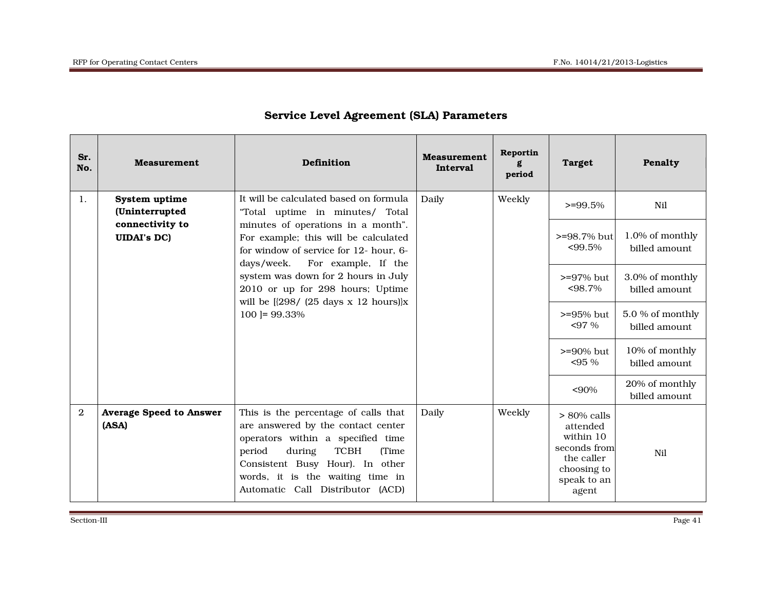## Service Level Agreement (SLA) Parameters

| Sr. No. | Measurement | Definition | Measurement Interval | Reporting period | Target | Penalty |
|---|---|---|---|---|---|---|
| 1. | **System uptime (Uninterrupted connectivity to UIDAI's DC)** | It will be calculated based on formula "Total uptime in minutes/ Total minutes of operations in a month". For example; this will be calculated for window of service for 12- hour, 6-days/week. For example, If the system was down for 2 hours in July 2010 or up for 298 hours; Uptime will be [{298/ (25 days x 12 hours)}x 100 ]= 99.33% | Daily | Weekly | >=99.5% | Nil |
| | | | | | >=98.7% but <99.5% | 1.0% of monthly billed amount |
| | | | | | >=97% but <98.7% | 3.0% of monthly billed amount |
| | | | | | >=95% but <97 % | 5.0 % of monthly billed amount |
| | | | | | >=90% but <95 % | 10% of monthly billed amount |
| | | | | | <90% | 20% of monthly billed amount |
| 2 | **Average Speed to Answer (ASA)** | This is the percentage of calls that are answered by the contact center operators within a specified time period during TCBH (Time Consistent Busy Hour). In other words, it is the waiting time in Automatic Call Distributor (ACD) | Daily | Weekly | > 80% calls attended within 10 seconds from the caller choosing to speak to an agent | Nil |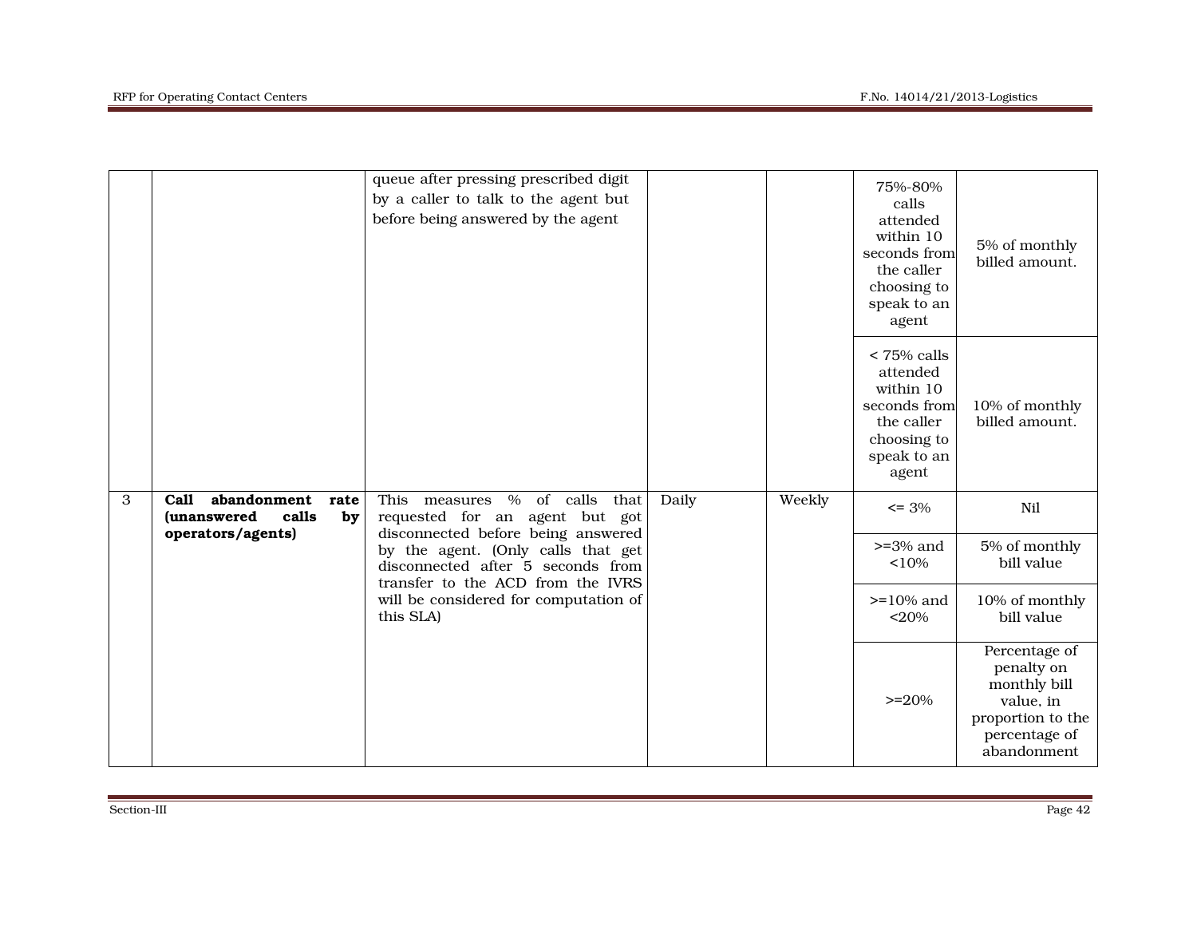| | | | | | | |
|---|---|---|---|---|---|---|
| | | queue after pressing prescribed digit by a caller to talk to the agent but before being answered by the agent | | | 75%-80% calls attended within 10 seconds from the caller choosing to speak to an agent | 5% of monthly billed amount. |
| | | | | | < 75% calls attended within 10 seconds from the caller choosing to speak to an agent | 10% of monthly billed amount. |
| 3 | **Call abandonment rate (unanswered calls by operators/agents)** | This measures % of calls that requested for an agent but got disconnected before being answered by the agent. (Only calls that get disconnected after 5 seconds from transfer to the ACD from the IVRS will be considered for computation of this SLA) | Daily | Weekly | <= 3% | Nil |
| | | | | | >=3% and <10% | 5% of monthly bill value |
| | | | | | >=10% and <20% | 10% of monthly bill value |
| | | | | | >=20% | Percentage of penalty on monthly bill value, in proportion to the percentage of abandonment |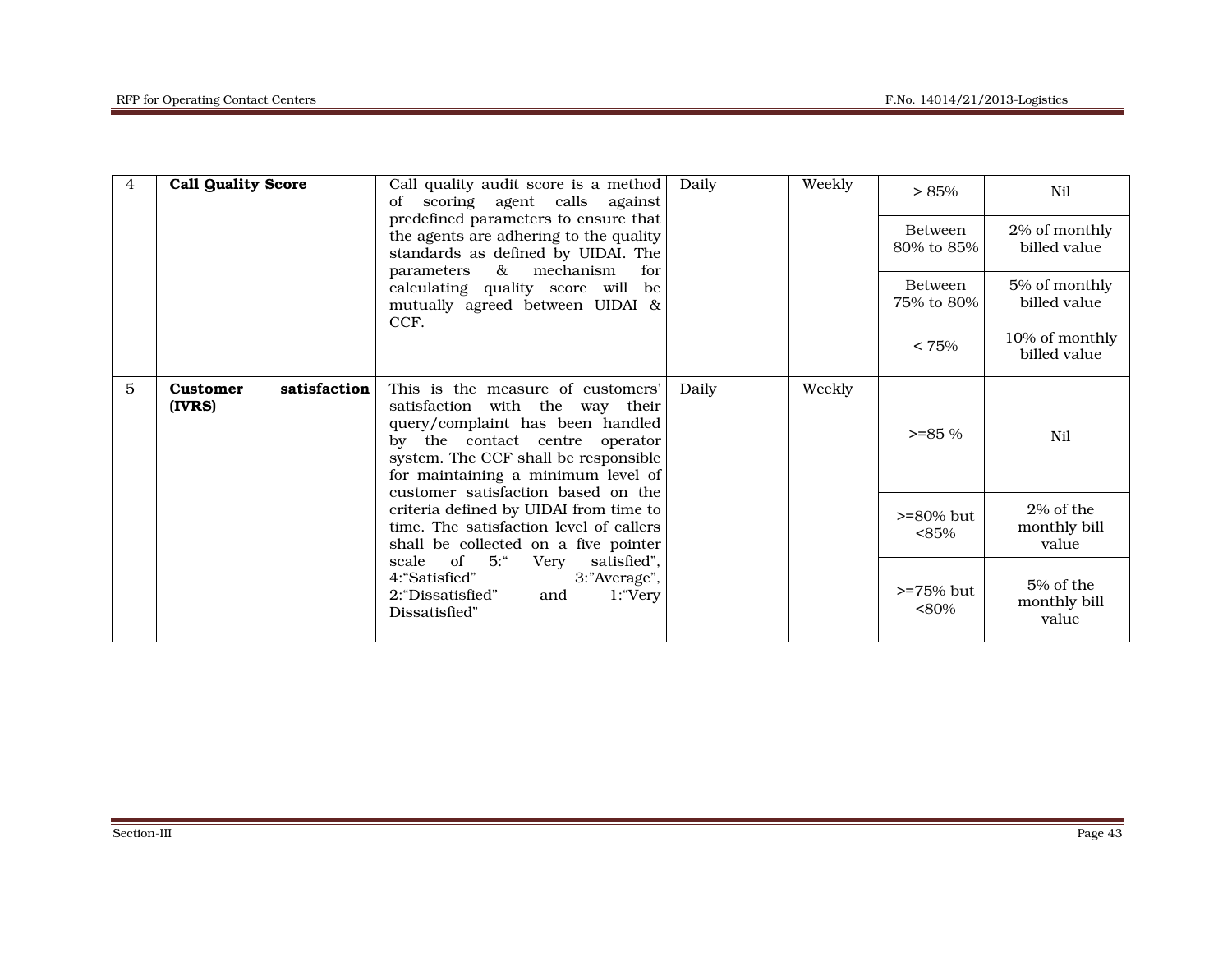| 4 | **Call Quality Score** | Call quality audit score is a method of scoring agent calls against predefined parameters to ensure that the agents are adhering to the quality standards as defined by UIDAI. The parameters & mechanism for calculating quality score will be mutually agreed between UIDAI & CCF. | Daily | Weekly | > 85% | Nil |
|---|---|---|---|---|---|---|
| | | | | | Between 80% to 85% | 2% of monthly billed value |
| | | | | | Between 75% to 80% | 5% of monthly billed value |
| | | | | | < 75% | 10% of monthly billed value |
| 5 | **Customer satisfaction (IVRS)** | This is the measure of customers' satisfaction with the way their query/complaint has been handled by the contact centre operator system. The CCF shall be responsible for maintaining a minimum level of customer satisfaction based on the criteria defined by UIDAI from time to time. The satisfaction level of callers shall be collected on a five pointer scale of 5:" Very satisfied", 4:"Satisfied" 3:"Average", 2:"Dissatisfied" and 1:"Very Dissatisfied" | Daily | Weekly | >=85 % | Nil |
| | | | | | >=80% but <85% | 2% of the monthly bill value |
| | | | | | >=75% but <80% | 5% of the monthly bill value |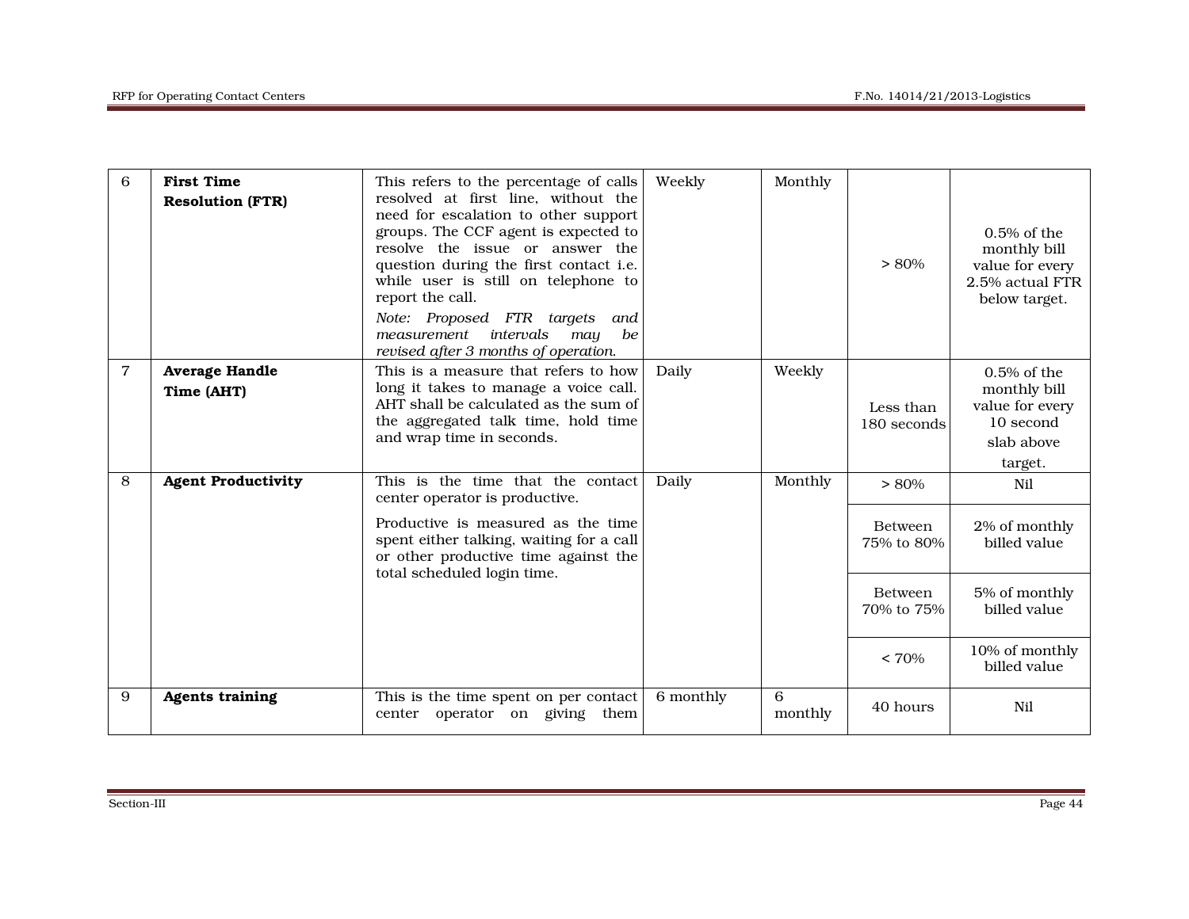| 6 | **First Time Resolution (FTR)** | This refers to the percentage of calls resolved at first line, without the need for escalation to other support groups. The CCF agent is expected to resolve the issue or answer the question during the first contact i.e. while user is still on telephone to report the call.<br>*Note: Proposed FTR targets and measurement intervals may be revised after 3 months of operation.* | Weekly | Monthly | > 80% | 0.5% of the monthly bill value for every 2.5% actual FTR below target. |
|---|---|---|---|---|---|---|
| 7 | **Average Handle Time (AHT)** | This is a measure that refers to how long it takes to manage a voice call. AHT shall be calculated as the sum of the aggregated talk time, hold time and wrap time in seconds. | Daily | Weekly | Less than 180 seconds | 0.5% of the monthly bill value for every 10 second slab above target. |
| 8 | **Agent Productivity** | This is the time that the contact center operator is productive.<br>Productive is measured as the time spent either talking, waiting for a call or other productive time against the total scheduled login time. | Daily | Monthly | > 80% | Nil |
| | | | | | Between 75% to 80% | 2% of monthly billed value |
| | | | | | Between 70% to 75% | 5% of monthly billed value |
| | | | | | < 70% | 10% of monthly billed value |
| 9 | **Agents training** | This is the time spent on per contact center operator on giving them | 6 monthly | 6 monthly | 40 hours | Nil |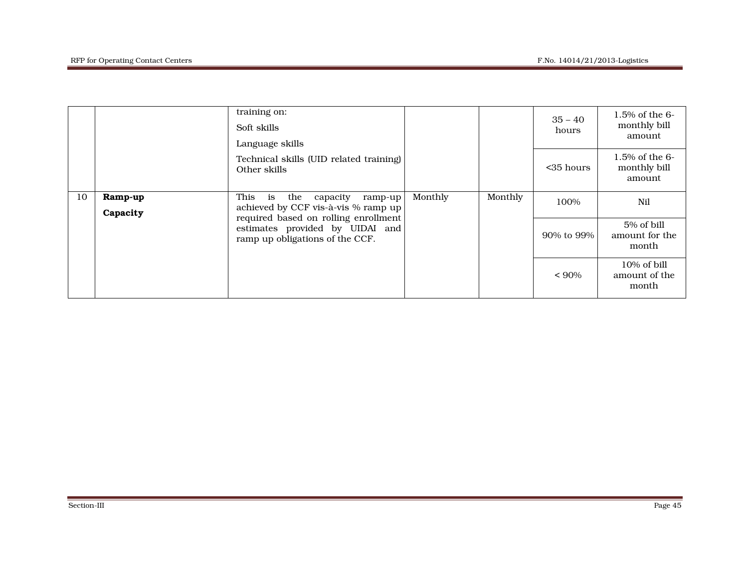| | | | | | | |
|---|---|---|---|---|---|---|
| | | training on:<br>Soft skills<br>Language skills<br>Technical skills (UID related training) Other skills | | | 35 – 40 hours | 1.5% of the 6-monthly bill amount |
| | | | | | <35 hours | 1.5% of the 6-monthly bill amount |
| 10 | **Ramp-up Capacity** | This is the capacity ramp-up achieved by CCF vis-à-vis % ramp up required based on rolling enrollment estimates provided by UIDAI and ramp up obligations of the CCF. | Monthly | Monthly | 100% | Nil |
| | | | | | 90% to 99% | 5% of bill amount for the month |
| | | | | | < 90% | 10% of bill amount of the month |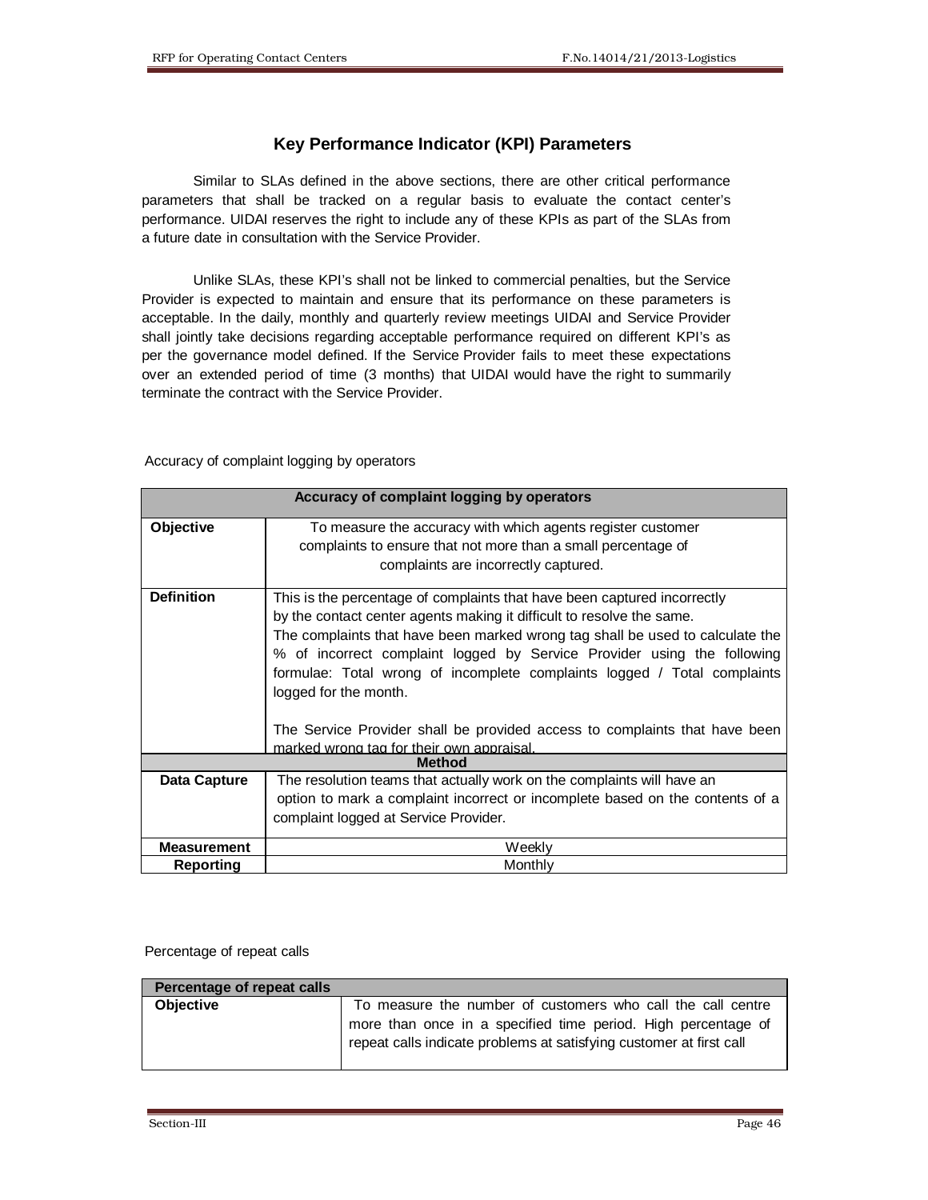## Key Performance Indicator (KPI) Parameters

Similar to SLAs defined in the above sections, there are other critical performance parameters that shall be tracked on a regular basis to evaluate the contact center's performance. UIDAI reserves the right to include any of these KPIs as part of the SLAs from a future date in consultation with the Service Provider.

Unlike SLAs, these KPI's shall not be linked to commercial penalties, but the Service Provider is expected to maintain and ensure that its performance on these parameters is acceptable. In the daily, monthly and quarterly review meetings UIDAI and Service Provider shall jointly take decisions regarding acceptable performance required on different KPI's as per the governance model defined. If the Service Provider fails to meet these expectations over an extended period of time (3 months) that UIDAI would have the right to summarily terminate the contract with the Service Provider.

Accuracy of complaint logging by operators

| Accuracy of complaint logging by operators | |
|---|---|
| **Objective** | To measure the accuracy with which agents register customer complaints to ensure that not more than a small percentage of complaints are incorrectly captured. |
| **Definition** | This is the percentage of complaints that have been captured incorrectly by the contact center agents making it difficult to resolve the same. The complaints that have been marked wrong tag shall be used to calculate the % of incorrect complaint logged by Service Provider using the following formulae: Total wrong of incomplete complaints logged / Total complaints logged for the month.<br><br>The Service Provider shall be provided access to complaints that have been marked wrong tag for their own appraisal. |
| **Method** | |
| **Data Capture** | The resolution teams that actually work on the complaints will have an option to mark a complaint incorrect or incomplete based on the contents of a complaint logged at Service Provider. |
| **Measurement** | Weekly |
| **Reporting** | Monthly |

Percentage of repeat calls

| Percentage of repeat calls | |
|---|---|
| **Objective** | To measure the number of customers who call the call centre more than once in a specified time period. High percentage of repeat calls indicate problems at satisfying customer at first call |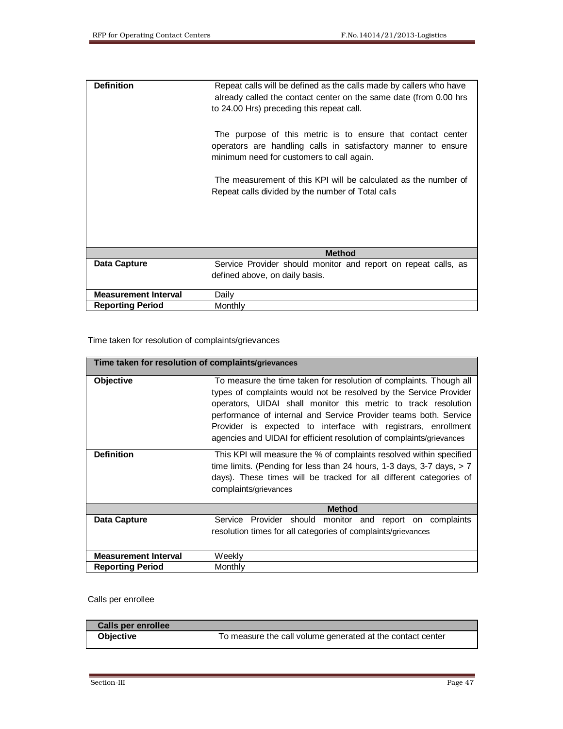| | |
|---|---|
| **Definition** | Repeat calls will be defined as the calls made by callers who have already called the contact center on the same date (from 0.00 hrs to 24.00 Hrs) preceding this repeat call.<br><br>The purpose of this metric is to ensure that contact center operators are handling calls in satisfactory manner to ensure minimum need for customers to call again.<br><br>The measurement of this KPI will be calculated as the number of Repeat calls divided by the number of Total calls |
| | **Method** |
| **Data Capture** | Service Provider should monitor and report on repeat calls, as defined above, on daily basis. |
| **Measurement Interval** | Daily |
| **Reporting Period** | Monthly |

Time taken for resolution of complaints/grievances

| **Time taken for resolution of complaints/grievances** | |
|---|---|
| **Objective** | To measure the time taken for resolution of complaints. Though all types of complaints would not be resolved by the Service Provider operators, UIDAI shall monitor this metric to track resolution performance of internal and Service Provider teams both. Service Provider is expected to interface with registrars, enrollment agencies and UIDAI for efficient resolution of complaints/grievances |
| **Definition** | This KPI will measure the % of complaints resolved within specified time limits. (Pending for less than 24 hours, 1-3 days, 3-7 days, > 7 days). These times will be tracked for all different categories of complaints/grievances |
| | **Method** |
| **Data Capture** | Service Provider should monitor and report on complaints resolution times for all categories of complaints/grievances |
| **Measurement Interval** | Weekly |
| **Reporting Period** | Monthly |

Calls per enrollee

| **Calls per enrollee** | |
|---|---|
| **Objective** | To measure the call volume generated at the contact center |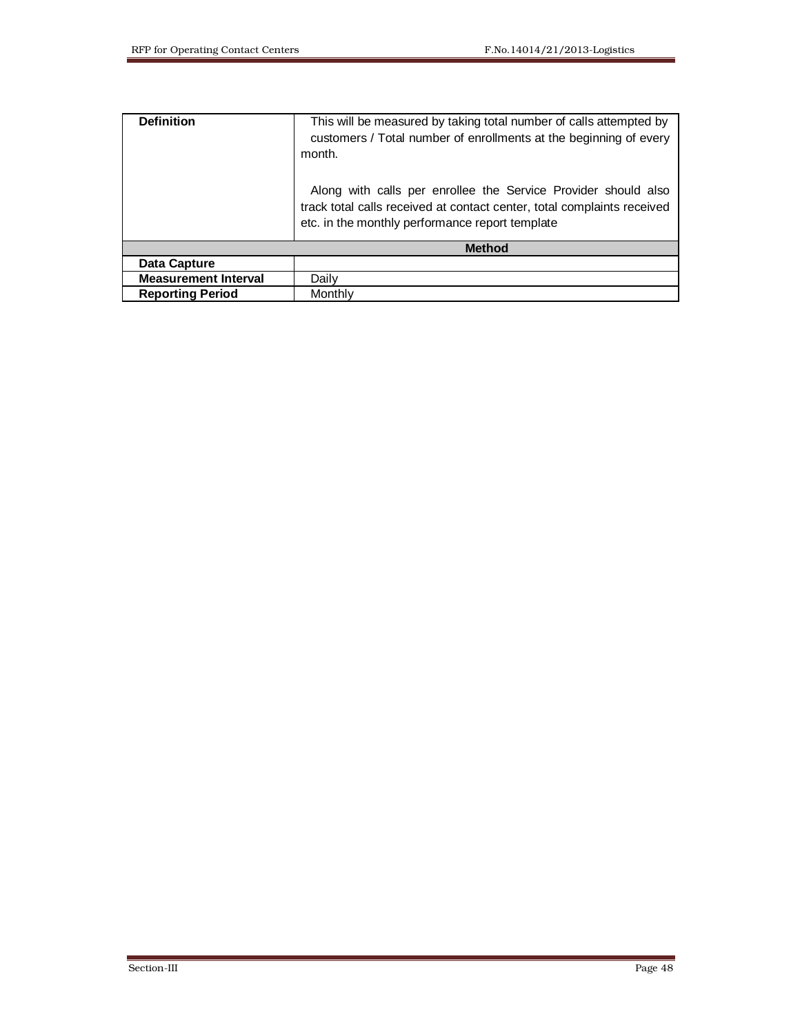| **Definition** | This will be measured by taking total number of calls attempted by customers / Total number of enrollments at the beginning of every month.<br><br>Along with calls per enrollee the Service Provider should also track total calls received at contact center, total complaints received etc. in the monthly performance report template |
|---|---|
| | **Method** |
| **Data Capture** | |
| **Measurement Interval** | Daily |
| **Reporting Period** | Monthly |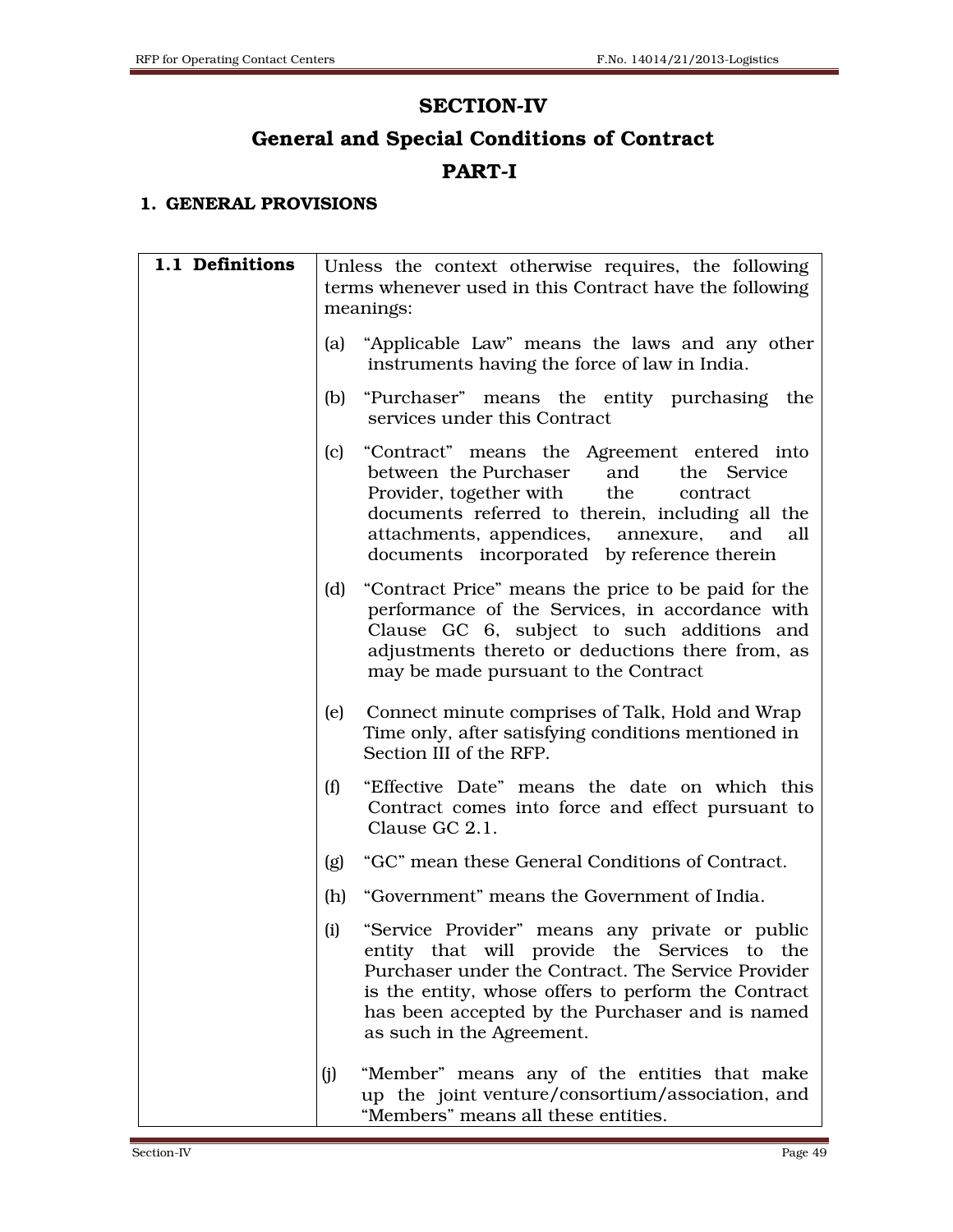# SECTION-IV

# General and Special Conditions of Contract

# PART-I

## 1. GENERAL PROVISIONS

| **1.1 Definitions** | Unless the context otherwise requires, the following terms whenever used in this Contract have the following meanings:<br><br>(a) "Applicable Law" means the laws and any other instruments having the force of law in India.<br><br>(b) "Purchaser" means the entity purchasing the services under this Contract<br><br>(c) "Contract" means the Agreement entered into between the Purchaser and the Service Provider, together with the contract documents referred to therein, including all the attachments, appendices, annexure, and all documents incorporated by reference therein<br><br>(d) "Contract Price" means the price to be paid for the performance of the Services, in accordance with Clause GC 6, subject to such additions and adjustments thereto or deductions there from, as may be made pursuant to the Contract<br><br>(e) Connect minute comprises of Talk, Hold and Wrap Time only, after satisfying conditions mentioned in Section III of the RFP.<br><br>(f) "Effective Date" means the date on which this Contract comes into force and effect pursuant to Clause GC 2.1.<br><br>(g) "GC" mean these General Conditions of Contract.<br><br>(h) "Government" means the Government of India.<br><br>(i) "Service Provider" means any private or public entity that will provide the Services to the Purchaser under the Contract. The Service Provider is the entity, whose offers to perform the Contract has been accepted by the Purchaser and is named as such in the Agreement.<br><br>(j) "Member" means any of the entities that make up the joint venture/consortium/association, and "Members" means all these entities. |
|---|---|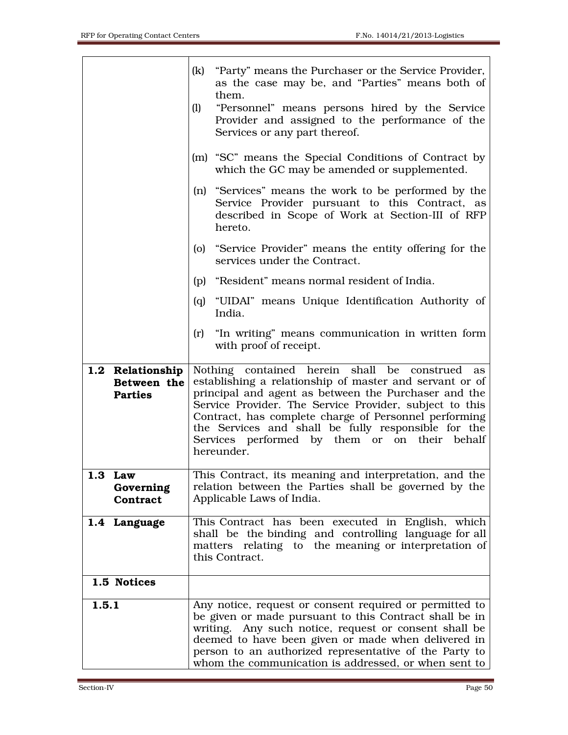| | |
|---|---|
| | (k) "Party" means the Purchaser or the Service Provider, as the case may be, and "Parties" means both of them.<br>(l) "Personnel" means persons hired by the Service Provider and assigned to the performance of the Services or any part thereof.<br>(m) "SC" means the Special Conditions of Contract by which the GC may be amended or supplemented.<br>(n) "Services" means the work to be performed by the Service Provider pursuant to this Contract, as described in Scope of Work at Section-III of RFP hereto.<br>(o) "Service Provider" means the entity offering for the services under the Contract.<br>(p) "Resident" means normal resident of India.<br>(q) "UIDAI" means Unique Identification Authority of India.<br>(r) "In writing" means communication in written form with proof of receipt. |
| **1.2 Relationship Between the Parties** | Nothing contained herein shall be construed as establishing a relationship of master and servant or of principal and agent as between the Purchaser and the Service Provider. The Service Provider, subject to this Contract, has complete charge of Personnel performing the Services and shall be fully responsible for the Services performed by them or on their behalf hereunder. |
| **1.3 Law Governing Contract** | This Contract, its meaning and interpretation, and the relation between the Parties shall be governed by the Applicable Laws of India. |
| **1.4 Language** | This Contract has been executed in English, which shall be the binding and controlling language for all matters relating to the meaning or interpretation of this Contract. |
| **1.5 Notices** | |
| **1.5.1** | Any notice, request or consent required or permitted to be given or made pursuant to this Contract shall be in writing. Any such notice, request or consent shall be deemed to have been given or made when delivered in person to an authorized representative of the Party to whom the communication is addressed, or when sent to |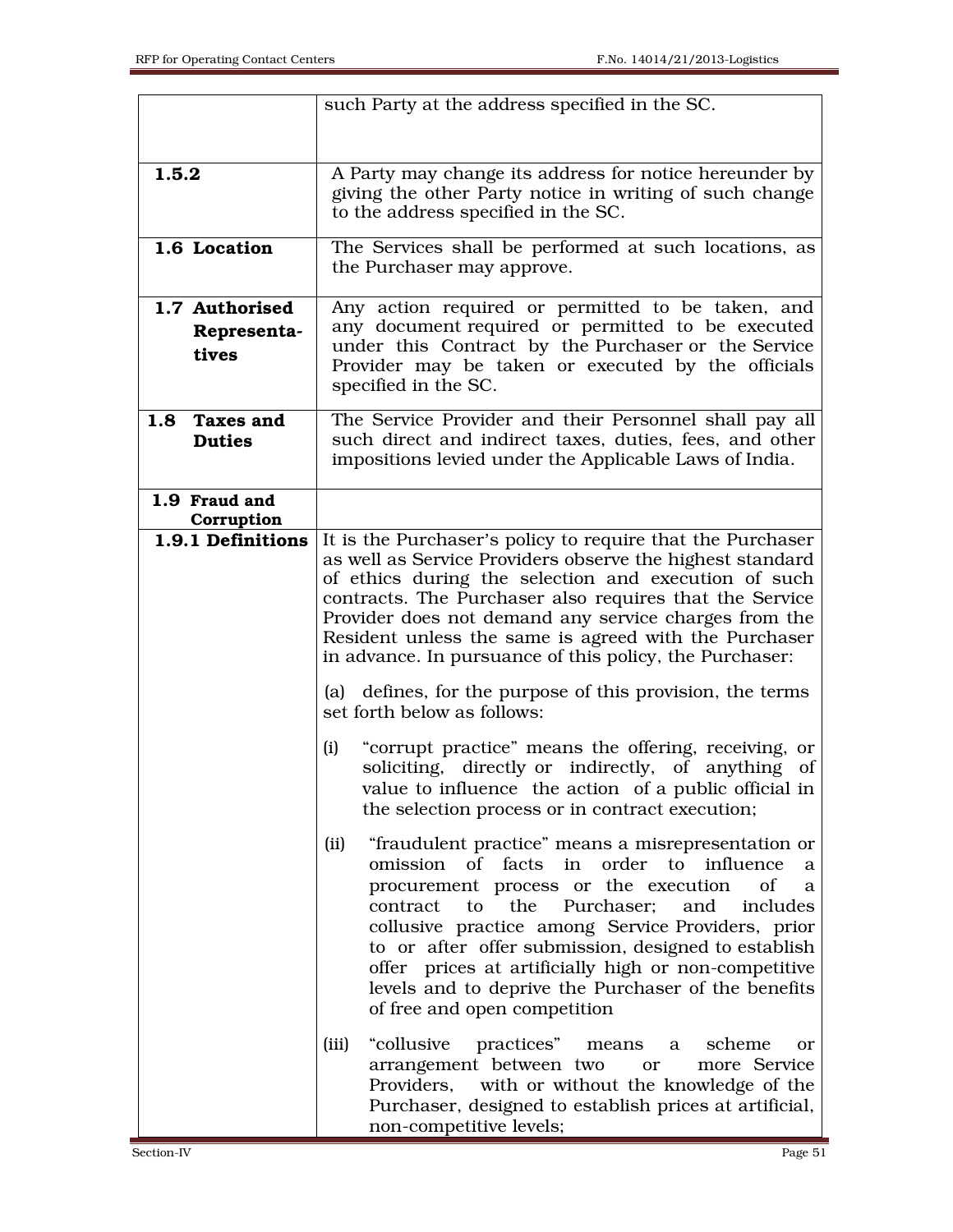| | |
|---|---|
| | such Party at the address specified in the SC. |
| **1.5.2** | A Party may change its address for notice hereunder by giving the other Party notice in writing of such change to the address specified in the SC. |
| **1.6 Location** | The Services shall be performed at such locations, as the Purchaser may approve. |
| **1.7 Authorised Representa-tives** | Any action required or permitted to be taken, and any document required or permitted to be executed under this Contract by the Purchaser or the Service Provider may be taken or executed by the officials specified in the SC. |
| **1.8 Taxes and Duties** | The Service Provider and their Personnel shall pay all such direct and indirect taxes, duties, fees, and other impositions levied under the Applicable Laws of India. |
| **1.9 Fraud and Corruption** | |
| **1.9.1 Definitions** | It is the Purchaser's policy to require that the Purchaser as well as Service Providers observe the highest standard of ethics during the selection and execution of such contracts. The Purchaser also requires that the Service Provider does not demand any service charges from the Resident unless the same is agreed with the Purchaser in advance. In pursuance of this policy, the Purchaser:<br><br>(a) defines, for the purpose of this provision, the terms set forth below as follows:<br><br>(i) "corrupt practice" means the offering, receiving, or soliciting, directly or indirectly, of anything of value to influence the action of a public official in the selection process or in contract execution;<br><br>(ii) "fraudulent practice" means a misrepresentation or omission of facts in order to influence a procurement process or the execution of a contract to the Purchaser; and includes collusive practice among Service Providers, prior to or after offer submission, designed to establish offer prices at artificially high or non-competitive levels and to deprive the Purchaser of the benefits of free and open competition<br><br>(iii) "collusive practices" means a scheme or arrangement between two or more Service Providers, with or without the knowledge of the Purchaser, designed to establish prices at artificial, non-competitive levels; |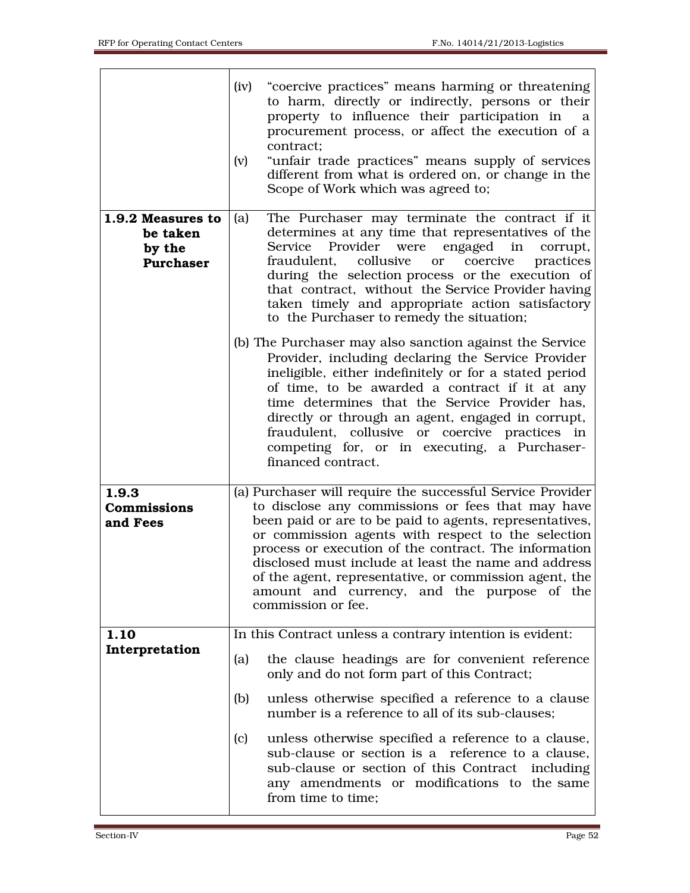| | |
|---|---|
| | (iv) "coercive practices" means harming or threatening to harm, directly or indirectly, persons or their property to influence their participation in a procurement process, or affect the execution of a contract;<br>(v) "unfair trade practices" means supply of services different from what is ordered on, or change in the Scope of Work which was agreed to; |
| **1.9.2 Measures to be taken by the Purchaser** | (a) The Purchaser may terminate the contract if it determines at any time that representatives of the Service Provider were engaged in corrupt, fraudulent, collusive or coercive practices during the selection process or the execution of that contract, without the Service Provider having taken timely and appropriate action satisfactory to the Purchaser to remedy the situation;<br><br>(b) The Purchaser may also sanction against the Service Provider, including declaring the Service Provider ineligible, either indefinitely or for a stated period of time, to be awarded a contract if it at any time determines that the Service Provider has, directly or through an agent, engaged in corrupt, fraudulent, collusive or coercive practices in competing for, or in executing, a Purchaser-financed contract. |
| **1.9.3 Commissions and Fees** | (a) Purchaser will require the successful Service Provider to disclose any commissions or fees that may have been paid or are to be paid to agents, representatives, or commission agents with respect to the selection process or execution of the contract. The information disclosed must include at least the name and address of the agent, representative, or commission agent, the amount and currency, and the purpose of the commission or fee. |
| **1.10 Interpretation** | In this Contract unless a contrary intention is evident:<br><br>(a) the clause headings are for convenient reference only and do not form part of this Contract;<br><br>(b) unless otherwise specified a reference to a clause number is a reference to all of its sub-clauses;<br><br>(c) unless otherwise specified a reference to a clause, sub-clause or section is a reference to a clause, sub-clause or section of this Contract including any amendments or modifications to the same from time to time; |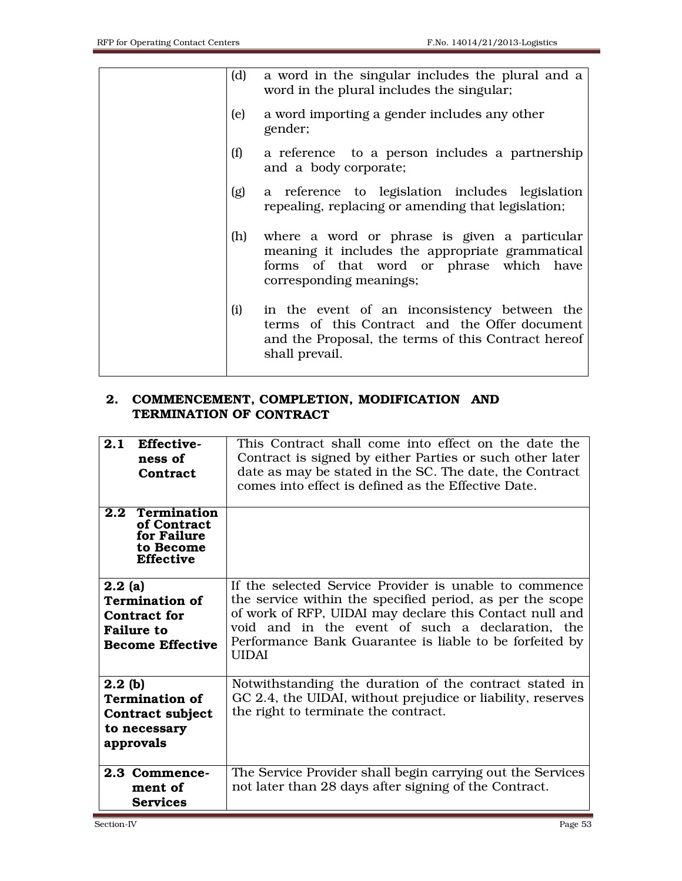| | |
|---|---|
| | (d) a word in the singular includes the plural and a word in the plural includes the singular; |
| | (e) a word importing a gender includes any other gender; |
| | (f) a reference to a person includes a partnership and a body corporate; |
| | (g) a reference to legislation includes legislation repealing, replacing or amending that legislation; |
| | (h) where a word or phrase is given a particular meaning it includes the appropriate grammatical forms of that word or phrase which have corresponding meanings; |
| | (i) in the event of an inconsistency between the terms of this Contract and the Offer document and the Proposal, the terms of this Contract hereof shall prevail. |

## 2. COMMENCEMENT, COMPLETION, MODIFICATION AND TERMINATION OF CONTRACT

| | |
|---|---|
| **2.1 Effectiveness of Contract** | This Contract shall come into effect on the date the Contract is signed by either Parties or such other later date as may be stated in the SC. The date, the Contract comes into effect is defined as the Effective Date. |
| **2.2 Termination of Contract for Failure to Become Effective** | |
| **2.2 (a) Termination of Contract for Failure to Become Effective** | If the selected Service Provider is unable to commence the service within the specified period, as per the scope of work of RFP, UIDAI may declare this Contact null and void and in the event of such a declaration, the Performance Bank Guarantee is liable to be forfeited by UIDAI |
| **2.2 (b) Termination of Contract subject to necessary approvals** | Notwithstanding the duration of the contract stated in GC 2.4, the UIDAI, without prejudice or liability, reserves the right to terminate the contract. |
| **2.3 Commencement of Services** | The Service Provider shall begin carrying out the Services not later than 28 days after signing of the Contract. |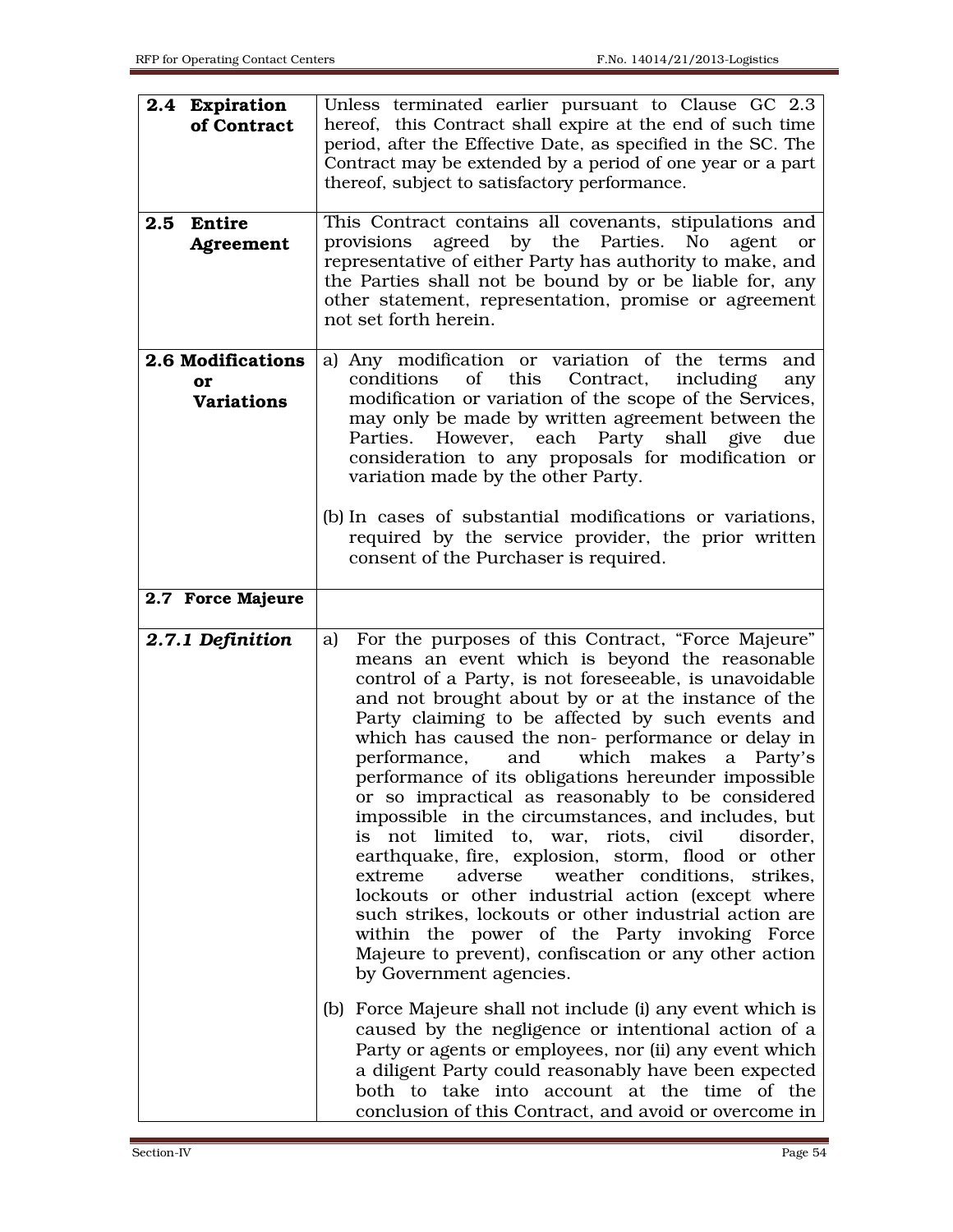| | |
|---|---|
| **2.4 Expiration of Contract** | Unless terminated earlier pursuant to Clause GC 2.3 hereof, this Contract shall expire at the end of such time period, after the Effective Date, as specified in the SC. The Contract may be extended by a period of one year or a part thereof, subject to satisfactory performance. |
| **2.5 Entire Agreement** | This Contract contains all covenants, stipulations and provisions agreed by the Parties. No agent or representative of either Party has authority to make, and the Parties shall not be bound by or be liable for, any other statement, representation, promise or agreement not set forth herein. |
| **2.6 Modifications or Variations** | a) Any modification or variation of the terms and conditions of this Contract, including any modification or variation of the scope of the Services, may only be made by written agreement between the Parties. However, each Party shall give due consideration to any proposals for modification or variation made by the other Party.<br><br>(b) In cases of substantial modifications or variations, required by the service provider, the prior written consent of the Purchaser is required. |
| **2.7 Force Majeure** | |
| ***2.7.1 Definition*** | a) For the purposes of this Contract, "Force Majeure" means an event which is beyond the reasonable control of a Party, is not foreseeable, is unavoidable and not brought about by or at the instance of the Party claiming to be affected by such events and which has caused the non- performance or delay in performance, and which makes a Party's performance of its obligations hereunder impossible or so impractical as reasonably to be considered impossible in the circumstances, and includes, but is not limited to, war, riots, civil disorder, earthquake, fire, explosion, storm, flood or other extreme adverse weather conditions, strikes, lockouts or other industrial action (except where such strikes, lockouts or other industrial action are within the power of the Party invoking Force Majeure to prevent), confiscation or any other action by Government agencies.<br><br>(b) Force Majeure shall not include (i) any event which is caused by the negligence or intentional action of a Party or agents or employees, nor (ii) any event which a diligent Party could reasonably have been expected both to take into account at the time of the conclusion of this Contract, and avoid or overcome in |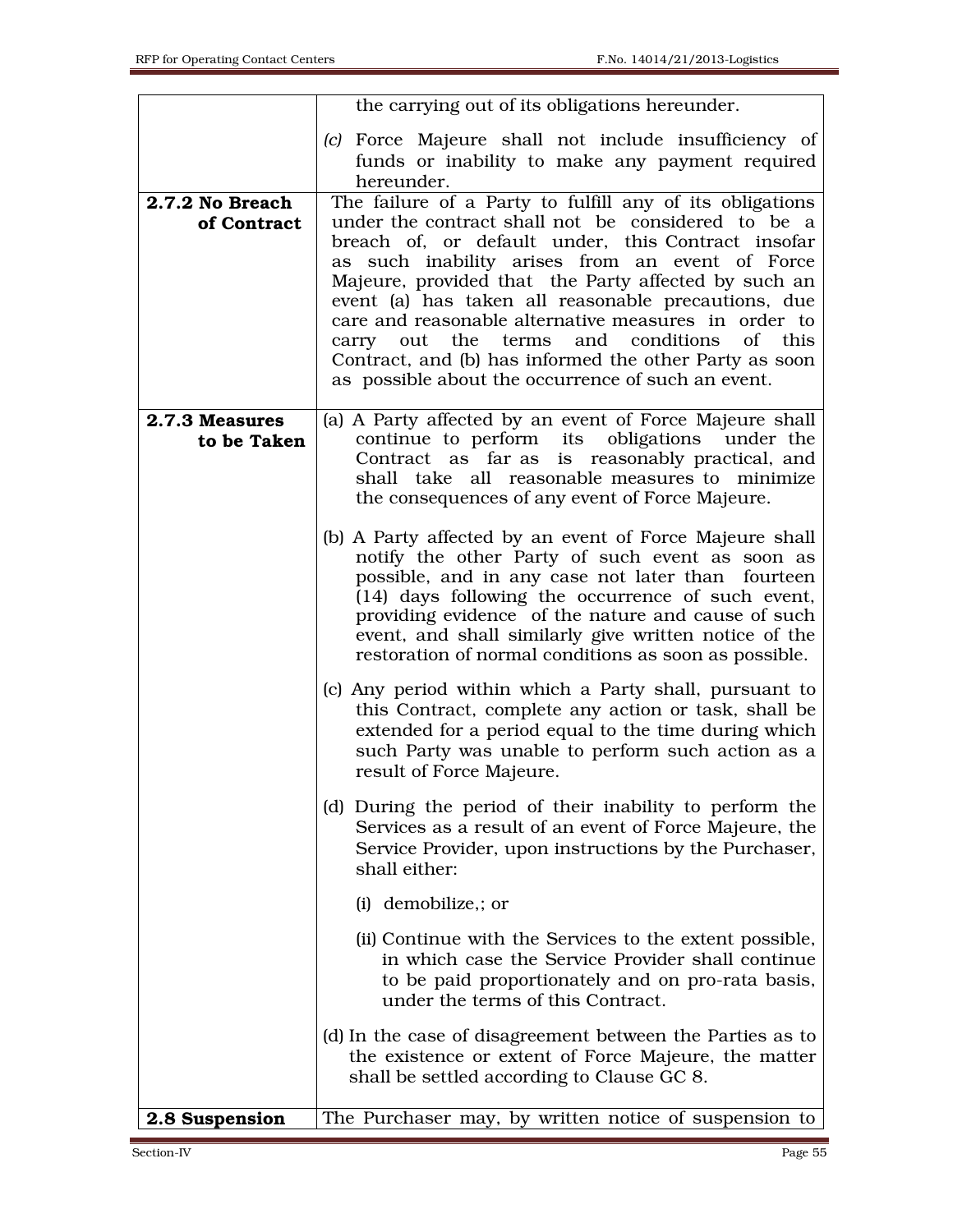| | |
|---|---|
| | the carrying out of its obligations hereunder.<br><br>*(c)* Force Majeure shall not include insufficiency of funds or inability to make any payment required hereunder. |
| **2.7.2 No Breach of Contract** | The failure of a Party to fulfill any of its obligations under the contract shall not be considered to be a breach of, or default under, this Contract insofar as such inability arises from an event of Force Majeure, provided that the Party affected by such an event (a) has taken all reasonable precautions, due care and reasonable alternative measures in order to carry out the terms and conditions of this Contract, and (b) has informed the other Party as soon as possible about the occurrence of such an event. |
| **2.7.3 Measures to be Taken** | (a) A Party affected by an event of Force Majeure shall continue to perform its obligations under the Contract as far as is reasonably practical, and shall take all reasonable measures to minimize the consequences of any event of Force Majeure.<br><br>(b) A Party affected by an event of Force Majeure shall notify the other Party of such event as soon as possible, and in any case not later than fourteen (14) days following the occurrence of such event, providing evidence of the nature and cause of such event, and shall similarly give written notice of the restoration of normal conditions as soon as possible.<br><br>(c) Any period within which a Party shall, pursuant to this Contract, complete any action or task, shall be extended for a period equal to the time during which such Party was unable to perform such action as a result of Force Majeure.<br><br>(d) During the period of their inability to perform the Services as a result of an event of Force Majeure, the Service Provider, upon instructions by the Purchaser, shall either:<br><br>(i) demobilize,; or<br><br>(ii) Continue with the Services to the extent possible, in which case the Service Provider shall continue to be paid proportionately and on pro-rata basis, under the terms of this Contract.<br><br>(d) In the case of disagreement between the Parties as to the existence or extent of Force Majeure, the matter shall be settled according to Clause GC 8. |
| **2.8 Suspension** | The Purchaser may, by written notice of suspension to |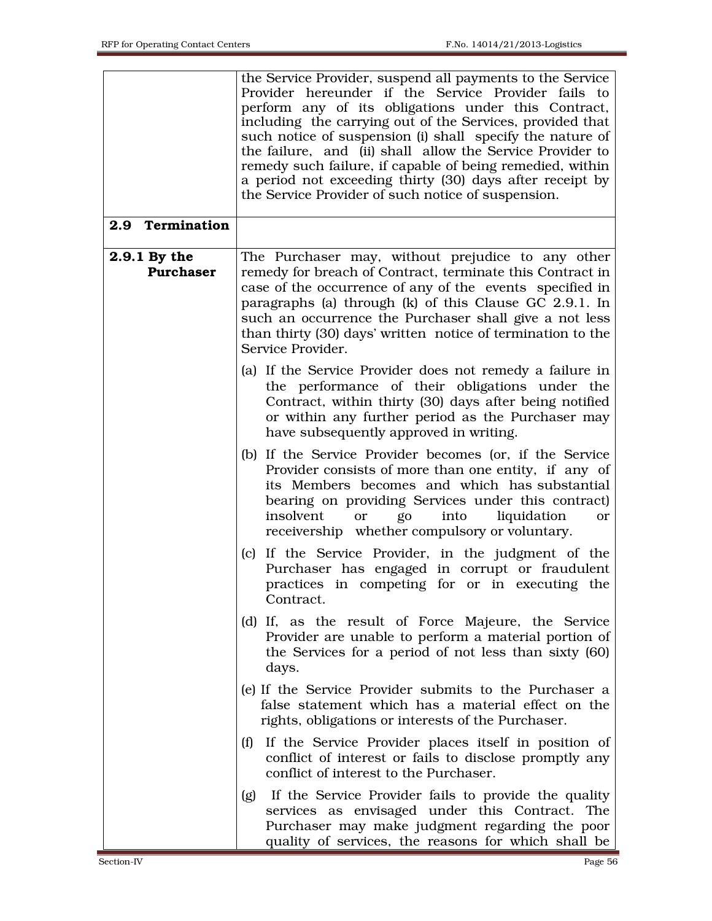| | |
|---|---|
| | the Service Provider, suspend all payments to the Service Provider hereunder if the Service Provider fails to perform any of its obligations under this Contract, including the carrying out of the Services, provided that such notice of suspension (i) shall specify the nature of the failure, and (ii) shall allow the Service Provider to remedy such failure, if capable of being remedied, within a period not exceeding thirty (30) days after receipt by the Service Provider of such notice of suspension. |
| **2.9 Termination** | |
| **2.9.1 By the Purchaser** | The Purchaser may, without prejudice to any other remedy for breach of Contract, terminate this Contract in case of the occurrence of any of the events specified in paragraphs (a) through (k) of this Clause GC 2.9.1. In such an occurrence the Purchaser shall give a not less than thirty (30) days' written notice of termination to the Service Provider.<br><br>(a) If the Service Provider does not remedy a failure in the performance of their obligations under the Contract, within thirty (30) days after being notified or within any further period as the Purchaser may have subsequently approved in writing.<br><br>(b) If the Service Provider becomes (or, if the Service Provider consists of more than one entity, if any of its Members becomes and which has substantial bearing on providing Services under this contract) insolvent or go into liquidation or receivership whether compulsory or voluntary.<br><br>(c) If the Service Provider, in the judgment of the Purchaser has engaged in corrupt or fraudulent practices in competing for or in executing the Contract.<br><br>(d) If, as the result of Force Majeure, the Service Provider are unable to perform a material portion of the Services for a period of not less than sixty (60) days.<br><br>(e) If the Service Provider submits to the Purchaser a false statement which has a material effect on the rights, obligations or interests of the Purchaser.<br><br>(f) If the Service Provider places itself in position of conflict of interest or fails to disclose promptly any conflict of interest to the Purchaser.<br><br>(g) If the Service Provider fails to provide the quality services as envisaged under this Contract. The Purchaser may make judgment regarding the poor quality of services, the reasons for which shall be |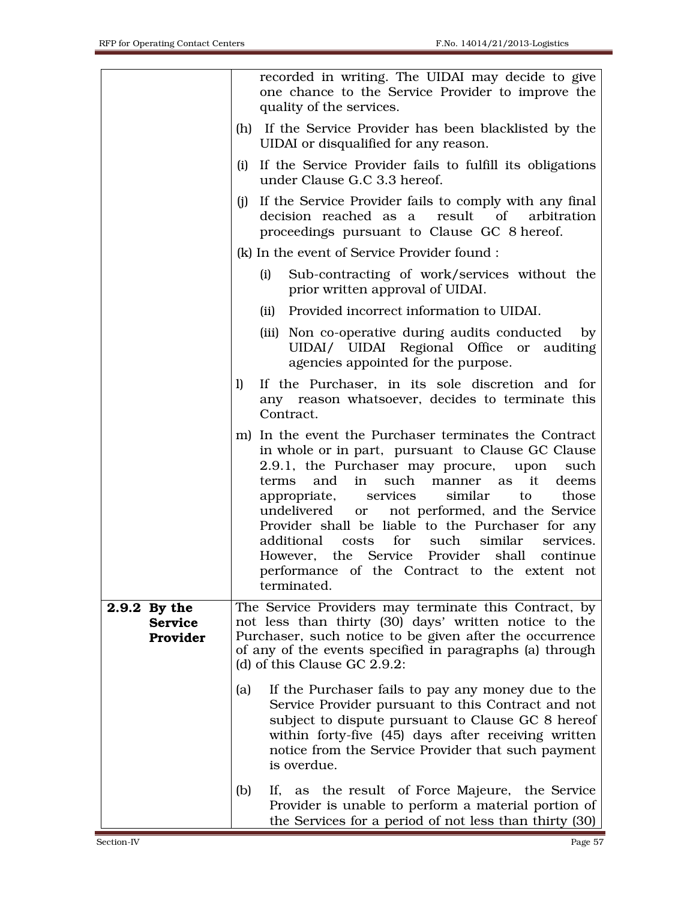| | |
|---|---|
| | recorded in writing. The UIDAI may decide to give one chance to the Service Provider to improve the quality of the services.<br><br>(h) If the Service Provider has been blacklisted by the UIDAI or disqualified for any reason.<br><br>(i) If the Service Provider fails to fulfill its obligations under Clause G.C 3.3 hereof.<br><br>(j) If the Service Provider fails to comply with any final decision reached as a result of arbitration proceedings pursuant to Clause GC 8 hereof.<br><br>(k) In the event of Service Provider found :<br><br>(i) Sub-contracting of work/services without the prior written approval of UIDAI.<br><br>(ii) Provided incorrect information to UIDAI.<br><br>(iii) Non co-operative during audits conducted by UIDAI/ UIDAI Regional Office or auditing agencies appointed for the purpose.<br><br>l) If the Purchaser, in its sole discretion and for any reason whatsoever, decides to terminate this Contract.<br><br>m) In the event the Purchaser terminates the Contract in whole or in part, pursuant to Clause GC Clause 2.9.1, the Purchaser may procure, upon such terms and in such manner as it deems appropriate, services similar to those undelivered or not performed, and the Service Provider shall be liable to the Purchaser for any additional costs for such similar services. However, the Service Provider shall continue performance of the Contract to the extent not terminated. |
| **2.9.2 By the Service Provider** | The Service Providers may terminate this Contract, by not less than thirty (30) days' written notice to the Purchaser, such notice to be given after the occurrence of any of the events specified in paragraphs (a) through (d) of this Clause GC 2.9.2:<br><br>(a) If the Purchaser fails to pay any money due to the Service Provider pursuant to this Contract and not subject to dispute pursuant to Clause GC 8 hereof within forty-five (45) days after receiving written notice from the Service Provider that such payment is overdue.<br><br>(b) If, as the result of Force Majeure, the Service Provider is unable to perform a material portion of the Services for a period of not less than thirty (30) |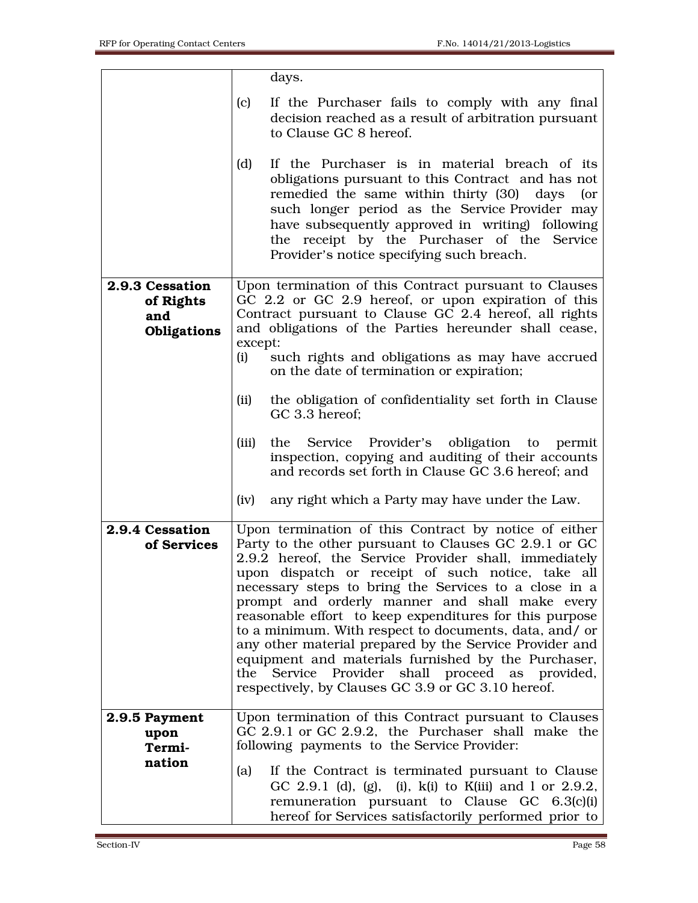| | |
|---|---|
| | days.<br><br>(c) If the Purchaser fails to comply with any final decision reached as a result of arbitration pursuant to Clause GC 8 hereof.<br><br>(d) If the Purchaser is in material breach of its obligations pursuant to this Contract and has not remedied the same within thirty (30) days (or such longer period as the Service Provider may have subsequently approved in writing) following the receipt by the Purchaser of the Service Provider's notice specifying such breach. |
| **2.9.3 Cessation of Rights and Obligations** | Upon termination of this Contract pursuant to Clauses GC 2.2 or GC 2.9 hereof, or upon expiration of this Contract pursuant to Clause GC 2.4 hereof, all rights and obligations of the Parties hereunder shall cease, except:<br>(i) such rights and obligations as may have accrued on the date of termination or expiration;<br><br>(ii) the obligation of confidentiality set forth in Clause GC 3.3 hereof;<br><br>(iii) the Service Provider's obligation to permit inspection, copying and auditing of their accounts and records set forth in Clause GC 3.6 hereof; and<br><br>(iv) any right which a Party may have under the Law. |
| **2.9.4 Cessation of Services** | Upon termination of this Contract by notice of either Party to the other pursuant to Clauses GC 2.9.1 or GC 2.9.2 hereof, the Service Provider shall, immediately upon dispatch or receipt of such notice, take all necessary steps to bring the Services to a close in a prompt and orderly manner and shall make every reasonable effort to keep expenditures for this purpose to a minimum. With respect to documents, data, and/ or any other material prepared by the Service Provider and equipment and materials furnished by the Purchaser, the Service Provider shall proceed as provided, respectively, by Clauses GC 3.9 or GC 3.10 hereof. |
| **2.9.5 Payment upon Termi-nation** | Upon termination of this Contract pursuant to Clauses GC 2.9.1 or GC 2.9.2, the Purchaser shall make the following payments to the Service Provider:<br><br>(a) If the Contract is terminated pursuant to Clause GC 2.9.1 (d), (g), (i), k(i) to K(iii) and l or 2.9.2, remuneration pursuant to Clause GC 6.3(c)(i) hereof for Services satisfactorily performed prior to |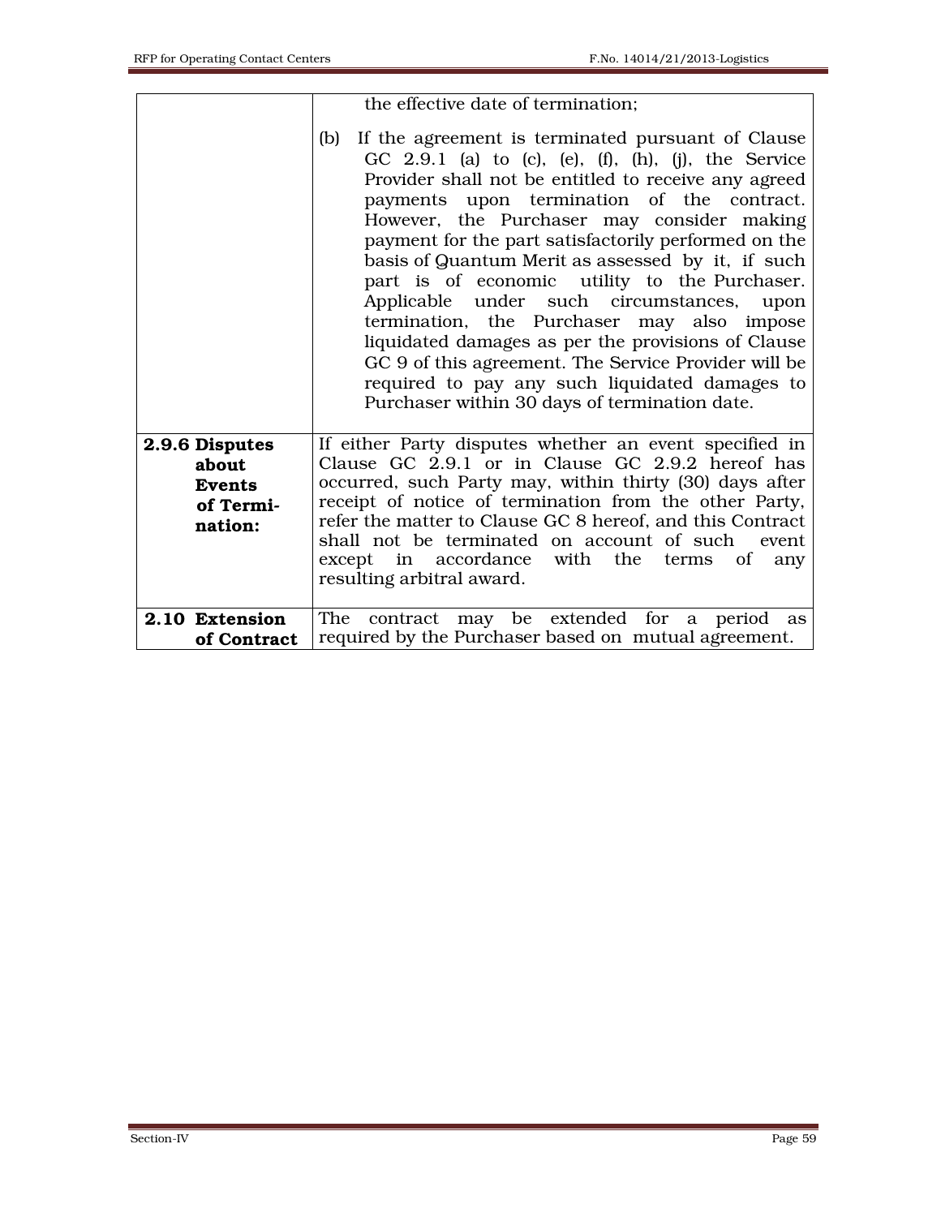| | |
|---|---|
| | the effective date of termination;<br><br>(b) If the agreement is terminated pursuant of Clause GC 2.9.1 (a) to (c), (e), (f), (h), (j), the Service Provider shall not be entitled to receive any agreed payments upon termination of the contract. However, the Purchaser may consider making payment for the part satisfactorily performed on the basis of Quantum Merit as assessed by it, if such part is of economic utility to the Purchaser. Applicable under such circumstances, upon termination, the Purchaser may also impose liquidated damages as per the provisions of Clause GC 9 of this agreement. The Service Provider will be required to pay any such liquidated damages to Purchaser within 30 days of termination date. |
| **2.9.6 Disputes about Events of Termination:** | If either Party disputes whether an event specified in Clause GC 2.9.1 or in Clause GC 2.9.2 hereof has occurred, such Party may, within thirty (30) days after receipt of notice of termination from the other Party, refer the matter to Clause GC 8 hereof, and this Contract shall not be terminated on account of such event except in accordance with the terms of any resulting arbitral award. |
| **2.10 Extension of Contract** | The contract may be extended for a period as required by the Purchaser based on mutual agreement. |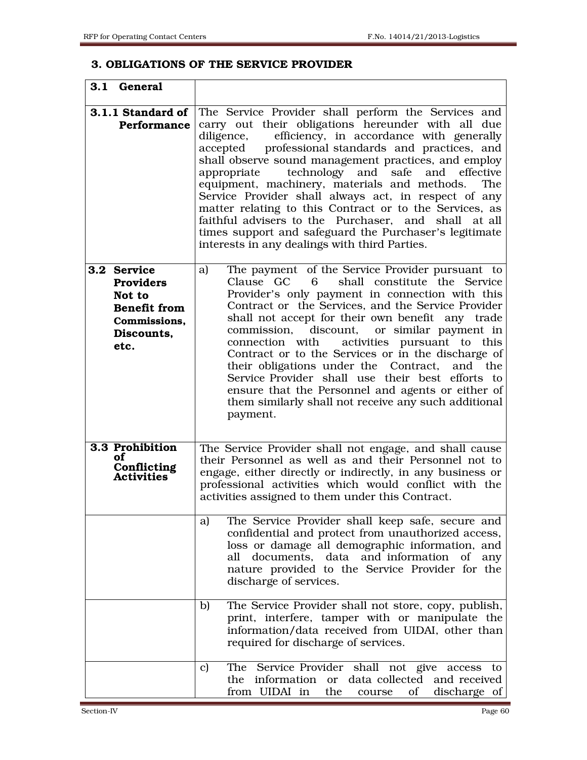## 3. OBLIGATIONS OF THE SERVICE PROVIDER

| **3.1 General** | |
|---|---|
| **3.1.1 Standard of Performance** | The Service Provider shall perform the Services and carry out their obligations hereunder with all due diligence, efficiency, in accordance with generally accepted professional standards and practices, and shall observe sound management practices, and employ appropriate technology and safe and effective equipment, machinery, materials and methods. The Service Provider shall always act, in respect of any matter relating to this Contract or to the Services, as faithful advisers to the Purchaser, and shall at all times support and safeguard the Purchaser's legitimate interests in any dealings with third Parties. |
| **3.2 Service Providers Not to Benefit from Commissions, Discounts, etc.** | a) The payment of the Service Provider pursuant to Clause GC 6 shall constitute the Service Provider's only payment in connection with this Contract or the Services, and the Service Provider shall not accept for their own benefit any trade commission, discount, or similar payment in connection with activities pursuant to this Contract or to the Services or in the discharge of their obligations under the Contract, and the Service Provider shall use their best efforts to ensure that the Personnel and agents or either of them similarly shall not receive any such additional payment. |
| **3.3 Prohibition of Conflicting Activities** | The Service Provider shall not engage, and shall cause their Personnel as well as and their Personnel not to engage, either directly or indirectly, in any business or professional activities which would conflict with the activities assigned to them under this Contract. |
| | a) The Service Provider shall keep safe, secure and confidential and protect from unauthorized access, loss or damage all demographic information, and all documents, data and information of any nature provided to the Service Provider for the discharge of services. |
| | b) The Service Provider shall not store, copy, publish, print, interfere, tamper with or manipulate the information/data received from UIDAI, other than required for discharge of services. |
| | c) The Service Provider shall not give access to the information or data collected and received from UIDAI in the course of discharge of |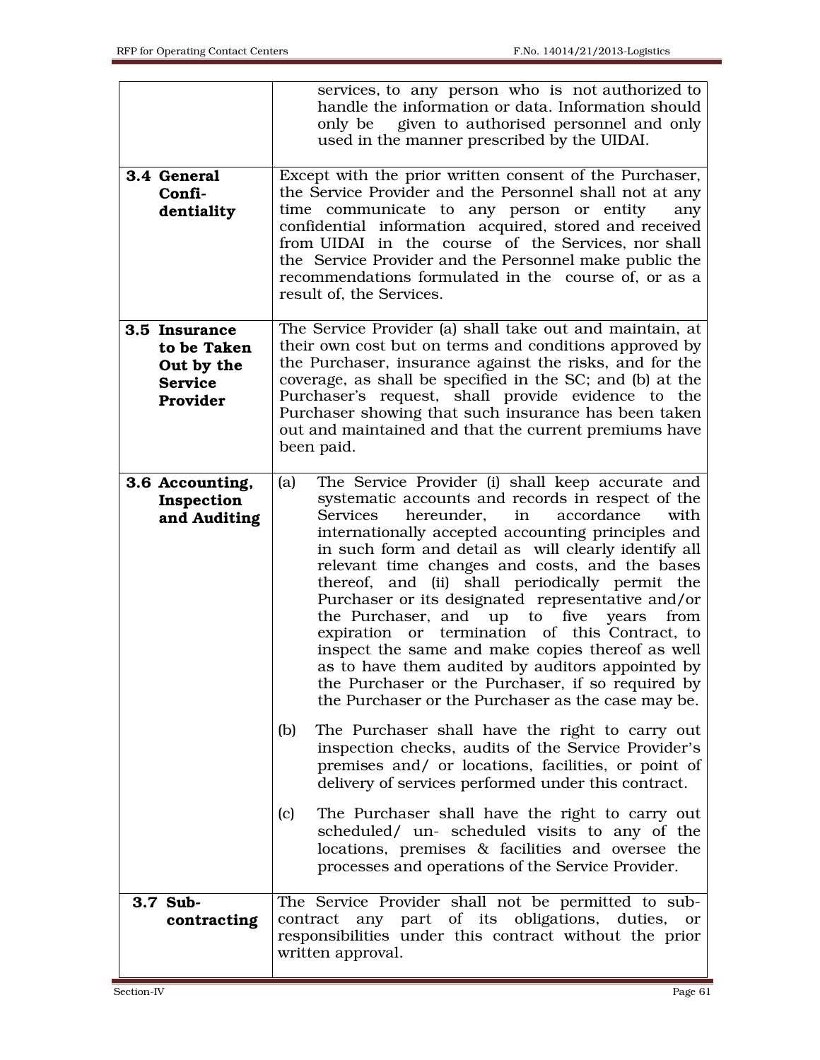| | |
|---|---|
| | services, to any person who is not authorized to handle the information or data. Information should only be given to authorised personnel and only used in the manner prescribed by the UIDAI. |
| **3.4 General Confi-dentiality** | Except with the prior written consent of the Purchaser, the Service Provider and the Personnel shall not at any time communicate to any person or entity any confidential information acquired, stored and received from UIDAI in the course of the Services, nor shall the Service Provider and the Personnel make public the recommendations formulated in the course of, or as a result of, the Services. |
| **3.5 Insurance to be Taken Out by the Service Provider** | The Service Provider (a) shall take out and maintain, at their own cost but on terms and conditions approved by the Purchaser, insurance against the risks, and for the coverage, as shall be specified in the SC; and (b) at the Purchaser's request, shall provide evidence to the Purchaser showing that such insurance has been taken out and maintained and that the current premiums have been paid. |
| **3.6 Accounting, Inspection and Auditing** | (a) The Service Provider (i) shall keep accurate and systematic accounts and records in respect of the Services hereunder, in accordance with internationally accepted accounting principles and in such form and detail as will clearly identify all relevant time changes and costs, and the bases thereof, and (ii) shall periodically permit the Purchaser or its designated representative and/or the Purchaser, and up to five years from expiration or termination of this Contract, to inspect the same and make copies thereof as well as to have them audited by auditors appointed by the Purchaser or the Purchaser, if so required by the Purchaser or the Purchaser as the case may be.<br><br>(b) The Purchaser shall have the right to carry out inspection checks, audits of the Service Provider's premises and/ or locations, facilities, or point of delivery of services performed under this contract.<br><br>(c) The Purchaser shall have the right to carry out scheduled/ un- scheduled visits to any of the locations, premises & facilities and oversee the processes and operations of the Service Provider. |
| **3.7 Sub-contracting** | The Service Provider shall not be permitted to sub-contract any part of its obligations, duties, or responsibilities under this contract without the prior written approval. |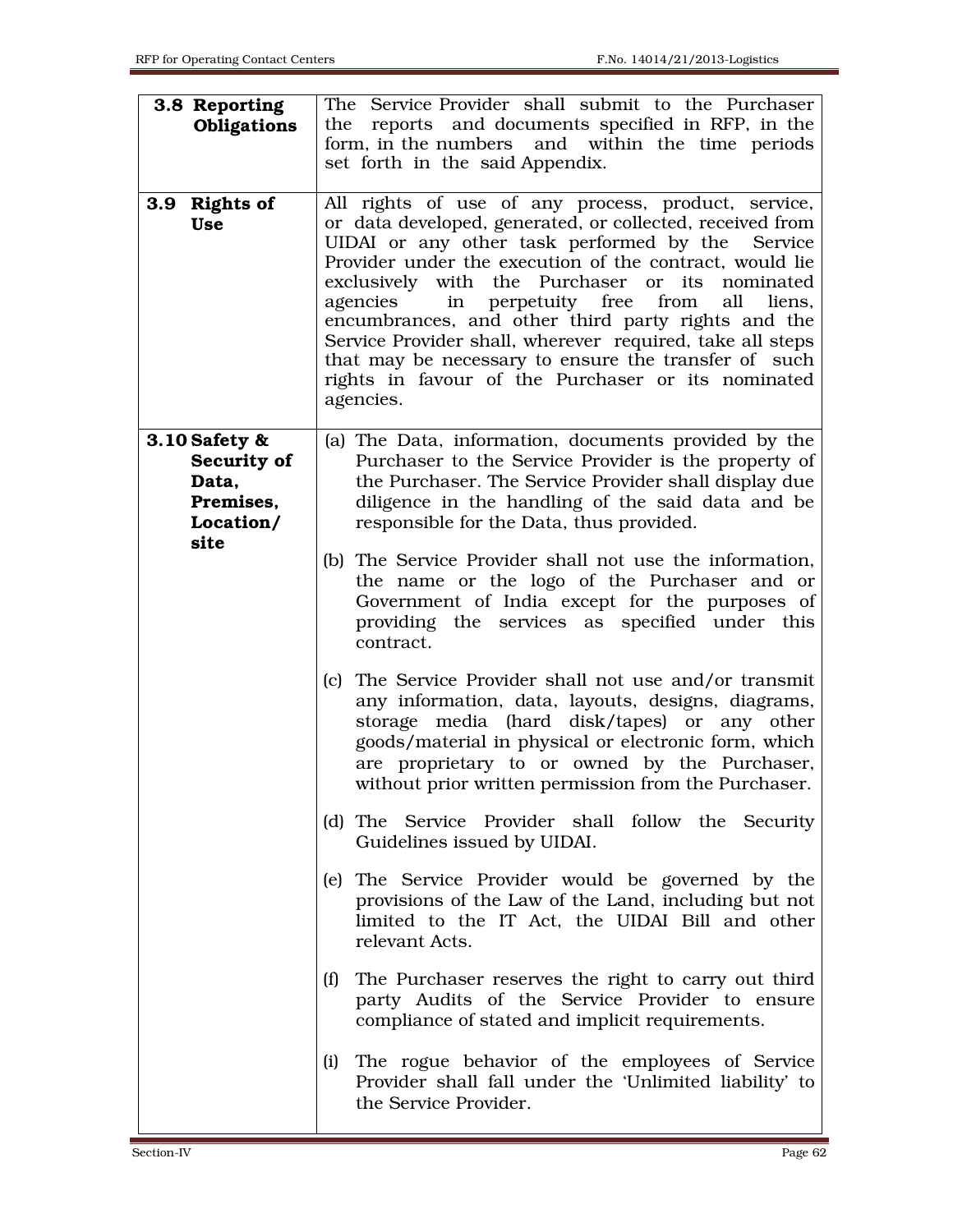| | |
|---|---|
| **3.8 Reporting Obligations** | The Service Provider shall submit to the Purchaser the reports and documents specified in RFP, in the form, in the numbers and within the time periods set forth in the said Appendix. |
| **3.9 Rights of Use** | All rights of use of any process, product, service, or data developed, generated, or collected, received from UIDAI or any other task performed by the Service Provider under the execution of the contract, would lie exclusively with the Purchaser or its nominated agencies in perpetuity free from all liens, encumbrances, and other third party rights and the Service Provider shall, wherever required, take all steps that may be necessary to ensure the transfer of such rights in favour of the Purchaser or its nominated agencies. |
| **3.10 Safety & Security of Data, Premises, Location/ site** | (a) The Data, information, documents provided by the Purchaser to the Service Provider is the property of the Purchaser. The Service Provider shall display due diligence in the handling of the said data and be responsible for the Data, thus provided.<br><br>(b) The Service Provider shall not use the information, the name or the logo of the Purchaser and or Government of India except for the purposes of providing the services as specified under this contract.<br><br>(c) The Service Provider shall not use and/or transmit any information, data, layouts, designs, diagrams, storage media (hard disk/tapes) or any other goods/material in physical or electronic form, which are proprietary to or owned by the Purchaser, without prior written permission from the Purchaser.<br><br>(d) The Service Provider shall follow the Security Guidelines issued by UIDAI.<br><br>(e) The Service Provider would be governed by the provisions of the Law of the Land, including but not limited to the IT Act, the UIDAI Bill and other relevant Acts.<br><br>(f) The Purchaser reserves the right to carry out third party Audits of the Service Provider to ensure compliance of stated and implicit requirements.<br><br>(i) The rogue behavior of the employees of Service Provider shall fall under the 'Unlimited liability' to the Service Provider. |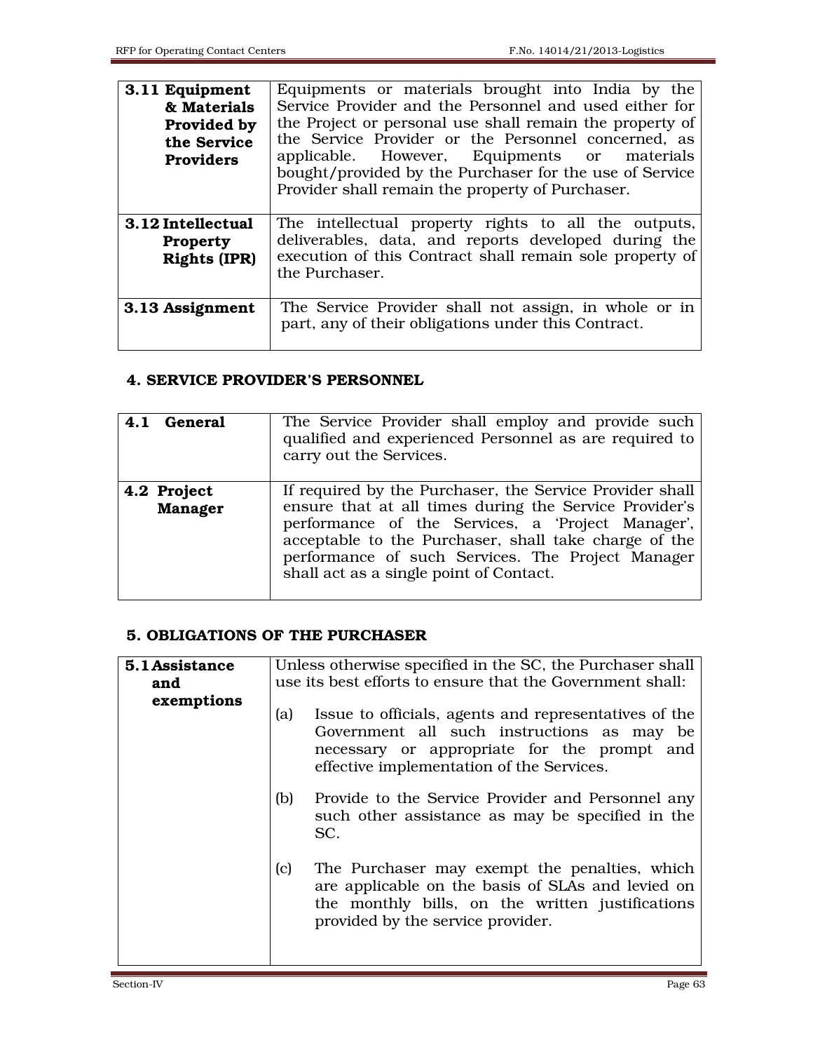| | |
|---|---|
| **3.11 Equipment & Materials Provided by the Service Providers** | Equipments or materials brought into India by the Service Provider and the Personnel and used either for the Project or personal use shall remain the property of the Service Provider or the Personnel concerned, as applicable. However, Equipments or materials bought/provided by the Purchaser for the use of Service Provider shall remain the property of Purchaser. |
| **3.12 Intellectual Property Rights (IPR)** | The intellectual property rights to all the outputs, deliverables, data, and reports developed during the execution of this Contract shall remain sole property of the Purchaser. |
| **3.13 Assignment** | The Service Provider shall not assign, in whole or in part, any of their obligations under this Contract. |

## 4. SERVICE PROVIDER'S PERSONNEL

| | |
|---|---|
| **4.1 General** | The Service Provider shall employ and provide such qualified and experienced Personnel as are required to carry out the Services. |
| **4.2 Project Manager** | If required by the Purchaser, the Service Provider shall ensure that at all times during the Service Provider's performance of the Services, a 'Project Manager', acceptable to the Purchaser, shall take charge of the performance of such Services. The Project Manager shall act as a single point of Contact. |

## 5. OBLIGATIONS OF THE PURCHASER

| | |
|---|---|
| **5.1 Assistance and exemptions** | Unless otherwise specified in the SC, the Purchaser shall use its best efforts to ensure that the Government shall:<br><br>(a) Issue to officials, agents and representatives of the Government all such instructions as may be necessary or appropriate for the prompt and effective implementation of the Services.<br><br>(b) Provide to the Service Provider and Personnel any such other assistance as may be specified in the SC.<br><br>(c) The Purchaser may exempt the penalties, which are applicable on the basis of SLAs and levied on the monthly bills, on the written justifications provided by the service provider. |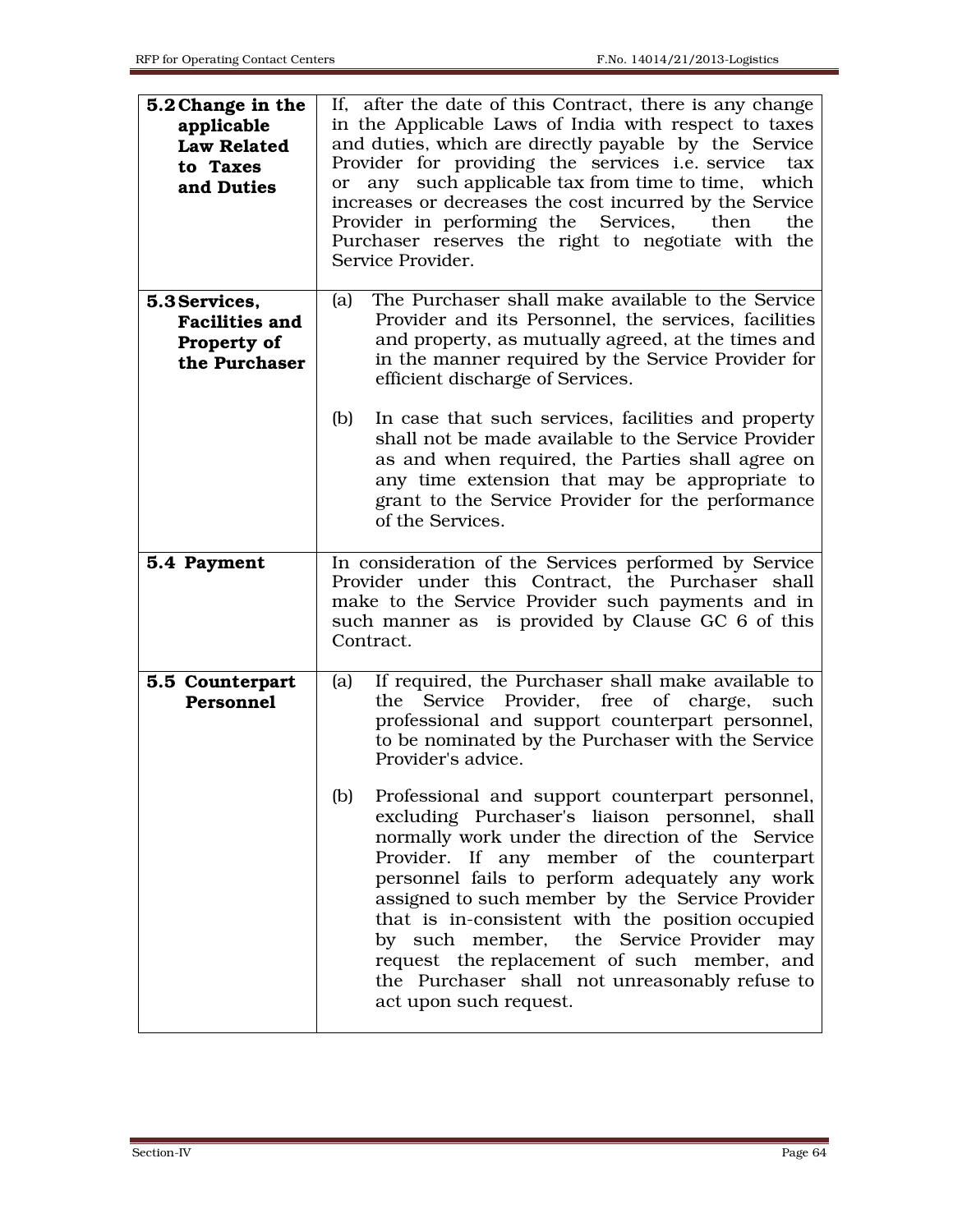| | |
|---|---|
| **5.2 Change in the applicable Law Related to Taxes and Duties** | If, after the date of this Contract, there is any change in the Applicable Laws of India with respect to taxes and duties, which are directly payable by the Service Provider for providing the services i.e. service tax or any such applicable tax from time to time, which increases or decreases the cost incurred by the Service Provider in performing the Services, then the Purchaser reserves the right to negotiate with the Service Provider. |
| **5.3 Services, Facilities and Property of the Purchaser** | (a) The Purchaser shall make available to the Service Provider and its Personnel, the services, facilities and property, as mutually agreed, at the times and in the manner required by the Service Provider for efficient discharge of Services.<br><br>(b) In case that such services, facilities and property shall not be made available to the Service Provider as and when required, the Parties shall agree on any time extension that may be appropriate to grant to the Service Provider for the performance of the Services. |
| **5.4 Payment** | In consideration of the Services performed by Service Provider under this Contract, the Purchaser shall make to the Service Provider such payments and in such manner as is provided by Clause GC 6 of this Contract. |
| **5.5 Counterpart Personnel** | (a) If required, the Purchaser shall make available to the Service Provider, free of charge, such professional and support counterpart personnel, to be nominated by the Purchaser with the Service Provider's advice.<br><br>(b) Professional and support counterpart personnel, excluding Purchaser's liaison personnel, shall normally work under the direction of the Service Provider. If any member of the counterpart personnel fails to perform adequately any work assigned to such member by the Service Provider that is in-consistent with the position occupied by such member, the Service Provider may request the replacement of such member, and the Purchaser shall not unreasonably refuse to act upon such request. |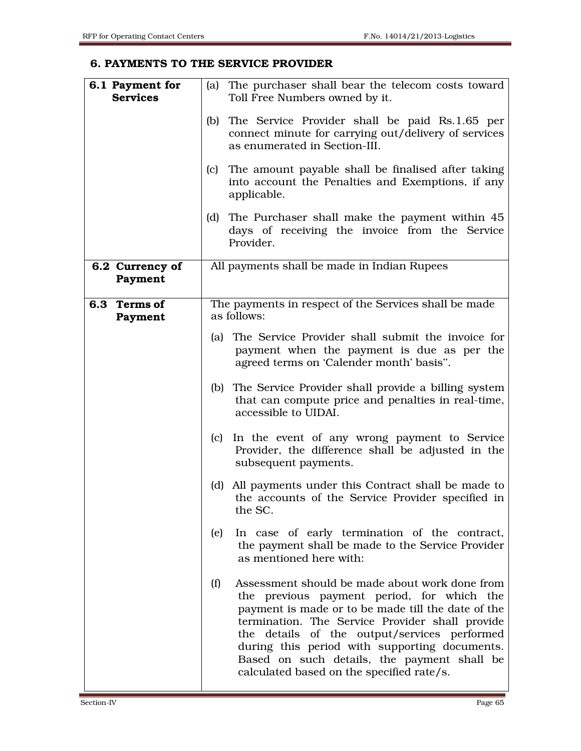## 6. PAYMENTS TO THE SERVICE PROVIDER

| | |
|---|---|
| **6.1 Payment for Services** | (a) The purchaser shall bear the telecom costs toward Toll Free Numbers owned by it.<br><br>(b) The Service Provider shall be paid Rs.1.65 per connect minute for carrying out/delivery of services as enumerated in Section-III.<br><br>(c) The amount payable shall be finalised after taking into account the Penalties and Exemptions, if any applicable.<br><br>(d) The Purchaser shall make the payment within 45 days of receiving the invoice from the Service Provider. |
| **6.2 Currency of Payment** | All payments shall be made in Indian Rupees |
| **6.3 Terms of Payment** | The payments in respect of the Services shall be made as follows:<br><br>(a) The Service Provider shall submit the invoice for payment when the payment is due as per the agreed terms on 'Calender month' basis".<br><br>(b) The Service Provider shall provide a billing system that can compute price and penalties in real-time, accessible to UIDAI.<br><br>(c) In the event of any wrong payment to Service Provider, the difference shall be adjusted in the subsequent payments.<br><br>(d) All payments under this Contract shall be made to the accounts of the Service Provider specified in the SC.<br><br>(e) In case of early termination of the contract, the payment shall be made to the Service Provider as mentioned here with:<br><br>(f) Assessment should be made about work done from the previous payment period, for which the payment is made or to be made till the date of the termination. The Service Provider shall provide the details of the output/services performed during this period with supporting documents. Based on such details, the payment shall be calculated based on the specified rate/s. |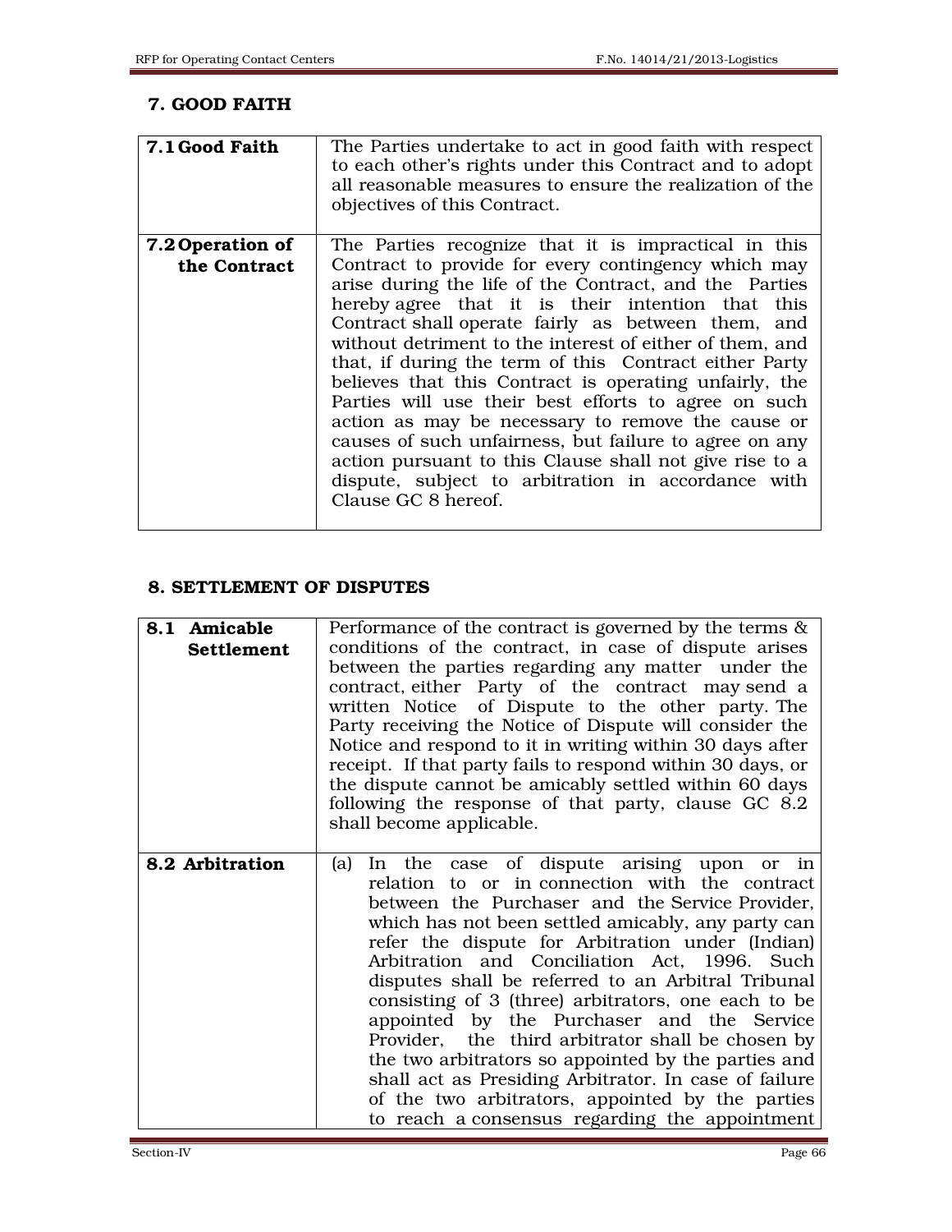## 7. GOOD FAITH

| | |
|---|---|
| **7.1 Good Faith** | The Parties undertake to act in good faith with respect to each other's rights under this Contract and to adopt all reasonable measures to ensure the realization of the objectives of this Contract. |
| **7.2 Operation of the Contract** | The Parties recognize that it is impractical in this Contract to provide for every contingency which may arise during the life of the Contract, and the Parties hereby agree that it is their intention that this Contract shall operate fairly as between them, and without detriment to the interest of either of them, and that, if during the term of this Contract either Party believes that this Contract is operating unfairly, the Parties will use their best efforts to agree on such action as may be necessary to remove the cause or causes of such unfairness, but failure to agree on any action pursuant to this Clause shall not give rise to a dispute, subject to arbitration in accordance with Clause GC 8 hereof. |

## 8. SETTLEMENT OF DISPUTES

| | |
|---|---|
| **8.1 Amicable Settlement** | Performance of the contract is governed by the terms & conditions of the contract, in case of dispute arises between the parties regarding any matter under the contract, either Party of the contract may send a written Notice of Dispute to the other party. The Party receiving the Notice of Dispute will consider the Notice and respond to it in writing within 30 days after receipt. If that party fails to respond within 30 days, or the dispute cannot be amicably settled within 60 days following the response of that party, clause GC 8.2 shall become applicable. |
| **8.2 Arbitration** | (a) In the case of dispute arising upon or in relation to or in connection with the contract between the Purchaser and the Service Provider, which has not been settled amicably, any party can refer the dispute for Arbitration under (Indian) Arbitration and Conciliation Act, 1996. Such disputes shall be referred to an Arbitral Tribunal consisting of 3 (three) arbitrators, one each to be appointed by the Purchaser and the Service Provider, the third arbitrator shall be chosen by the two arbitrators so appointed by the parties and shall act as Presiding Arbitrator. In case of failure of the two arbitrators, appointed by the parties to reach a consensus regarding the appointment |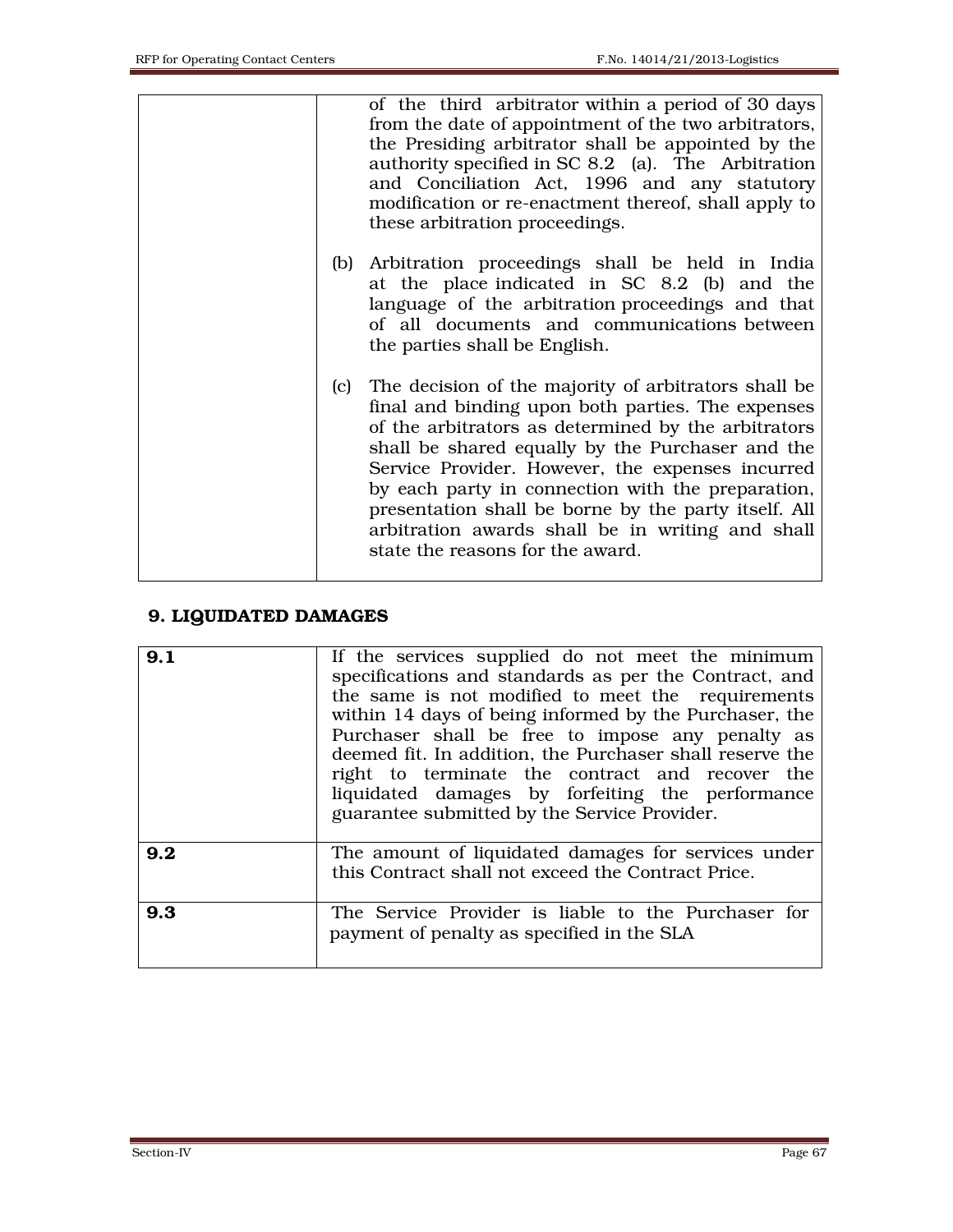| | |
|---|---|
| | of the third arbitrator within a period of 30 days from the date of appointment of the two arbitrators, the Presiding arbitrator shall be appointed by the authority specified in SC 8.2 (a). The Arbitration and Conciliation Act, 1996 and any statutory modification or re-enactment thereof, shall apply to these arbitration proceedings.<br><br>(b) Arbitration proceedings shall be held in India at the place indicated in SC 8.2 (b) and the language of the arbitration proceedings and that of all documents and communications between the parties shall be English.<br><br>(c) The decision of the majority of arbitrators shall be final and binding upon both parties. The expenses of the arbitrators as determined by the arbitrators shall be shared equally by the Purchaser and the Service Provider. However, the expenses incurred by each party in connection with the preparation, presentation shall be borne by the party itself. All arbitration awards shall be in writing and shall state the reasons for the award. |

## 9. LIQUIDATED DAMAGES

| | |
|---|---|
| **9.1** | If the services supplied do not meet the minimum specifications and standards as per the Contract, and the same is not modified to meet the requirements within 14 days of being informed by the Purchaser, the Purchaser shall be free to impose any penalty as deemed fit. In addition, the Purchaser shall reserve the right to terminate the contract and recover the liquidated damages by forfeiting the performance guarantee submitted by the Service Provider. |
| **9.2** | The amount of liquidated damages for services under this Contract shall not exceed the Contract Price. |
| **9.3** | The Service Provider is liable to the Purchaser for payment of penalty as specified in the SLA |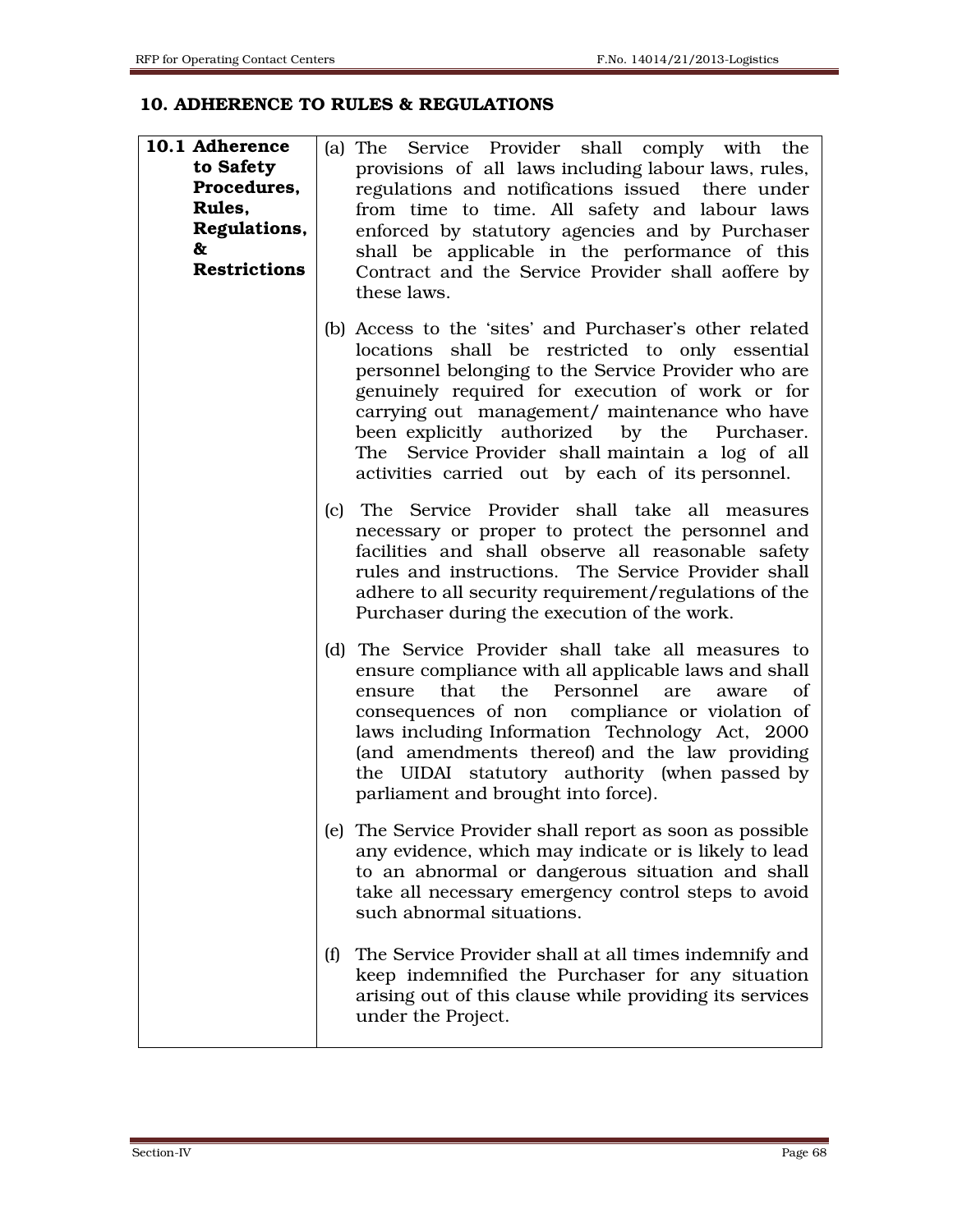## 10. ADHERENCE TO RULES & REGULATIONS

| **10.1 Adherence to Safety Procedures, Rules, Regulations, & Restrictions** | (a) The Service Provider shall comply with the provisions of all laws including labour laws, rules, regulations and notifications issued there under from time to time. All safety and labour laws enforced by statutory agencies and by Purchaser shall be applicable in the performance of this Contract and the Service Provider shall aoffere by these laws.<br><br>(b) Access to the 'sites' and Purchaser's other related locations shall be restricted to only essential personnel belonging to the Service Provider who are genuinely required for execution of work or for carrying out management/ maintenance who have been explicitly authorized by the Purchaser. The Service Provider shall maintain a log of all activities carried out by each of its personnel.<br><br>(c) The Service Provider shall take all measures necessary or proper to protect the personnel and facilities and shall observe all reasonable safety rules and instructions. The Service Provider shall adhere to all security requirement/regulations of the Purchaser during the execution of the work.<br><br>(d) The Service Provider shall take all measures to ensure compliance with all applicable laws and shall ensure that the Personnel are aware of consequences of non compliance or violation of laws including Information Technology Act, 2000 (and amendments thereof) and the law providing the UIDAI statutory authority (when passed by parliament and brought into force).<br><br>(e) The Service Provider shall report as soon as possible any evidence, which may indicate or is likely to lead to an abnormal or dangerous situation and shall take all necessary emergency control steps to avoid such abnormal situations.<br><br>(f) The Service Provider shall at all times indemnify and keep indemnified the Purchaser for any situation arising out of this clause while providing its services under the Project. |
|---|---|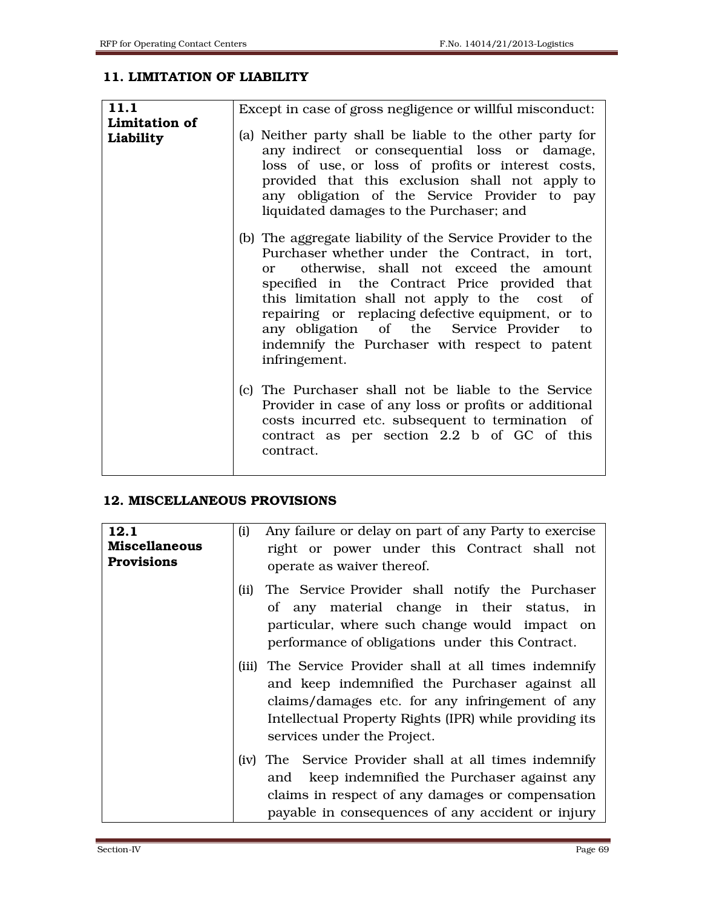## 11. LIMITATION OF LIABILITY

| | |
|---|---|
| **11.1 Limitation of Liability** | Except in case of gross negligence or willful misconduct:<br><br>(a) Neither party shall be liable to the other party for any indirect or consequential loss or damage, loss of use, or loss of profits or interest costs, provided that this exclusion shall not apply to any obligation of the Service Provider to pay liquidated damages to the Purchaser; and<br><br>(b) The aggregate liability of the Service Provider to the Purchaser whether under the Contract, in tort, or otherwise, shall not exceed the amount specified in the Contract Price provided that this limitation shall not apply to the cost of repairing or replacing defective equipment, or to any obligation of the Service Provider to indemnify the Purchaser with respect to patent infringement.<br><br>(c) The Purchaser shall not be liable to the Service Provider in case of any loss or profits or additional costs incurred etc. subsequent to termination of contract as per section 2.2 b of GC of this contract. |

## 12. MISCELLANEOUS PROVISIONS

| | |
|---|---|
| **12.1 Miscellaneous Provisions** | (i) Any failure or delay on part of any Party to exercise right or power under this Contract shall not operate as waiver thereof.<br><br>(ii) The Service Provider shall notify the Purchaser of any material change in their status, in particular, where such change would impact on performance of obligations under this Contract.<br><br>(iii) The Service Provider shall at all times indemnify and keep indemnified the Purchaser against all claims/damages etc. for any infringement of any Intellectual Property Rights (IPR) while providing its services under the Project.<br><br>(iv) The Service Provider shall at all times indemnify and keep indemnified the Purchaser against any claims in respect of any damages or compensation payable in consequences of any accident or injury |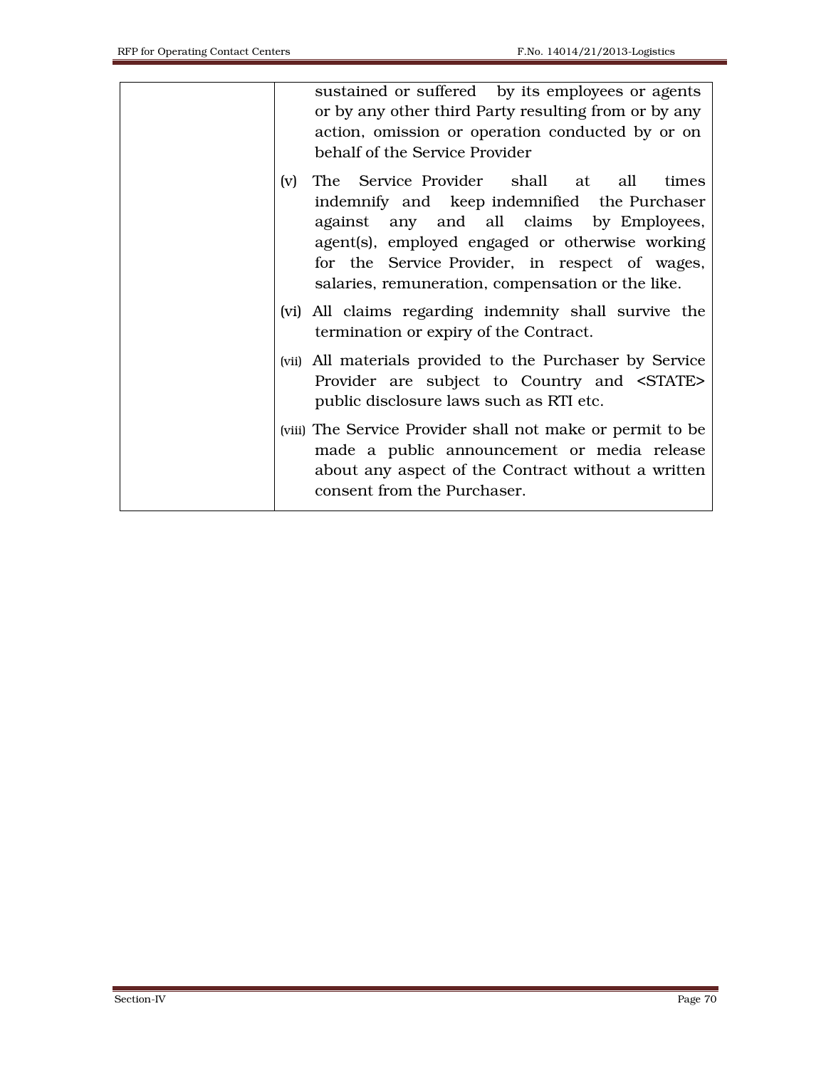| | |
|---|---|
| | sustained or suffered by its employees or agents or by any other third Party resulting from or by any action, omission or operation conducted by or on behalf of the Service Provider<br><br>(v) The Service Provider shall at all times indemnify and keep indemnified the Purchaser against any and all claims by Employees, agent(s), employed engaged or otherwise working for the Service Provider, in respect of wages, salaries, remuneration, compensation or the like.<br><br>(vi) All claims regarding indemnity shall survive the termination or expiry of the Contract.<br><br>(vii) All materials provided to the Purchaser by Service Provider are subject to Country and <STATE> public disclosure laws such as RTI etc.<br><br>(viii) The Service Provider shall not make or permit to be made a public announcement or media release about any aspect of the Contract without a written consent from the Purchaser. |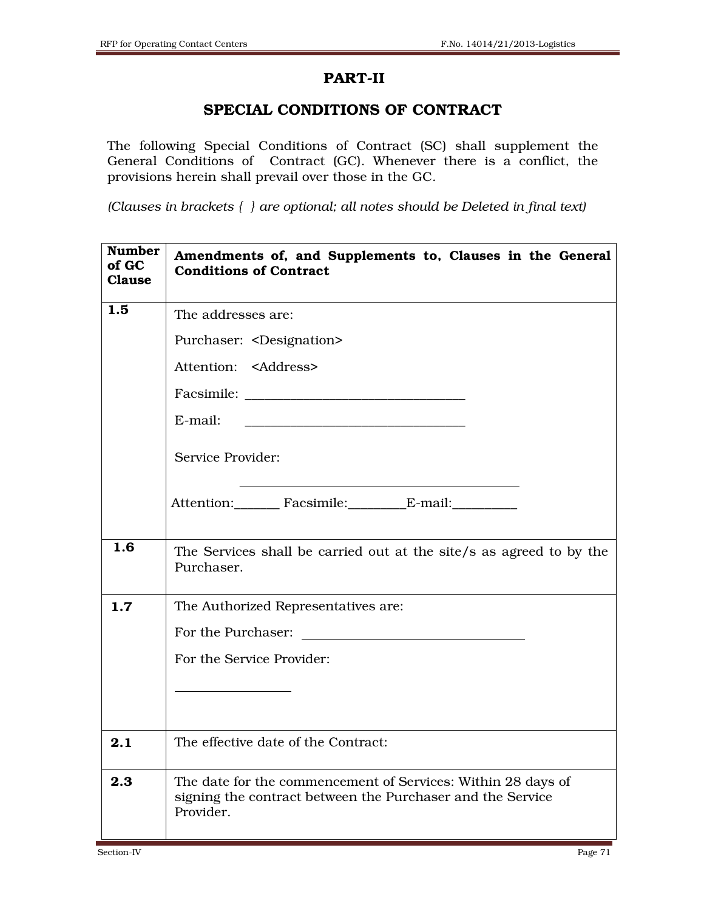# PART-II

## SPECIAL CONDITIONS OF CONTRACT

The following Special Conditions of Contract (SC) shall supplement the General Conditions of Contract (GC). Whenever there is a conflict, the provisions herein shall prevail over those in the GC.

*(Clauses in brackets { } are optional; all notes should be Deleted in final text)*

| Number of GC Clause | Amendments of, and Supplements to, Clauses in the General Conditions of Contract |
|---|---|
| 1.5 | The addresses are:<br><br>Purchaser: <Designation><br><br>Attention: <Address><br><br>Facsimile: ________________________________<br><br>E-mail: ________________________________<br><br>Service Provider:<br><br>________________________________________<br><br>Attention:_______ Facsimile:_________E-mail:__________ |
| 1.6 | The Services shall be carried out at the site/s as agreed to by the Purchaser. |
| 1.7 | The Authorized Representatives are:<br><br>For the Purchaser: ________________________________<br><br>For the Service Provider:<br><br>_________________ |
| 2.1 | The effective date of the Contract: |
| 2.3 | The date for the commencement of Services: Within 28 days of signing the contract between the Purchaser and the Service Provider. |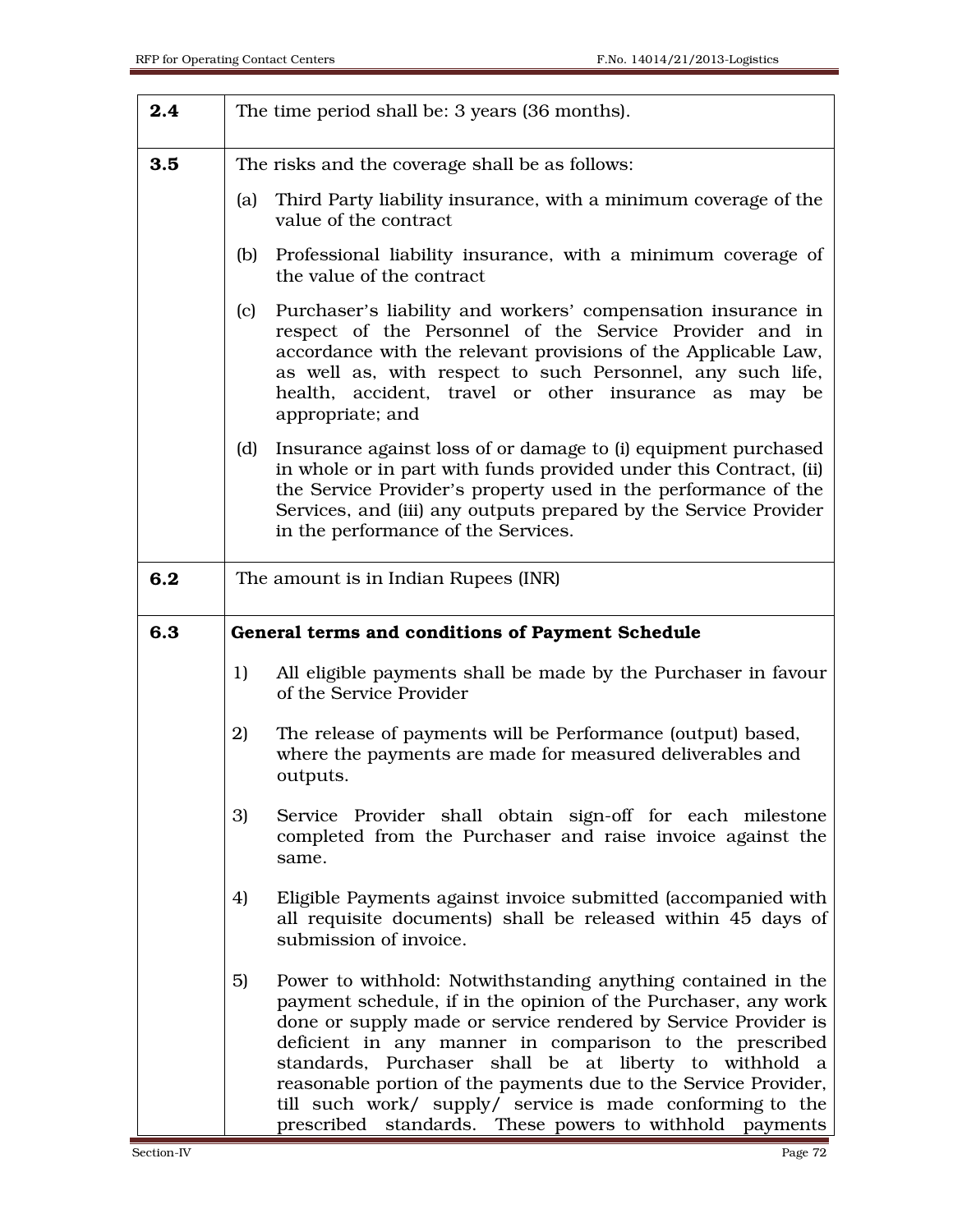| | |
|---|---|
| **2.4** | The time period shall be: 3 years (36 months). |
| **3.5** | The risks and the coverage shall be as follows:<br><br>(a) Third Party liability insurance, with a minimum coverage of the value of the contract<br><br>(b) Professional liability insurance, with a minimum coverage of the value of the contract<br><br>(c) Purchaser's liability and workers' compensation insurance in respect of the Personnel of the Service Provider and in accordance with the relevant provisions of the Applicable Law, as well as, with respect to such Personnel, any such life, health, accident, travel or other insurance as may be appropriate; and<br><br>(d) Insurance against loss of or damage to (i) equipment purchased in whole or in part with funds provided under this Contract, (ii) the Service Provider's property used in the performance of the Services, and (iii) any outputs prepared by the Service Provider in the performance of the Services. |
| **6.2** | The amount is in Indian Rupees (INR) |
| **6.3** | **General terms and conditions of Payment Schedule**<br><br>1) All eligible payments shall be made by the Purchaser in favour of the Service Provider<br><br>2) The release of payments will be Performance (output) based, where the payments are made for measured deliverables and outputs.<br><br>3) Service Provider shall obtain sign-off for each milestone completed from the Purchaser and raise invoice against the same.<br><br>4) Eligible Payments against invoice submitted (accompanied with all requisite documents) shall be released within 45 days of submission of invoice.<br><br>5) Power to withhold: Notwithstanding anything contained in the payment schedule, if in the opinion of the Purchaser, any work done or supply made or service rendered by Service Provider is deficient in any manner in comparison to the prescribed standards, Purchaser shall be at liberty to withhold a reasonable portion of the payments due to the Service Provider, till such work/ supply/ service is made conforming to the prescribed standards. These powers to withhold payments |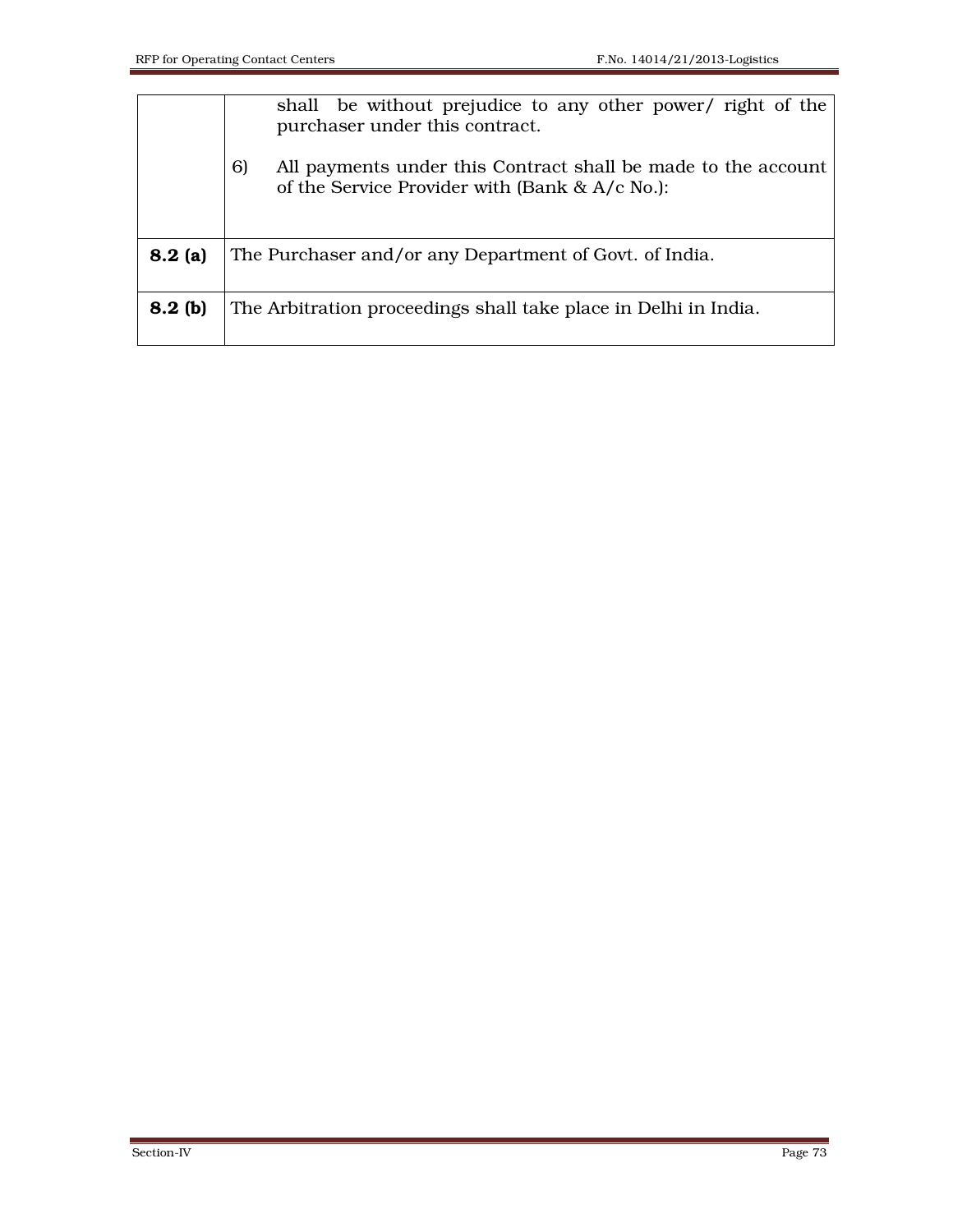| | |
|---|---|
| | shall be without prejudice to any other power/ right of the purchaser under this contract.<br><br>6) All payments under this Contract shall be made to the account of the Service Provider with (Bank & A/c No.): |
| **8.2 (a)** | The Purchaser and/or any Department of Govt. of India. |
| **8.2 (b)** | The Arbitration proceedings shall take place in Delhi in India. |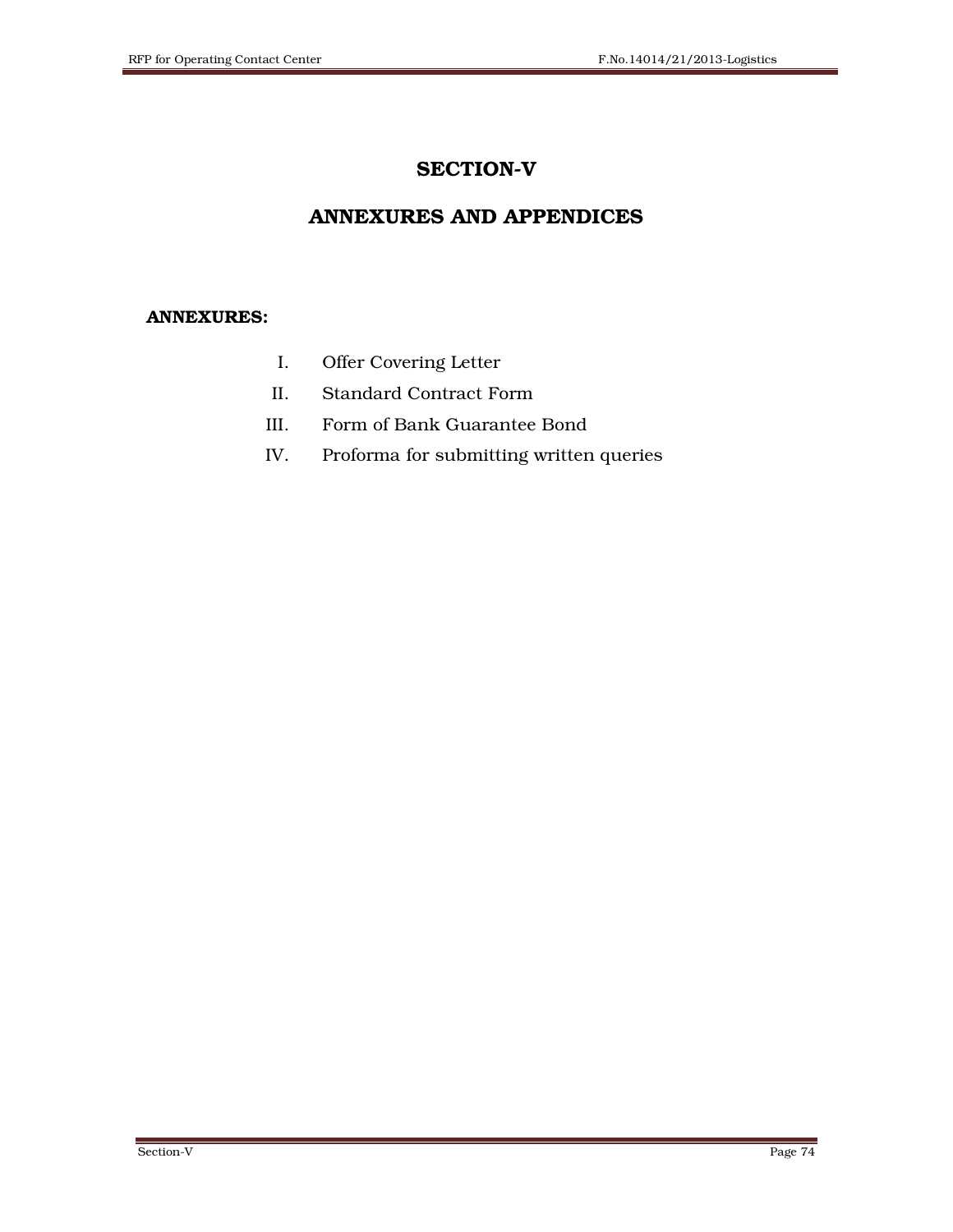# SECTION-V

# ANNEXURES AND APPENDICES

**ANNEXURES:**

I. Offer Covering Letter
II. Standard Contract Form
III. Form of Bank Guarantee Bond
IV. Proforma for submitting written queries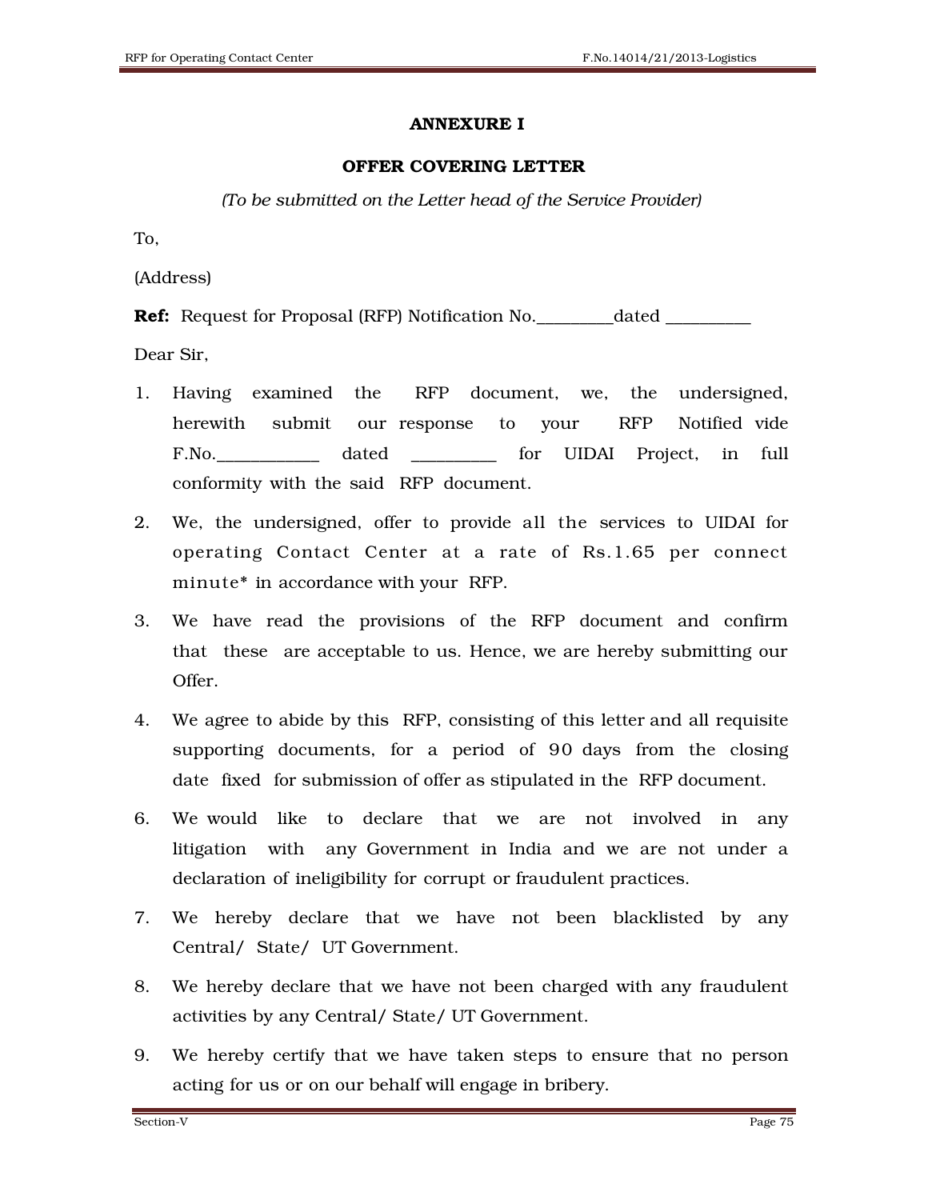## ANNEXURE I

## OFFER COVERING LETTER

*(To be submitted on the Letter head of the Service Provider)*

To,

(Address)

**Ref:** Request for Proposal (RFP) Notification No.\_\_\_\_\_\_\_\_\_dated \_\_\_\_\_\_\_\_\_\_

Dear Sir,

1. Having examined the RFP document, we, the undersigned, herewith submit our response to your RFP Notified vide F.No.\_\_\_\_\_\_\_\_\_\_\_\_ dated \_\_\_\_\_\_\_\_\_\_ for UIDAI Project, in full conformity with the said RFP document.

2. We, the undersigned, offer to provide all the services to UIDAI for operating Contact Center at a rate of Rs.1.65 per connect minute* in accordance with your RFP.

3. We have read the provisions of the RFP document and confirm that these are acceptable to us. Hence, we are hereby submitting our Offer.

4. We agree to abide by this RFP, consisting of this letter and all requisite supporting documents, for a period of 90 days from the closing date fixed for submission of offer as stipulated in the RFP document.

6. We would like to declare that we are not involved in any litigation with any Government in India and we are not under a declaration of ineligibility for corrupt or fraudulent practices.

7. We hereby declare that we have not been blacklisted by any Central/ State/ UT Government.

8. We hereby declare that we have not been charged with any fraudulent activities by any Central/ State/ UT Government.

9. We hereby certify that we have taken steps to ensure that no person acting for us or on our behalf will engage in bribery.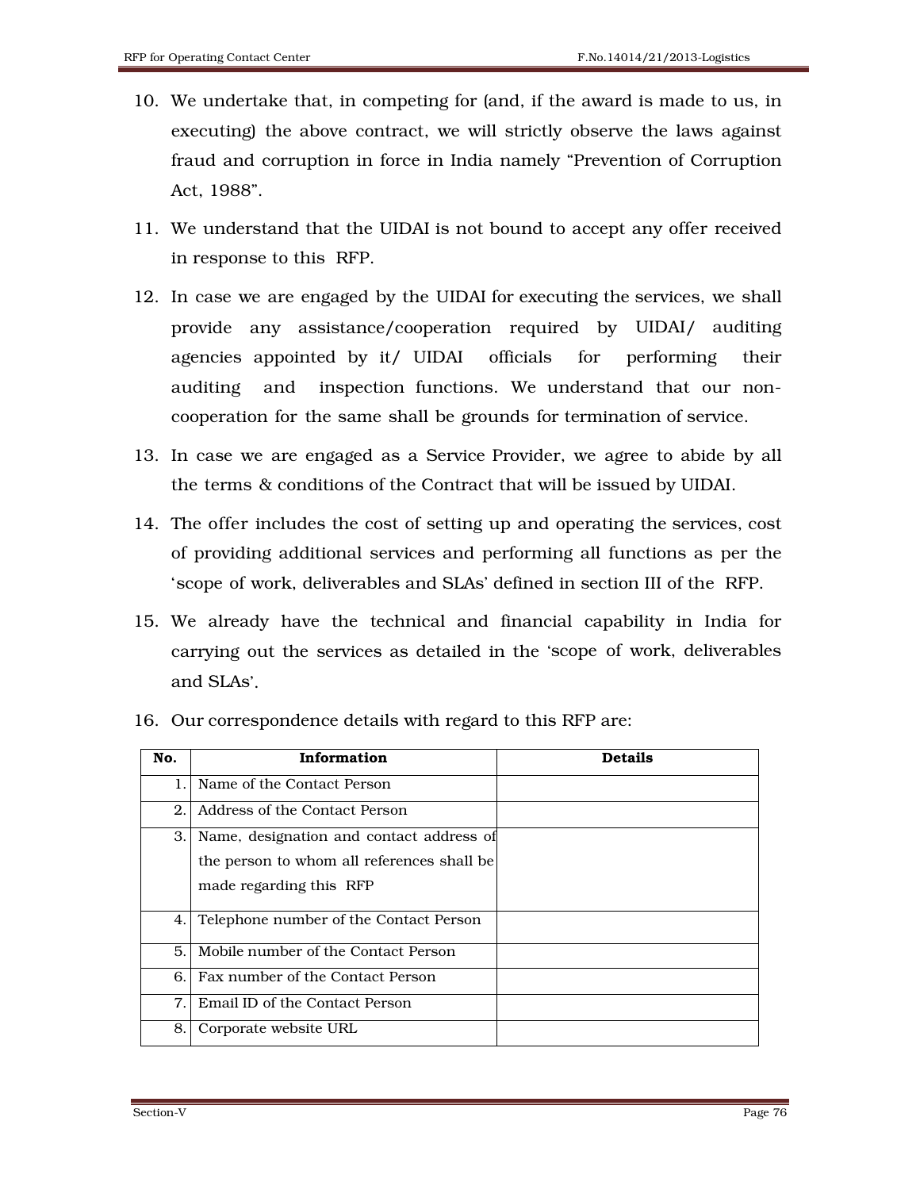10. We undertake that, in competing for (and, if the award is made to us, in executing) the above contract, we will strictly observe the laws against fraud and corruption in force in India namely "Prevention of Corruption Act, 1988".

11. We understand that the UIDAI is not bound to accept any offer received in response to this RFP.

12. In case we are engaged by the UIDAI for executing the services, we shall provide any assistance/cooperation required by UIDAI/ auditing agencies appointed by it/ UIDAI officials for performing their auditing and inspection functions. We understand that our non-cooperation for the same shall be grounds for termination of service.

13. In case we are engaged as a Service Provider, we agree to abide by all the terms & conditions of the Contract that will be issued by UIDAI.

14. The offer includes the cost of setting up and operating the services, cost of providing additional services and performing all functions as per the 'scope of work, deliverables and SLAs' defined in section III of the RFP.

15. We already have the technical and financial capability in India for carrying out the services as detailed in the 'scope of work, deliverables and SLAs'.

16. Our correspondence details with regard to this RFP are:

| No. | Information | Details |
|---|---|---|
| 1. | Name of the Contact Person | |
| 2. | Address of the Contact Person | |
| 3. | Name, designation and contact address of the person to whom all references shall be made regarding this RFP | |
| 4. | Telephone number of the Contact Person | |
| 5. | Mobile number of the Contact Person | |
| 6. | Fax number of the Contact Person | |
| 7. | Email ID of the Contact Person | |
| 8. | Corporate website URL | |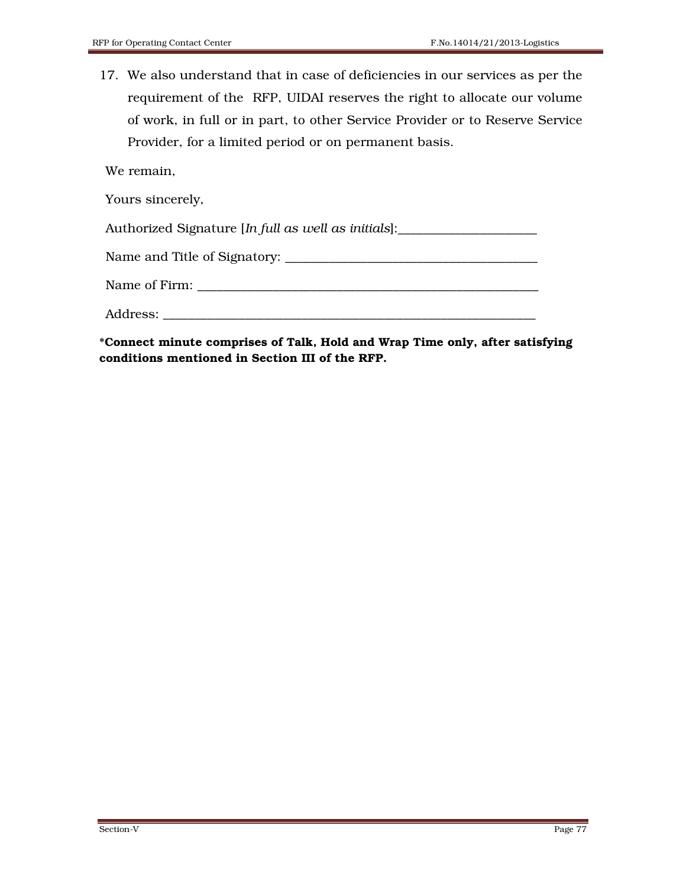17. We also understand that in case of deficiencies in our services as per the requirement of the RFP, UIDAI reserves the right to allocate our volume of work, in full or in part, to other Service Provider or to Reserve Service Provider, for a limited period or on permanent basis.

We remain,

Yours sincerely,

Authorized Signature [*In full as well as initials*]:____________________

Name and Title of Signatory: ____________________________________

Name of Firm: ___________________________________________________

Address: _______________________________________________________

**\*Connect minute comprises of Talk, Hold and Wrap Time only, after satisfying conditions mentioned in Section III of the RFP.**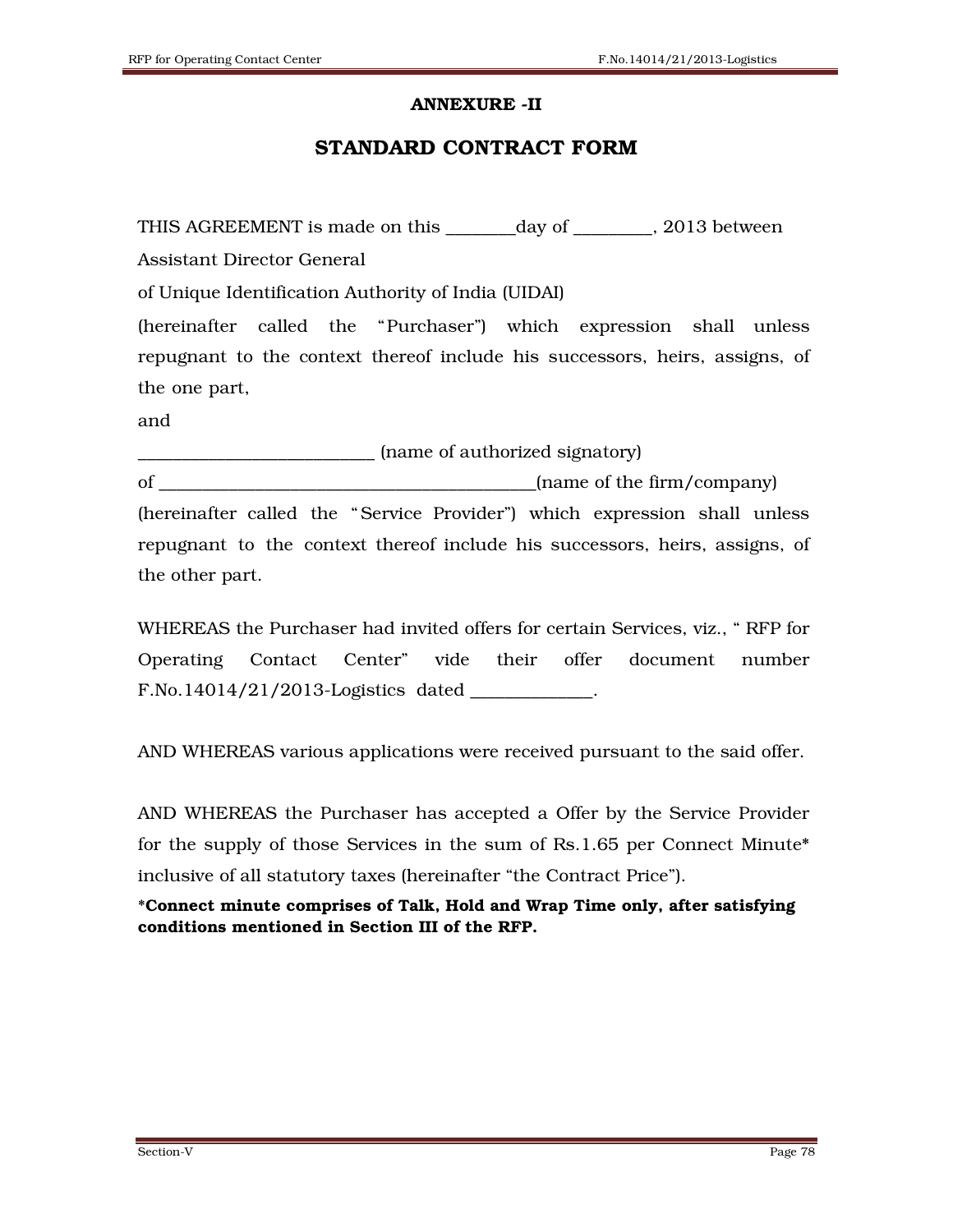## ANNEXURE -II

## STANDARD CONTRACT FORM

THIS AGREEMENT is made on this ________day of _________, 2013 between

Assistant Director General

of Unique Identification Authority of India (UIDAI)

(hereinafter called the "Purchaser") which expression shall unless repugnant to the context thereof include his successors, heirs, assigns, of the one part,

and

__________________________ (name of authorized signatory)

of __________________________________________(name of the firm/company)

(hereinafter called the "Service Provider") which expression shall unless repugnant to the context thereof include his successors, heirs, assigns, of the other part.

WHEREAS the Purchaser had invited offers for certain Services, viz., " RFP for Operating Contact Center" vide their offer document number F.No.14014/21/2013-Logistics dated ______________.

AND WHEREAS various applications were received pursuant to the said offer.

AND WHEREAS the Purchaser has accepted a Offer by the Service Provider for the supply of those Services in the sum of Rs.1.65 per Connect Minute* inclusive of all statutory taxes (hereinafter "the Contract Price").

**\*Connect minute comprises of Talk, Hold and Wrap Time only, after satisfying conditions mentioned in Section III of the RFP.**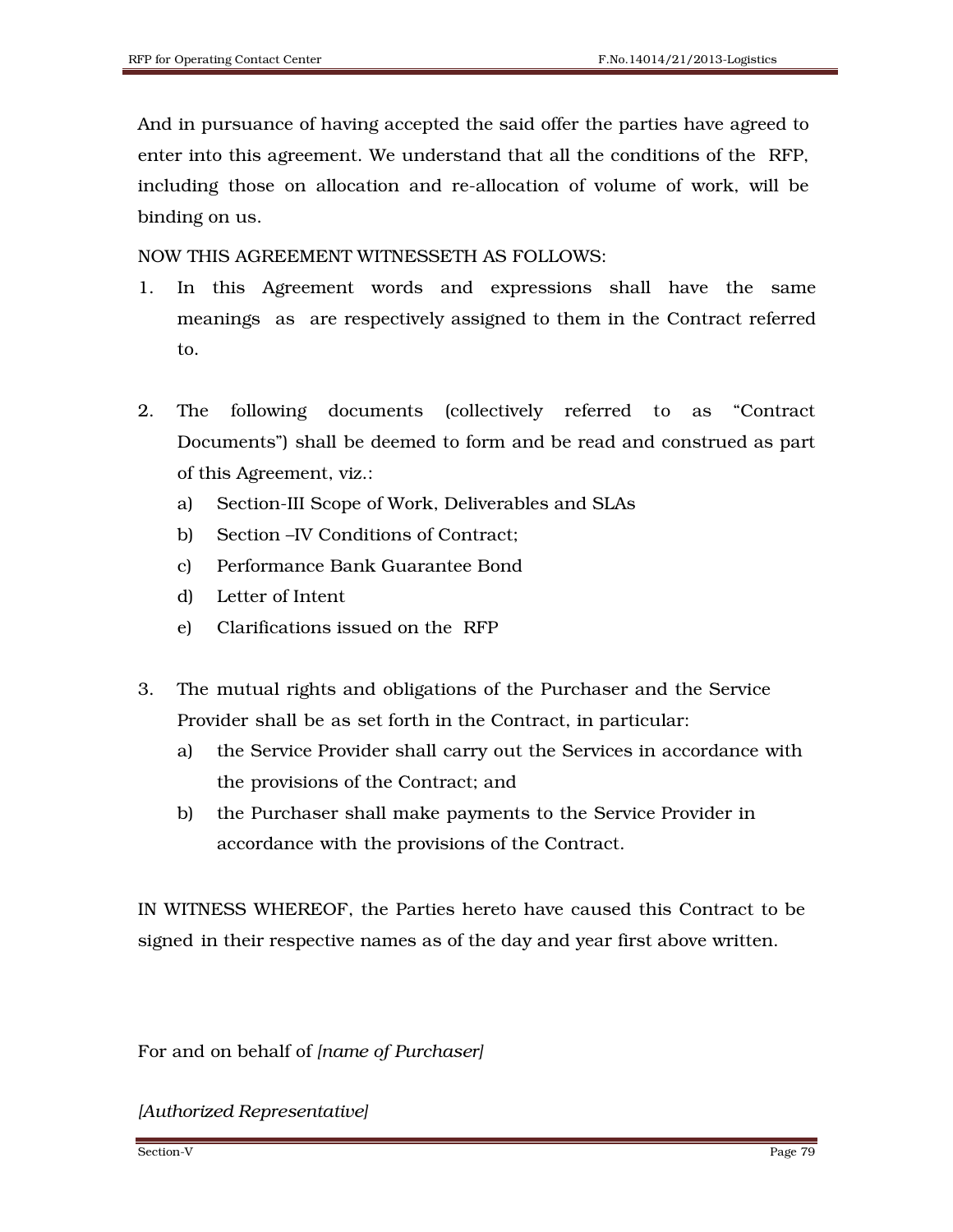And in pursuance of having accepted the said offer the parties have agreed to enter into this agreement. We understand that all the conditions of the RFP, including those on allocation and re-allocation of volume of work, will be binding on us.

NOW THIS AGREEMENT WITNESSETH AS FOLLOWS:

1. In this Agreement words and expressions shall have the same meanings as are respectively assigned to them in the Contract referred to.

2. The following documents (collectively referred to as "Contract Documents") shall be deemed to form and be read and construed as part of this Agreement, viz.:
   a) Section-III Scope of Work, Deliverables and SLAs
   b) Section –IV Conditions of Contract;
   c) Performance Bank Guarantee Bond
   d) Letter of Intent
   e) Clarifications issued on the RFP

3. The mutual rights and obligations of the Purchaser and the Service Provider shall be as set forth in the Contract, in particular:
   a) the Service Provider shall carry out the Services in accordance with the provisions of the Contract; and
   b) the Purchaser shall make payments to the Service Provider in accordance with the provisions of the Contract.

IN WITNESS WHEREOF, the Parties hereto have caused this Contract to be signed in their respective names as of the day and year first above written.

For and on behalf of *[name of Purchaser]*

*[Authorized Representative]*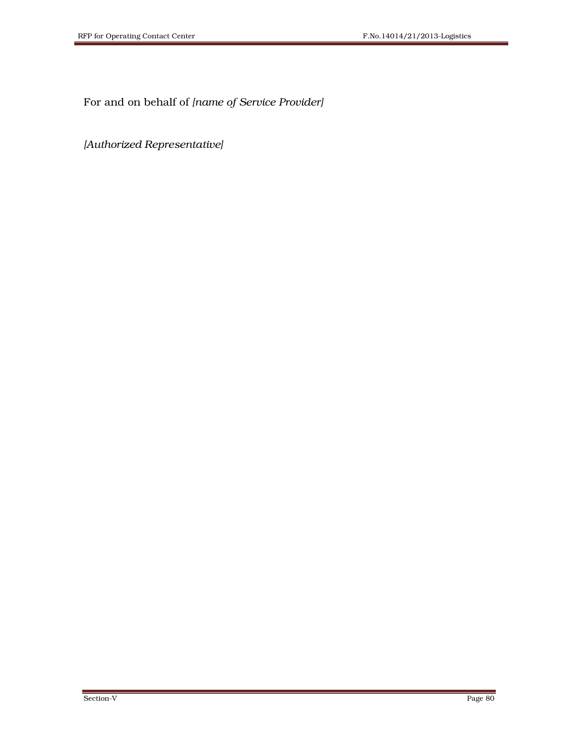For and on behalf of *[name of Service Provider]*

*[Authorized Representative]*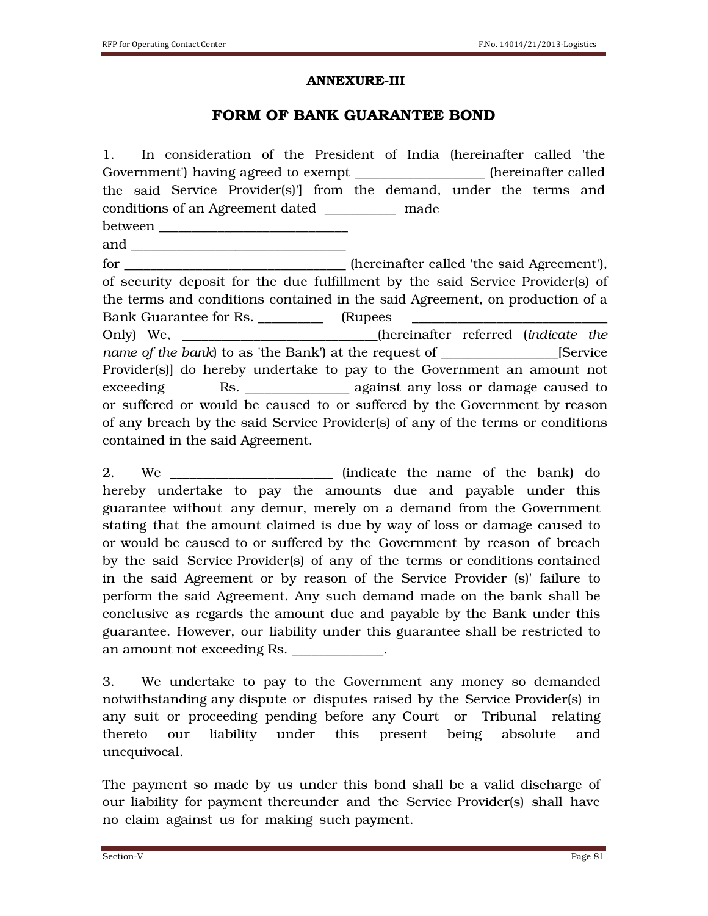**ANNEXURE-III**

## FORM OF BANK GUARANTEE BOND

1. In consideration of the President of India (hereinafter called 'the Government') having agreed to exempt ____________________ (hereinafter called the said Service Provider(s)'] from the demand, under the terms and conditions of an Agreement dated ___________ made between _____________________________ and _________________________________ for __________________________________ (hereinafter called 'the said Agreement'), of security deposit for the due fulfillment by the said Service Provider(s) of the terms and conditions contained in the said Agreement, on production of a Bank Guarantee for Rs. __________ (Rupees ______________________________ Only) We, ______________________________(hereinafter referred (*indicate the name of the bank*) to as 'the Bank') at the request of __________________[Service Provider(s)] do hereby undertake to pay to the Government an amount not exceeding Rs. ________________ against any loss or damage caused to or suffered or would be caused to or suffered by the Government by reason of any breach by the said Service Provider(s) of any of the terms or conditions contained in the said Agreement.

2. We _________________________ (indicate the name of the bank) do hereby undertake to pay the amounts due and payable under this guarantee without any demur, merely on a demand from the Government stating that the amount claimed is due by way of loss or damage caused to or would be caused to or suffered by the Government by reason of breach by the said Service Provider(s) of any of the terms or conditions contained in the said Agreement or by reason of the Service Provider (s)' failure to perform the said Agreement. Any such demand made on the bank shall be conclusive as regards the amount due and payable by the Bank under this guarantee. However, our liability under this guarantee shall be restricted to an amount not exceeding Rs. ______________.

3. We undertake to pay to the Government any money so demanded notwithstanding any dispute or disputes raised by the Service Provider(s) in any suit or proceeding pending before any Court or Tribunal relating thereto our liability under this present being absolute and unequivocal.

The payment so made by us under this bond shall be a valid discharge of our liability for payment thereunder and the Service Provider(s) shall have no claim against us for making such payment.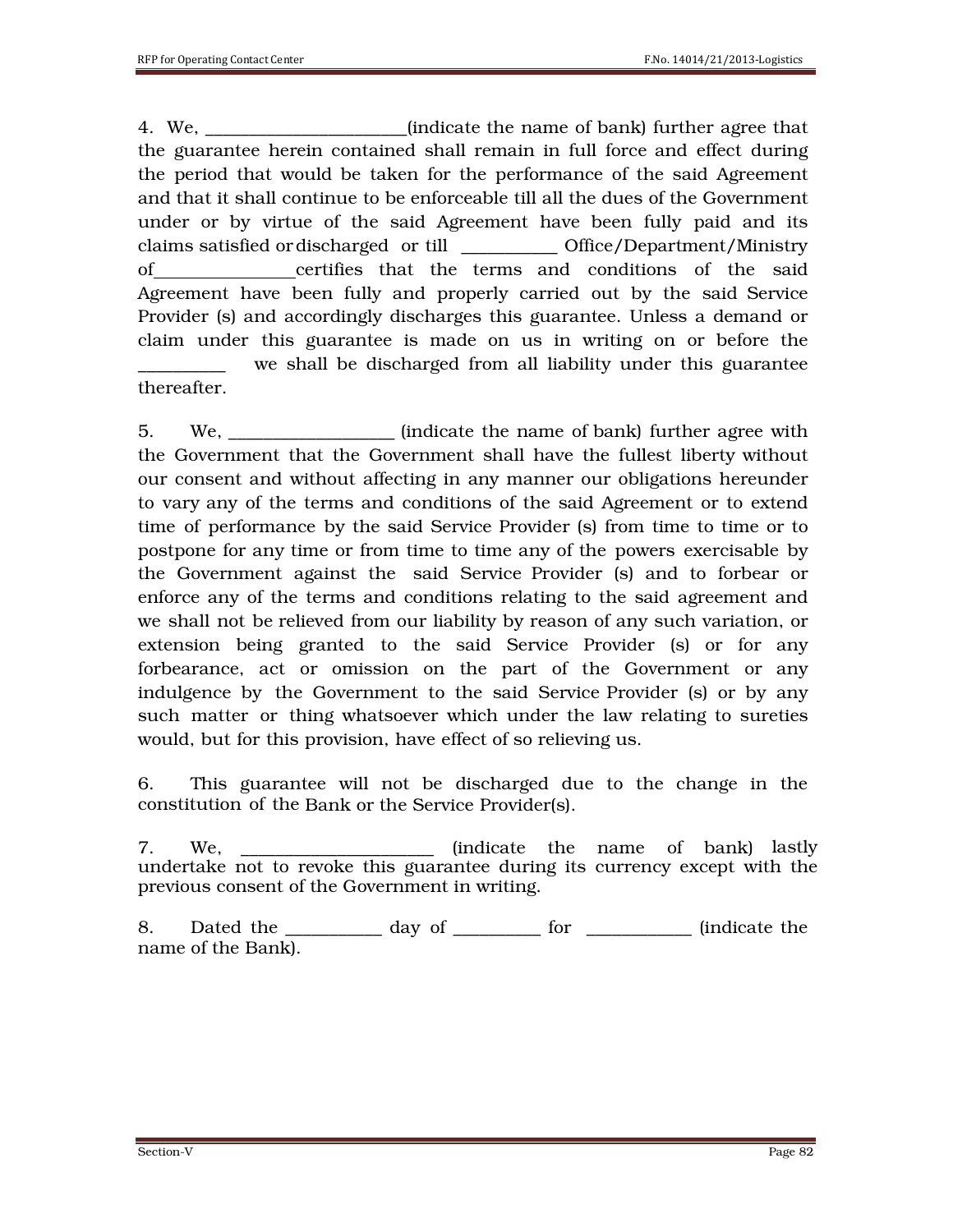4. We, ______________________(indicate the name of bank) further agree that the guarantee herein contained shall remain in full force and effect during the period that would be taken for the performance of the said Agreement and that it shall continue to be enforceable till all the dues of the Government under or by virtue of the said Agreement have been fully paid and its claims satisfied or discharged or till __________ Office/Department/Ministry of_______________certifies that the terms and conditions of the said Agreement have been fully and properly carried out by the said Service Provider (s) and accordingly discharges this guarantee. Unless a demand or claim under this guarantee is made on us in writing on or before the _________ we shall be discharged from all liability under this guarantee thereafter.

5. We, _________________ (indicate the name of bank) further agree with the Government that the Government shall have the fullest liberty without our consent and without affecting in any manner our obligations hereunder to vary any of the terms and conditions of the said Agreement or to extend time of performance by the said Service Provider (s) from time to time or to postpone for any time or from time to time any of the powers exercisable by the Government against the said Service Provider (s) and to forbear or enforce any of the terms and conditions relating to the said agreement and we shall not be relieved from our liability by reason of any such variation, or extension being granted to the said Service Provider (s) or for any forbearance, act or omission on the part of the Government or any indulgence by the Government to the said Service Provider (s) or by any such matter or thing whatsoever which under the law relating to sureties would, but for this provision, have effect of so relieving us.

6. This guarantee will not be discharged due to the change in the constitution of the Bank or the Service Provider(s).

7. We, ____________________ (indicate the name of bank) lastly undertake not to revoke this guarantee during its currency except with the previous consent of the Government in writing.

8. Dated the __________ day of _________ for ___________ (indicate the name of the Bank).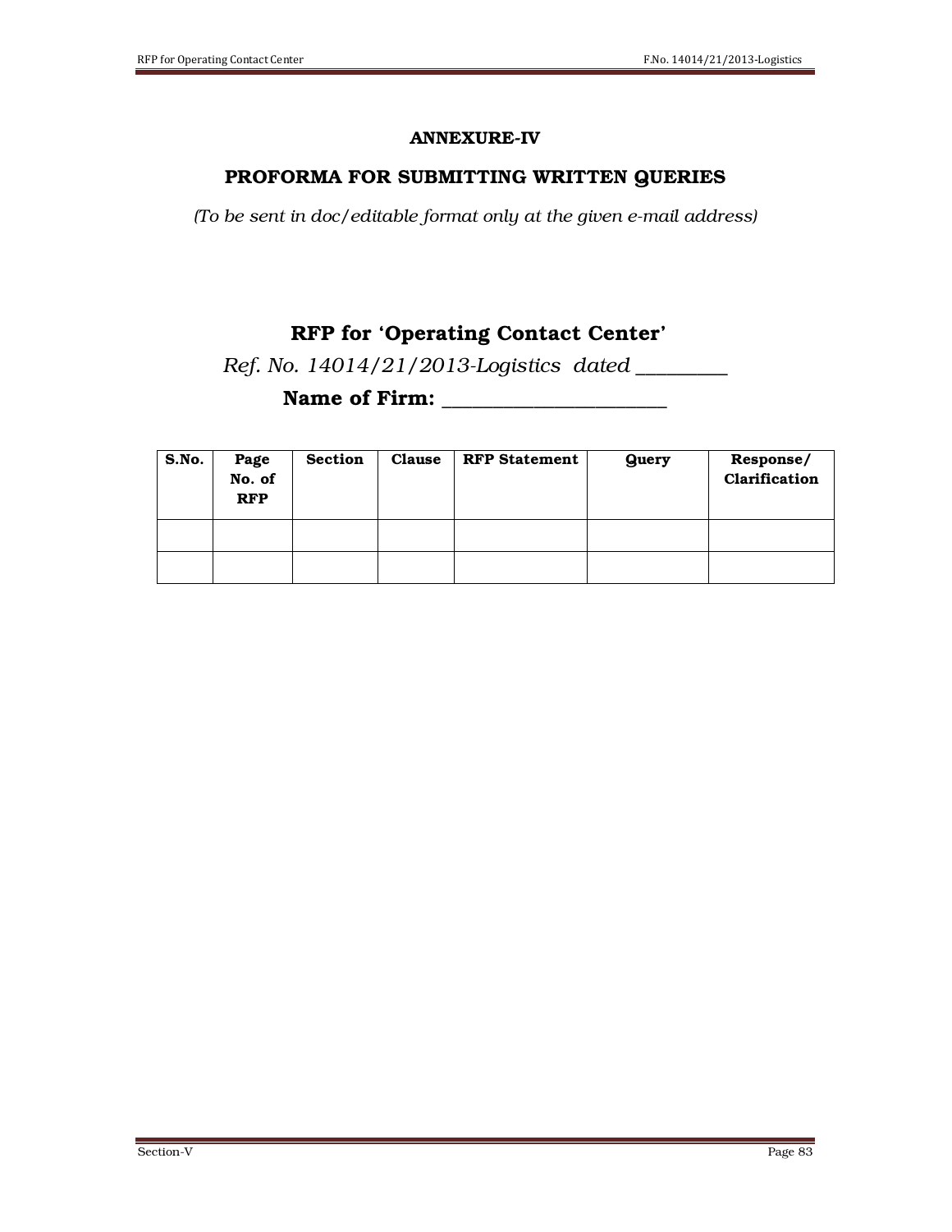## ANNEXURE-IV

## PROFORMA FOR SUBMITTING WRITTEN QUERIES

*(To be sent in doc/editable format only at the given e-mail address)*

## RFP for 'Operating Contact Center'

*Ref. No. 14014/21/2013-Logistics dated __________*

**Name of Firm: ________________________**

| S.No. | Page No. of RFP | Section | Clause | RFP Statement | Query | Response/ Clarification |
|---|---|---|---|---|---|---|
| | | | | | | |
| | | | | | | |